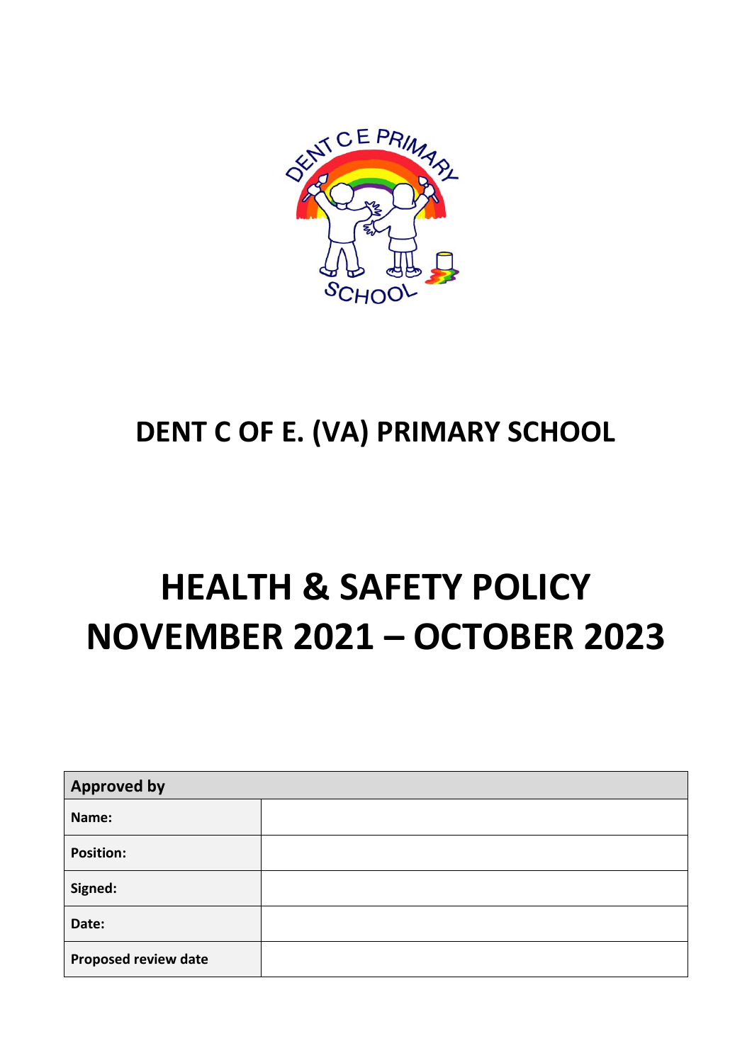# DENT C OF E. (VA) PRIMARY SCHOOL

# HEALTH & SAFETY POLICY NOVEMBER 2021 – OCTOBER 2023

| Approved by | |
|---|---|
| **Name:** | |
| **Position:** | |
| **Signed:** | |
| **Date:** | |
| **Proposed review date** | |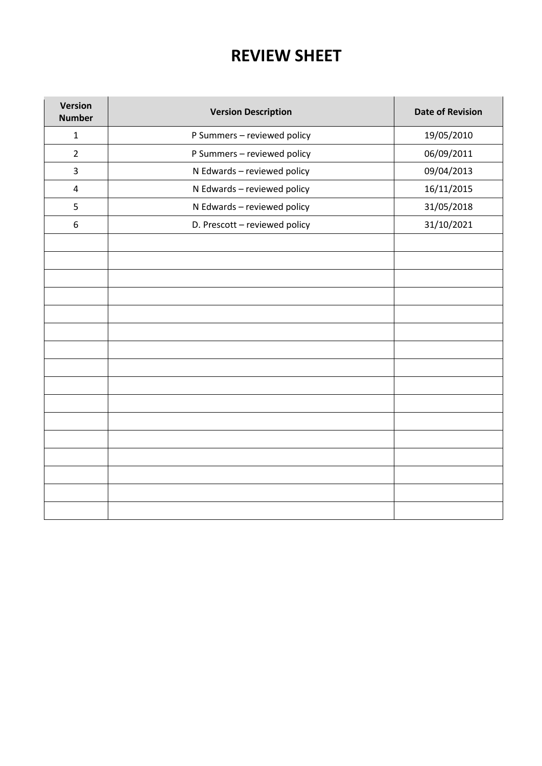# REVIEW SHEET

| Version Number | Version Description | Date of Revision |
|---|---|---|
| 1 | P Summers – reviewed policy | 19/05/2010 |
| 2 | P Summers – reviewed policy | 06/09/2011 |
| 3 | N Edwards – reviewed policy | 09/04/2013 |
| 4 | N Edwards – reviewed policy | 16/11/2015 |
| 5 | N Edwards – reviewed policy | 31/05/2018 |
| 6 | D. Prescott – reviewed policy | 31/10/2021 |
| | | |
| | | |
| | | |
| | | |
| | | |
| | | |
| | | |
| | | |
| | | |
| | | |
| | | |
| | | |
| | | |
| | | |
| | | |
| | | |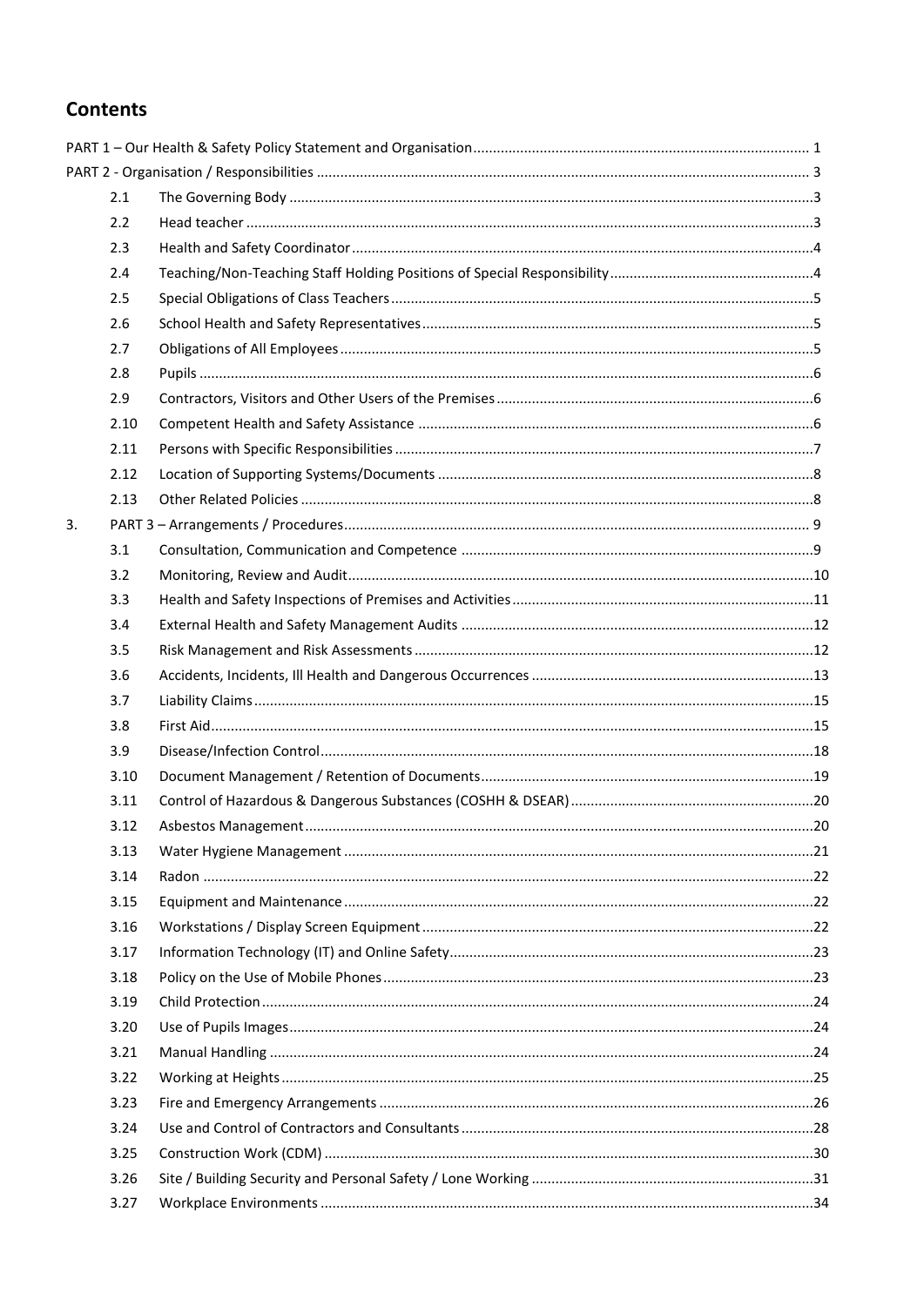## Contents

PART 1 – Our Health & Safety Policy Statement and Organisation ..... 1

PART 2 - Organisation / Responsibilities ..... 3

| | | |
|---|---|---|
| 2.1 | The Governing Body | 3 |
| 2.2 | Head teacher | 3 |
| 2.3 | Health and Safety Coordinator | 4 |
| 2.4 | Teaching/Non-Teaching Staff Holding Positions of Special Responsibility | 4 |
| 2.5 | Special Obligations of Class Teachers | 5 |
| 2.6 | School Health and Safety Representatives | 5 |
| 2.7 | Obligations of All Employees | 5 |
| 2.8 | Pupils | 6 |
| 2.9 | Contractors, Visitors and Other Users of the Premises | 6 |
| 2.10 | Competent Health and Safety Assistance | 6 |
| 2.11 | Persons with Specific Responsibilities | 7 |
| 2.12 | Location of Supporting Systems/Documents | 8 |
| 2.13 | Other Related Policies | 8 |

3. PART 3 – Arrangements / Procedures ..... 9

| | | |
|---|---|---|
| 3.1 | Consultation, Communication and Competence | 9 |
| 3.2 | Monitoring, Review and Audit | 10 |
| 3.3 | Health and Safety Inspections of Premises and Activities | 11 |
| 3.4 | External Health and Safety Management Audits | 12 |
| 3.5 | Risk Management and Risk Assessments | 12 |
| 3.6 | Accidents, Incidents, Ill Health and Dangerous Occurrences | 13 |
| 3.7 | Liability Claims | 15 |
| 3.8 | First Aid | 15 |
| 3.9 | Disease/Infection Control | 18 |
| 3.10 | Document Management / Retention of Documents | 19 |
| 3.11 | Control of Hazardous & Dangerous Substances (COSHH & DSEAR) | 20 |
| 3.12 | Asbestos Management | 20 |
| 3.13 | Water Hygiene Management | 21 |
| 3.14 | Radon | 22 |
| 3.15 | Equipment and Maintenance | 22 |
| 3.16 | Workstations / Display Screen Equipment | 22 |
| 3.17 | Information Technology (IT) and Online Safety | 23 |
| 3.18 | Policy on the Use of Mobile Phones | 23 |
| 3.19 | Child Protection | 24 |
| 3.20 | Use of Pupils Images | 24 |
| 3.21 | Manual Handling | 24 |
| 3.22 | Working at Heights | 25 |
| 3.23 | Fire and Emergency Arrangements | 26 |
| 3.24 | Use and Control of Contractors and Consultants | 28 |
| 3.25 | Construction Work (CDM) | 30 |
| 3.26 | Site / Building Security and Personal Safety / Lone Working | 31 |
| 3.27 | Workplace Environments | 34 |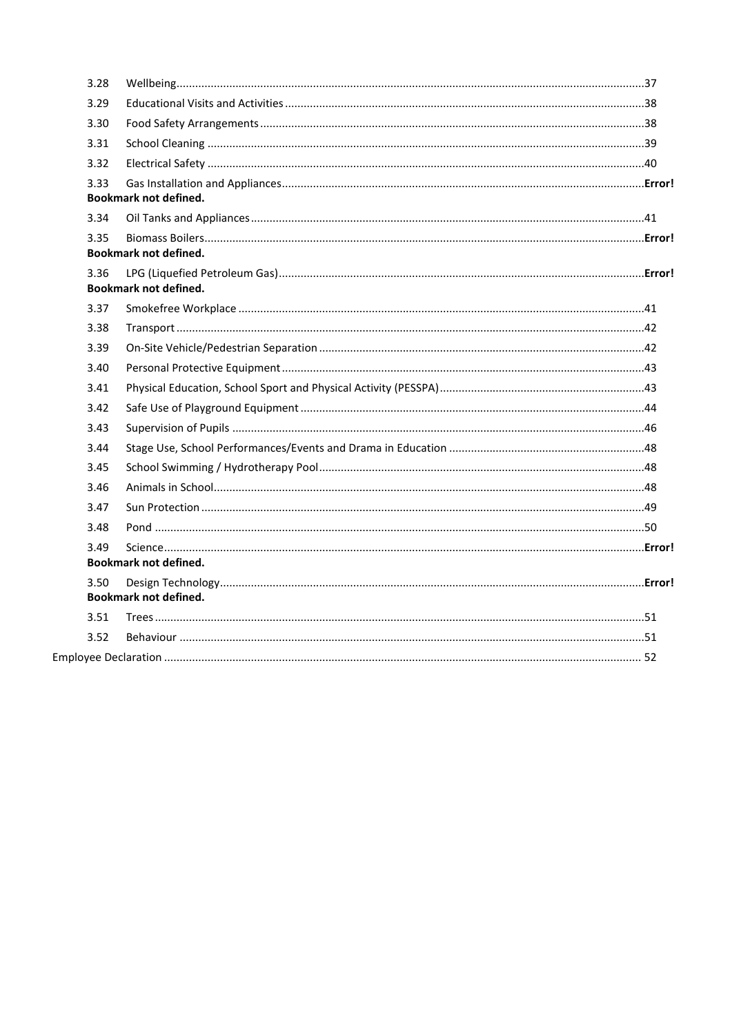| | | |
|---|---|---|
| 3.28 | Wellbeing | 37 |
| 3.29 | Educational Visits and Activities | 38 |
| 3.30 | Food Safety Arrangements | 38 |
| 3.31 | School Cleaning | 39 |
| 3.32 | Electrical Safety | 40 |
| 3.33 | Gas Installation and Appliances | **Error! Bookmark not defined.** |
| 3.34 | Oil Tanks and Appliances | 41 |
| 3.35 | Biomass Boilers | **Error! Bookmark not defined.** |
| 3.36 | LPG (Liquefied Petroleum Gas) | **Error! Bookmark not defined.** |
| 3.37 | Smokefree Workplace | 41 |
| 3.38 | Transport | 42 |
| 3.39 | On-Site Vehicle/Pedestrian Separation | 42 |
| 3.40 | Personal Protective Equipment | 43 |
| 3.41 | Physical Education, School Sport and Physical Activity (PESSPA) | 43 |
| 3.42 | Safe Use of Playground Equipment | 44 |
| 3.43 | Supervision of Pupils | 46 |
| 3.44 | Stage Use, School Performances/Events and Drama in Education | 48 |
| 3.45 | School Swimming / Hydrotherapy Pool | 48 |
| 3.46 | Animals in School | 48 |
| 3.47 | Sun Protection | 49 |
| 3.48 | Pond | 50 |
| 3.49 | Science | **Error! Bookmark not defined.** |
| 3.50 | Design Technology | **Error! Bookmark not defined.** |
| 3.51 | Trees | 51 |
| 3.52 | Behaviour | 51 |
| Employee Declaration | | 52 |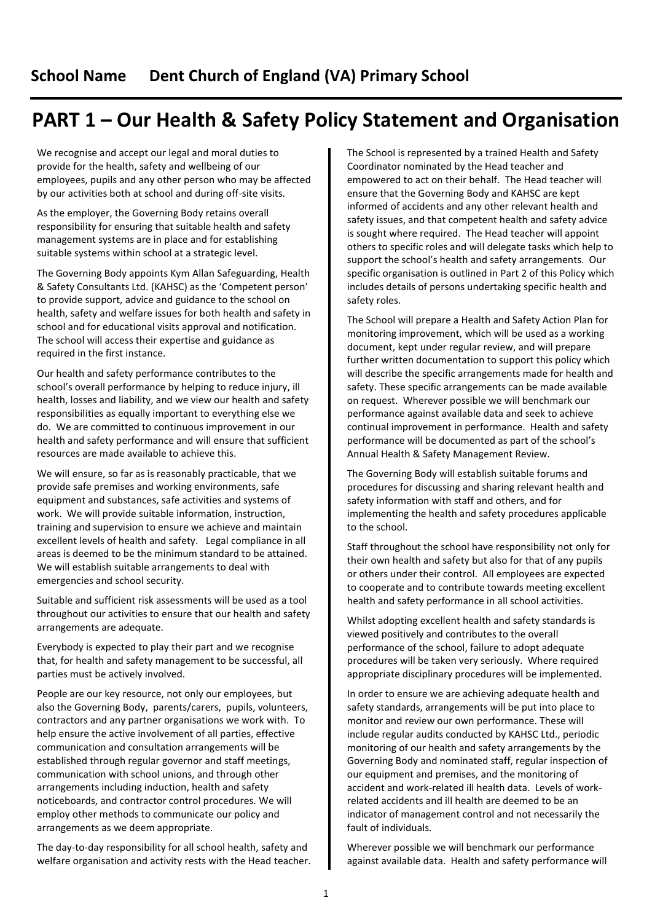## School Name Dent Church of England (VA) Primary School

# PART 1 – Our Health & Safety Policy Statement and Organisation

We recognise and accept our legal and moral duties to provide for the health, safety and wellbeing of our employees, pupils and any other person who may be affected by our activities both at school and during off-site visits.

As the employer, the Governing Body retains overall responsibility for ensuring that suitable health and safety management systems are in place and for establishing suitable systems within school at a strategic level.

The Governing Body appoints Kym Allan Safeguarding, Health & Safety Consultants Ltd. (KAHSC) as the 'Competent person' to provide support, advice and guidance to the school on health, safety and welfare issues for both health and safety in school and for educational visits approval and notification. The school will access their expertise and guidance as required in the first instance.

Our health and safety performance contributes to the school's overall performance by helping to reduce injury, ill health, losses and liability, and we view our health and safety responsibilities as equally important to everything else we do. We are committed to continuous improvement in our health and safety performance and will ensure that sufficient resources are made available to achieve this.

We will ensure, so far as is reasonably practicable, that we provide safe premises and working environments, safe equipment and substances, safe activities and systems of work. We will provide suitable information, instruction, training and supervision to ensure we achieve and maintain excellent levels of health and safety. Legal compliance in all areas is deemed to be the minimum standard to be attained. We will establish suitable arrangements to deal with emergencies and school security.

Suitable and sufficient risk assessments will be used as a tool throughout our activities to ensure that our health and safety arrangements are adequate.

Everybody is expected to play their part and we recognise that, for health and safety management to be successful, all parties must be actively involved.

People are our key resource, not only our employees, but also the Governing Body, parents/carers, pupils, volunteers, contractors and any partner organisations we work with. To help ensure the active involvement of all parties, effective communication and consultation arrangements will be established through regular governor and staff meetings, communication with school unions, and through other arrangements including induction, health and safety noticeboards, and contractor control procedures. We will employ other methods to communicate our policy and arrangements as we deem appropriate.

The day-to-day responsibility for all school health, safety and welfare organisation and activity rests with the Head teacher. The School is represented by a trained Health and Safety Coordinator nominated by the Head teacher and empowered to act on their behalf. The Head teacher will ensure that the Governing Body and KAHSC are kept informed of accidents and any other relevant health and safety issues, and that competent health and safety advice is sought where required. The Head teacher will appoint others to specific roles and will delegate tasks which help to support the school's health and safety arrangements. Our specific organisation is outlined in Part 2 of this Policy which includes details of persons undertaking specific health and safety roles.

The School will prepare a Health and Safety Action Plan for monitoring improvement, which will be used as a working document, kept under regular review, and will prepare further written documentation to support this policy which will describe the specific arrangements made for health and safety. These specific arrangements can be made available on request. Wherever possible we will benchmark our performance against available data and seek to achieve continual improvement in performance. Health and safety performance will be documented as part of the school's Annual Health & Safety Management Review.

The Governing Body will establish suitable forums and procedures for discussing and sharing relevant health and safety information with staff and others, and for implementing the health and safety procedures applicable to the school.

Staff throughout the school have responsibility not only for their own health and safety but also for that of any pupils or others under their control. All employees are expected to cooperate and to contribute towards meeting excellent health and safety performance in all school activities.

Whilst adopting excellent health and safety standards is viewed positively and contributes to the overall performance of the school, failure to adopt adequate procedures will be taken very seriously. Where required appropriate disciplinary procedures will be implemented.

In order to ensure we are achieving adequate health and safety standards, arrangements will be put into place to monitor and review our own performance. These will include regular audits conducted by KAHSC Ltd., periodic monitoring of our health and safety arrangements by the Governing Body and nominated staff, regular inspection of our equipment and premises, and the monitoring of accident and work-related ill health data. Levels of work-related accidents and ill health are deemed to be an indicator of management control and not necessarily the fault of individuals.

Wherever possible we will benchmark our performance against available data. Health and safety performance will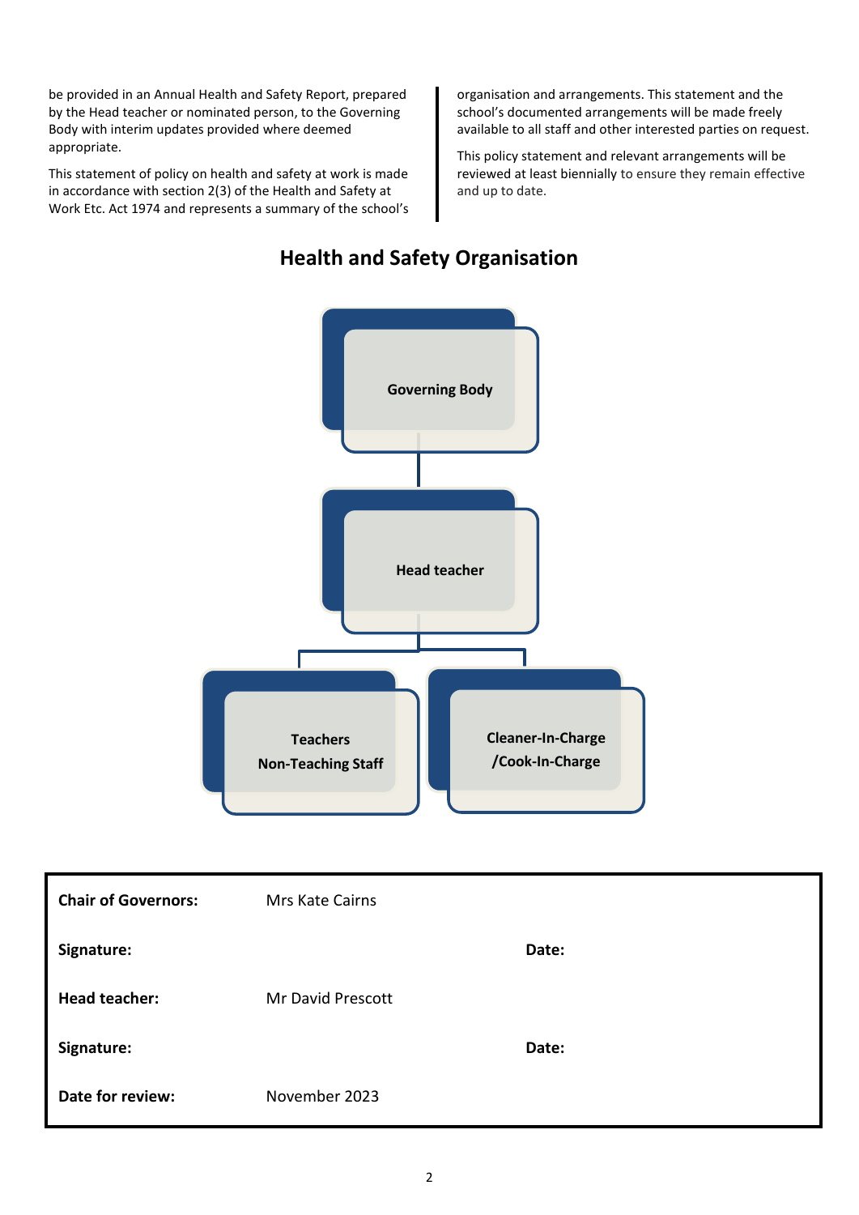be provided in an Annual Health and Safety Report, prepared by the Head teacher or nominated person, to the Governing Body with interim updates provided where deemed appropriate.

This statement of policy on health and safety at work is made in accordance with section 2(3) of the Health and Safety at Work Etc. Act 1974 and represents a summary of the school's organisation and arrangements. This statement and the school's documented arrangements will be made freely available to all staff and other interested parties on request.

This policy statement and relevant arrangements will be reviewed at least biennially to ensure they remain effective and up to date.

## Health and Safety Organisation

**Governing Body**

**Head teacher**

**Teachers**
**Non-Teaching Staff**

**Cleaner-In-Charge**
**/Cook-In-Charge**

| | | |
|---|---|---|
| **Chair of Governors:** | Mrs Kate Cairns | |
| **Signature:** | | **Date:** |
| **Head teacher:** | Mr David Prescott | |
| **Signature:** | | **Date:** |
| **Date for review:** | November 2023 | |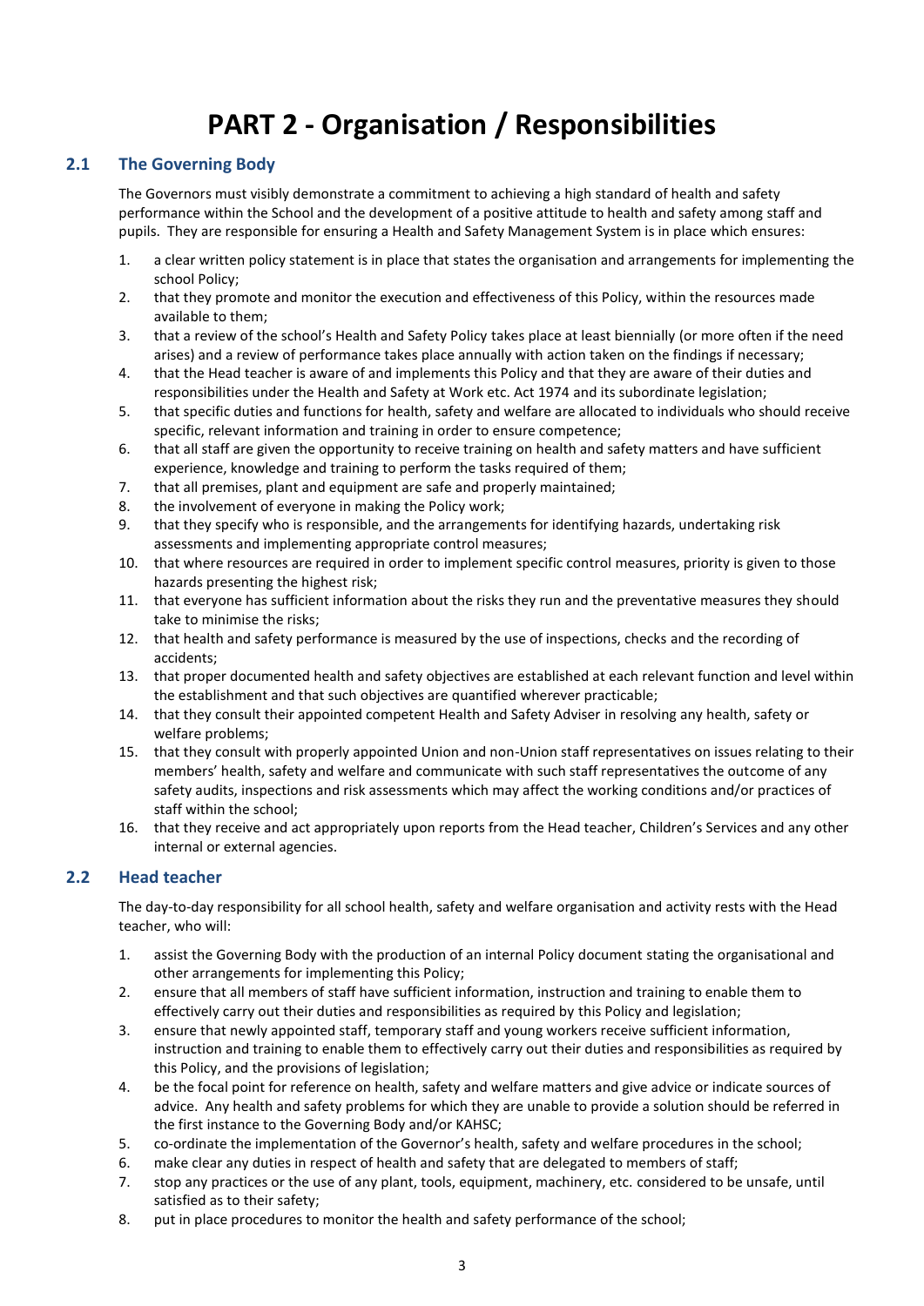# PART 2 - Organisation / Responsibilities

## 2.1 The Governing Body

The Governors must visibly demonstrate a commitment to achieving a high standard of health and safety performance within the School and the development of a positive attitude to health and safety among staff and pupils. They are responsible for ensuring a Health and Safety Management System is in place which ensures:

1. a clear written policy statement is in place that states the organisation and arrangements for implementing the school Policy;
2. that they promote and monitor the execution and effectiveness of this Policy, within the resources made available to them;
3. that a review of the school's Health and Safety Policy takes place at least biennially (or more often if the need arises) and a review of performance takes place annually with action taken on the findings if necessary;
4. that the Head teacher is aware of and implements this Policy and that they are aware of their duties and responsibilities under the Health and Safety at Work etc. Act 1974 and its subordinate legislation;
5. that specific duties and functions for health, safety and welfare are allocated to individuals who should receive specific, relevant information and training in order to ensure competence;
6. that all staff are given the opportunity to receive training on health and safety matters and have sufficient experience, knowledge and training to perform the tasks required of them;
7. that all premises, plant and equipment are safe and properly maintained;
8. the involvement of everyone in making the Policy work;
9. that they specify who is responsible, and the arrangements for identifying hazards, undertaking risk assessments and implementing appropriate control measures;
10. that where resources are required in order to implement specific control measures, priority is given to those hazards presenting the highest risk;
11. that everyone has sufficient information about the risks they run and the preventative measures they should take to minimise the risks;
12. that health and safety performance is measured by the use of inspections, checks and the recording of accidents;
13. that proper documented health and safety objectives are established at each relevant function and level within the establishment and that such objectives are quantified wherever practicable;
14. that they consult their appointed competent Health and Safety Adviser in resolving any health, safety or welfare problems;
15. that they consult with properly appointed Union and non-Union staff representatives on issues relating to their members' health, safety and welfare and communicate with such staff representatives the outcome of any safety audits, inspections and risk assessments which may affect the working conditions and/or practices of staff within the school;
16. that they receive and act appropriately upon reports from the Head teacher, Children's Services and any other internal or external agencies.

## 2.2 Head teacher

The day-to-day responsibility for all school health, safety and welfare organisation and activity rests with the Head teacher, who will:

1. assist the Governing Body with the production of an internal Policy document stating the organisational and other arrangements for implementing this Policy;
2. ensure that all members of staff have sufficient information, instruction and training to enable them to effectively carry out their duties and responsibilities as required by this Policy and legislation;
3. ensure that newly appointed staff, temporary staff and young workers receive sufficient information, instruction and training to enable them to effectively carry out their duties and responsibilities as required by this Policy, and the provisions of legislation;
4. be the focal point for reference on health, safety and welfare matters and give advice or indicate sources of advice. Any health and safety problems for which they are unable to provide a solution should be referred in the first instance to the Governing Body and/or KAHSC;
5. co-ordinate the implementation of the Governor's health, safety and welfare procedures in the school;
6. make clear any duties in respect of health and safety that are delegated to members of staff;
7. stop any practices or the use of any plant, tools, equipment, machinery, etc. considered to be unsafe, until satisfied as to their safety;
8. put in place procedures to monitor the health and safety performance of the school;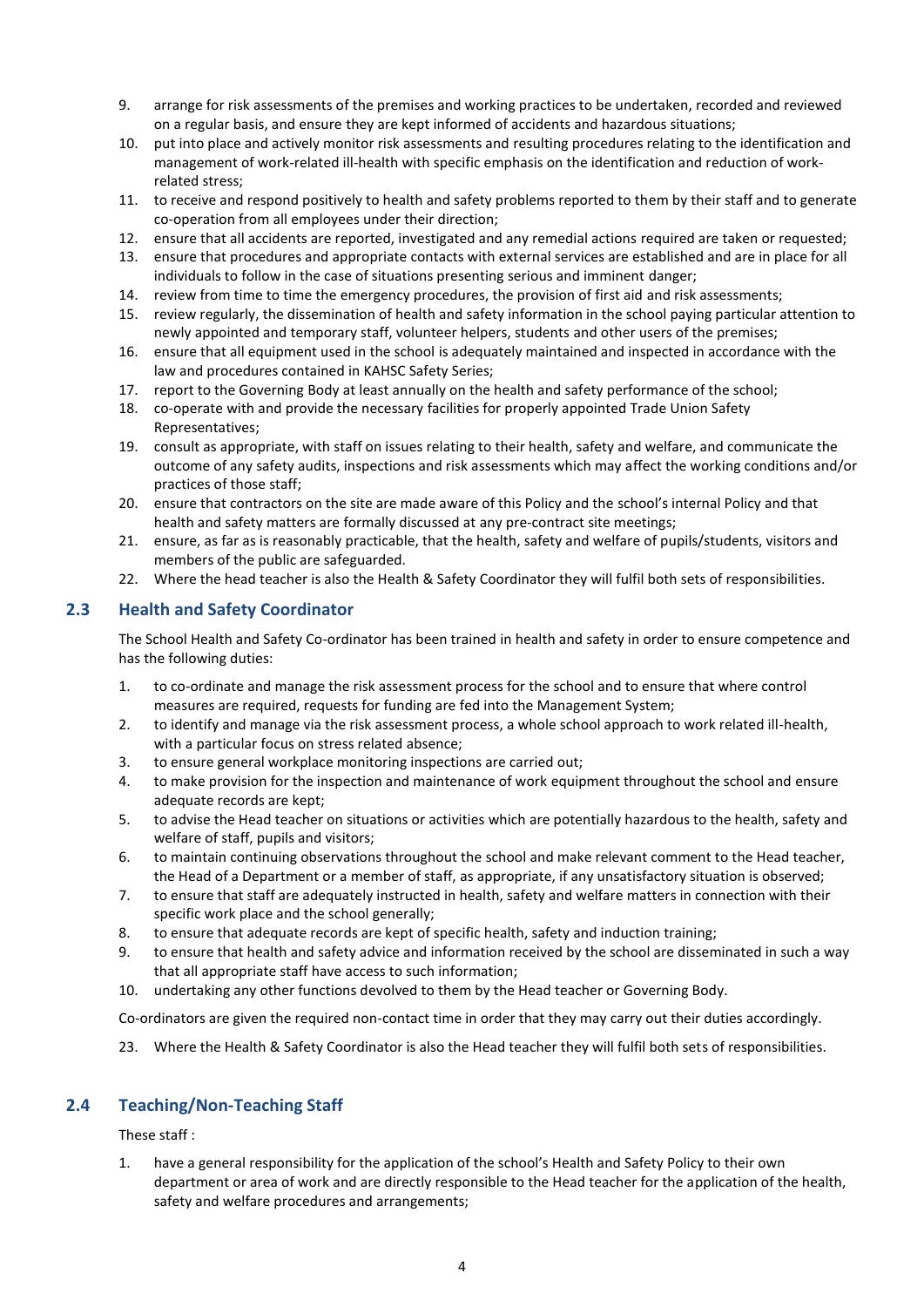9. arrange for risk assessments of the premises and working practices to be undertaken, recorded and reviewed on a regular basis, and ensure they are kept informed of accidents and hazardous situations;
10. put into place and actively monitor risk assessments and resulting procedures relating to the identification and management of work-related ill-health with specific emphasis on the identification and reduction of work-related stress;
11. to receive and respond positively to health and safety problems reported to them by their staff and to generate co-operation from all employees under their direction;
12. ensure that all accidents are reported, investigated and any remedial actions required are taken or requested;
13. ensure that procedures and appropriate contacts with external services are established and are in place for all individuals to follow in the case of situations presenting serious and imminent danger;
14. review from time to time the emergency procedures, the provision of first aid and risk assessments;
15. review regularly, the dissemination of health and safety information in the school paying particular attention to newly appointed and temporary staff, volunteer helpers, students and other users of the premises;
16. ensure that all equipment used in the school is adequately maintained and inspected in accordance with the law and procedures contained in KAHSC Safety Series;
17. report to the Governing Body at least annually on the health and safety performance of the school;
18. co-operate with and provide the necessary facilities for properly appointed Trade Union Safety Representatives;
19. consult as appropriate, with staff on issues relating to their health, safety and welfare, and communicate the outcome of any safety audits, inspections and risk assessments which may affect the working conditions and/or practices of those staff;
20. ensure that contractors on the site are made aware of this Policy and the school's internal Policy and that health and safety matters are formally discussed at any pre-contract site meetings;
21. ensure, as far as is reasonably practicable, that the health, safety and welfare of pupils/students, visitors and members of the public are safeguarded.
22. Where the head teacher is also the Health & Safety Coordinator they will fulfil both sets of responsibilities.

## 2.3 Health and Safety Coordinator

The School Health and Safety Co-ordinator has been trained in health and safety in order to ensure competence and has the following duties:

1. to co-ordinate and manage the risk assessment process for the school and to ensure that where control measures are required, requests for funding are fed into the Management System;
2. to identify and manage via the risk assessment process, a whole school approach to work related ill-health, with a particular focus on stress related absence;
3. to ensure general workplace monitoring inspections are carried out;
4. to make provision for the inspection and maintenance of work equipment throughout the school and ensure adequate records are kept;
5. to advise the Head teacher on situations or activities which are potentially hazardous to the health, safety and welfare of staff, pupils and visitors;
6. to maintain continuing observations throughout the school and make relevant comment to the Head teacher, the Head of a Department or a member of staff, as appropriate, if any unsatisfactory situation is observed;
7. to ensure that staff are adequately instructed in health, safety and welfare matters in connection with their specific work place and the school generally;
8. to ensure that adequate records are kept of specific health, safety and induction training;
9. to ensure that health and safety advice and information received by the school are disseminated in such a way that all appropriate staff have access to such information;
10. undertaking any other functions devolved to them by the Head teacher or Governing Body.

Co-ordinators are given the required non-contact time in order that they may carry out their duties accordingly.

23. Where the Health & Safety Coordinator is also the Head teacher they will fulfil both sets of responsibilities.

## 2.4 Teaching/Non-Teaching Staff

These staff :

1. have a general responsibility for the application of the school's Health and Safety Policy to their own department or area of work and are directly responsible to the Head teacher for the application of the health, safety and welfare procedures and arrangements;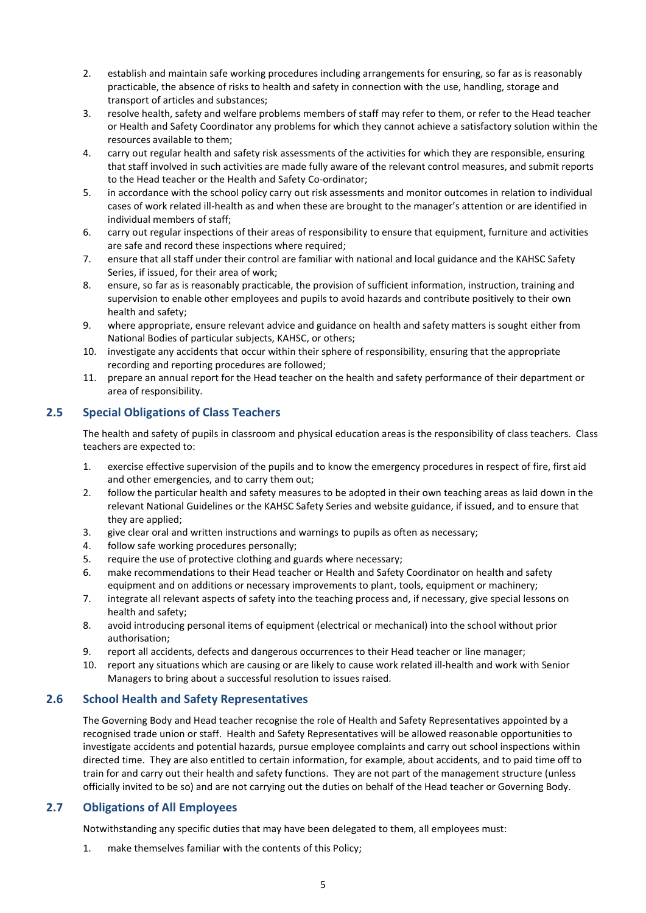2. establish and maintain safe working procedures including arrangements for ensuring, so far as is reasonably practicable, the absence of risks to health and safety in connection with the use, handling, storage and transport of articles and substances;
3. resolve health, safety and welfare problems members of staff may refer to them, or refer to the Head teacher or Health and Safety Coordinator any problems for which they cannot achieve a satisfactory solution within the resources available to them;
4. carry out regular health and safety risk assessments of the activities for which they are responsible, ensuring that staff involved in such activities are made fully aware of the relevant control measures, and submit reports to the Head teacher or the Health and Safety Co-ordinator;
5. in accordance with the school policy carry out risk assessments and monitor outcomes in relation to individual cases of work related ill-health as and when these are brought to the manager's attention or are identified in individual members of staff;
6. carry out regular inspections of their areas of responsibility to ensure that equipment, furniture and activities are safe and record these inspections where required;
7. ensure that all staff under their control are familiar with national and local guidance and the KAHSC Safety Series, if issued, for their area of work;
8. ensure, so far as is reasonably practicable, the provision of sufficient information, instruction, training and supervision to enable other employees and pupils to avoid hazards and contribute positively to their own health and safety;
9. where appropriate, ensure relevant advice and guidance on health and safety matters is sought either from National Bodies of particular subjects, KAHSC, or others;
10. investigate any accidents that occur within their sphere of responsibility, ensuring that the appropriate recording and reporting procedures are followed;
11. prepare an annual report for the Head teacher on the health and safety performance of their department or area of responsibility.

## 2.5 Special Obligations of Class Teachers

The health and safety of pupils in classroom and physical education areas is the responsibility of class teachers. Class teachers are expected to:

1. exercise effective supervision of the pupils and to know the emergency procedures in respect of fire, first aid and other emergencies, and to carry them out;
2. follow the particular health and safety measures to be adopted in their own teaching areas as laid down in the relevant National Guidelines or the KAHSC Safety Series and website guidance, if issued, and to ensure that they are applied;
3. give clear oral and written instructions and warnings to pupils as often as necessary;
4. follow safe working procedures personally;
5. require the use of protective clothing and guards where necessary;
6. make recommendations to their Head teacher or Health and Safety Coordinator on health and safety equipment and on additions or necessary improvements to plant, tools, equipment or machinery;
7. integrate all relevant aspects of safety into the teaching process and, if necessary, give special lessons on health and safety;
8. avoid introducing personal items of equipment (electrical or mechanical) into the school without prior authorisation;
9. report all accidents, defects and dangerous occurrences to their Head teacher or line manager;
10. report any situations which are causing or are likely to cause work related ill-health and work with Senior Managers to bring about a successful resolution to issues raised.

## 2.6 School Health and Safety Representatives

The Governing Body and Head teacher recognise the role of Health and Safety Representatives appointed by a recognised trade union or staff. Health and Safety Representatives will be allowed reasonable opportunities to investigate accidents and potential hazards, pursue employee complaints and carry out school inspections within directed time. They are also entitled to certain information, for example, about accidents, and to paid time off to train for and carry out their health and safety functions. They are not part of the management structure (unless officially invited to be so) and are not carrying out the duties on behalf of the Head teacher or Governing Body.

## 2.7 Obligations of All Employees

Notwithstanding any specific duties that may have been delegated to them, all employees must:

1. make themselves familiar with the contents of this Policy;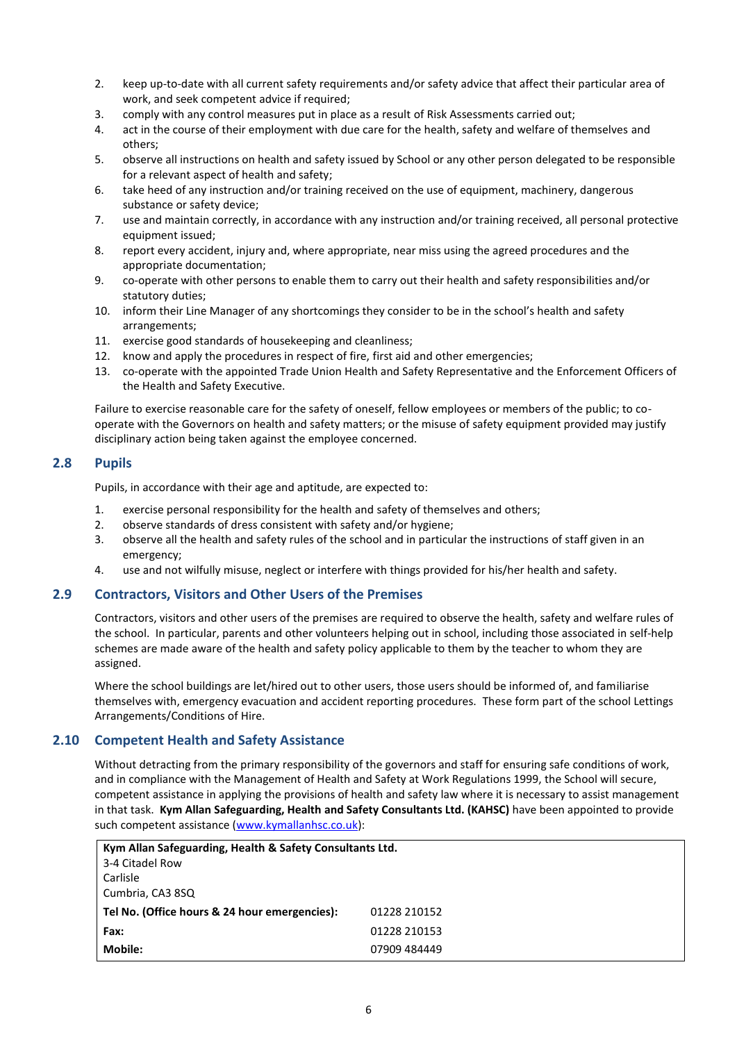2. keep up-to-date with all current safety requirements and/or safety advice that affect their particular area of work, and seek competent advice if required;
3. comply with any control measures put in place as a result of Risk Assessments carried out;
4. act in the course of their employment with due care for the health, safety and welfare of themselves and others;
5. observe all instructions on health and safety issued by School or any other person delegated to be responsible for a relevant aspect of health and safety;
6. take heed of any instruction and/or training received on the use of equipment, machinery, dangerous substance or safety device;
7. use and maintain correctly, in accordance with any instruction and/or training received, all personal protective equipment issued;
8. report every accident, injury and, where appropriate, near miss using the agreed procedures and the appropriate documentation;
9. co-operate with other persons to enable them to carry out their health and safety responsibilities and/or statutory duties;
10. inform their Line Manager of any shortcomings they consider to be in the school's health and safety arrangements;
11. exercise good standards of housekeeping and cleanliness;
12. know and apply the procedures in respect of fire, first aid and other emergencies;
13. co-operate with the appointed Trade Union Health and Safety Representative and the Enforcement Officers of the Health and Safety Executive.

Failure to exercise reasonable care for the safety of oneself, fellow employees or members of the public; to co-operate with the Governors on health and safety matters; or the misuse of safety equipment provided may justify disciplinary action being taken against the employee concerned.

## 2.8 Pupils

Pupils, in accordance with their age and aptitude, are expected to:

1. exercise personal responsibility for the health and safety of themselves and others;
2. observe standards of dress consistent with safety and/or hygiene;
3. observe all the health and safety rules of the school and in particular the instructions of staff given in an emergency;
4. use and not wilfully misuse, neglect or interfere with things provided for his/her health and safety.

## 2.9 Contractors, Visitors and Other Users of the Premises

Contractors, visitors and other users of the premises are required to observe the health, safety and welfare rules of the school. In particular, parents and other volunteers helping out in school, including those associated in self-help schemes are made aware of the health and safety policy applicable to them by the teacher to whom they are assigned.

Where the school buildings are let/hired out to other users, those users should be informed of, and familiarise themselves with, emergency evacuation and accident reporting procedures. These form part of the school Lettings Arrangements/Conditions of Hire.

## 2.10 Competent Health and Safety Assistance

Without detracting from the primary responsibility of the governors and staff for ensuring safe conditions of work, and in compliance with the Management of Health and Safety at Work Regulations 1999, the School will secure, competent assistance in applying the provisions of health and safety law where it is necessary to assist management in that task. **Kym Allan Safeguarding, Health and Safety Consultants Ltd. (KAHSC)** have been appointed to provide such competent assistance (www.kymallanhsc.co.uk):

| **Kym Allan Safeguarding, Health & Safety Consultants Ltd.**<br>3-4 Citadel Row<br>Carlisle<br>Cumbria, CA3 8SQ | |
|---|---|
| **Tel No. (Office hours & 24 hour emergencies):** | 01228 210152 |
| **Fax:** | 01228 210153 |
| **Mobile:** | 07909 484449 |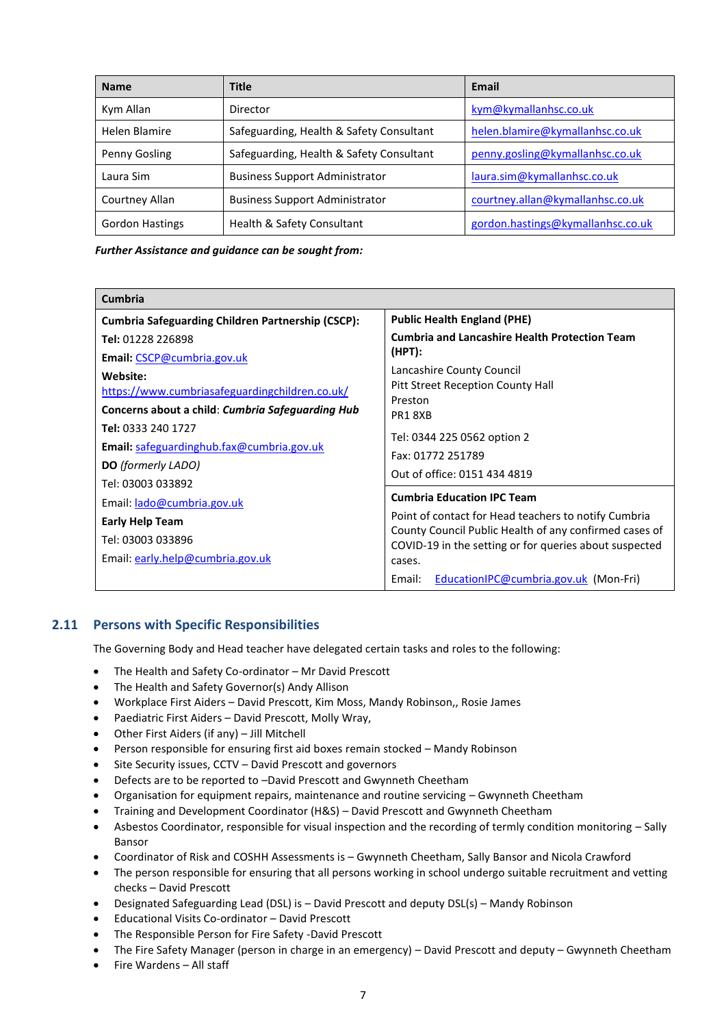| Name | Title | Email |
|---|---|---|
| Kym Allan | Director | kym@kymallanhsc.co.uk |
| Helen Blamire | Safeguarding, Health & Safety Consultant | helen.blamire@kymallanhsc.co.uk |
| Penny Gosling | Safeguarding, Health & Safety Consultant | penny.gosling@kymallanhsc.co.uk |
| Laura Sim | Business Support Administrator | laura.sim@kymallanhsc.co.uk |
| Courtney Allan | Business Support Administrator | courtney.allan@kymallanhsc.co.uk |
| Gordon Hastings | Health & Safety Consultant | gordon.hastings@kymallanhsc.co.uk |

***Further Assistance and guidance can be sought from:***

| **Cumbria** | |
|---|---|
| **Cumbria Safeguarding Children Partnership (CSCP):**<br>**Tel:** 01228 226898<br>**Email:** CSCP@cumbria.gov.uk<br>**Website:** https://www.cumbriasafeguardingchildren.co.uk/<br>**Concerns about a child**: ***Cumbria Safeguarding Hub***<br>**Tel:** 0333 240 1727<br>**Email:** safeguardinghub.fax@cumbria.gov.uk<br>**DO** *(formerly LADO)*<br>Tel: 03003 033892<br>Email: lado@cumbria.gov.uk<br>**Early Help Team**<br>Tel: 03003 033896<br>Email: early.help@cumbria.gov.uk | **Public Health England (PHE)**<br>**Cumbria and Lancashire Health Protection Team (HPT):**<br>Lancashire County Council<br>Pitt Street Reception County Hall<br>Preston<br>PR1 8XB<br>Tel: 0344 225 0562 option 2<br>Fax: 01772 251789<br>Out of office: 0151 434 4819<br><br>**Cumbria Education IPC Team**<br>Point of contact for Head teachers to notify Cumbria County Council Public Health of any confirmed cases of COVID-19 in the setting or for queries about suspected cases.<br>Email: EducationIPC@cumbria.gov.uk (Mon-Fri) |

## 2.11 Persons with Specific Responsibilities

The Governing Body and Head teacher have delegated certain tasks and roles to the following:

- The Health and Safety Co-ordinator – Mr David Prescott
- The Health and Safety Governor(s) Andy Allison
- Workplace First Aiders – David Prescott, Kim Moss, Mandy Robinson,, Rosie James
- Paediatric First Aiders – David Prescott, Molly Wray,
- Other First Aiders (if any) – Jill Mitchell
- Person responsible for ensuring first aid boxes remain stocked – Mandy Robinson
- Site Security issues, CCTV – David Prescott and governors
- Defects are to be reported to –David Prescott and Gwynneth Cheetham
- Organisation for equipment repairs, maintenance and routine servicing – Gwynneth Cheetham
- Training and Development Coordinator (H&S) – David Prescott and Gwynneth Cheetham
- Asbestos Coordinator, responsible for visual inspection and the recording of termly condition monitoring – Sally Bansor
- Coordinator of Risk and COSHH Assessments is – Gwynneth Cheetham, Sally Bansor and Nicola Crawford
- The person responsible for ensuring that all persons working in school undergo suitable recruitment and vetting checks – David Prescott
- Designated Safeguarding Lead (DSL) is – David Prescott and deputy DSL(s) – Mandy Robinson
- Educational Visits Co-ordinator – David Prescott
- The Responsible Person for Fire Safety -David Prescott
- The Fire Safety Manager (person in charge in an emergency) – David Prescott and deputy – Gwynneth Cheetham
- Fire Wardens – All staff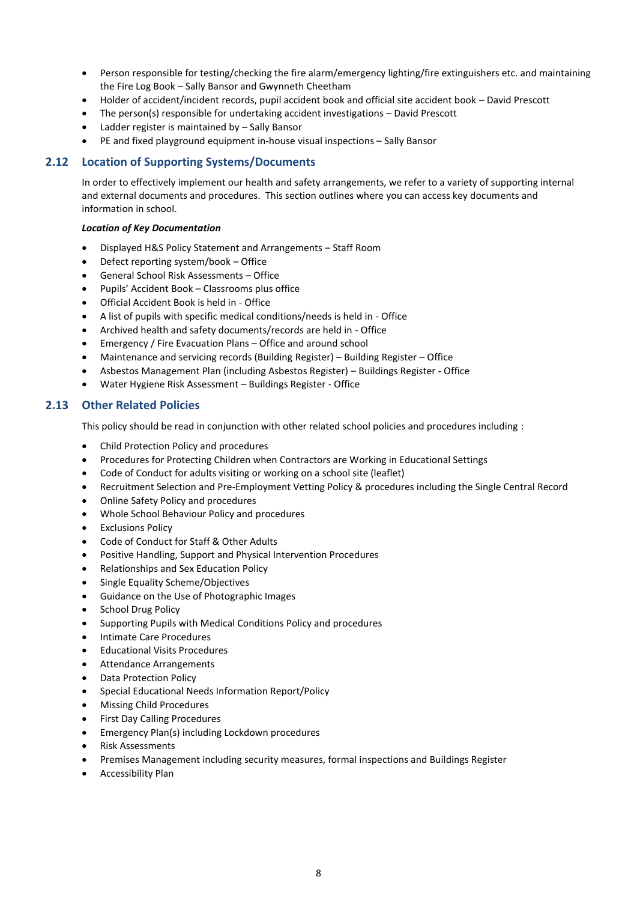- Person responsible for testing/checking the fire alarm/emergency lighting/fire extinguishers etc. and maintaining the Fire Log Book – Sally Bansor and Gwynneth Cheetham
- Holder of accident/incident records, pupil accident book and official site accident book – David Prescott
- The person(s) responsible for undertaking accident investigations – David Prescott
- Ladder register is maintained by – Sally Bansor
- PE and fixed playground equipment in-house visual inspections – Sally Bansor

## 2.12 Location of Supporting Systems/Documents

In order to effectively implement our health and safety arrangements, we refer to a variety of supporting internal and external documents and procedures. This section outlines where you can access key documents and information in school.

***Location of Key Documentation***

- Displayed H&S Policy Statement and Arrangements – Staff Room
- Defect reporting system/book – Office
- General School Risk Assessments – Office
- Pupils' Accident Book – Classrooms plus office
- Official Accident Book is held in - Office
- A list of pupils with specific medical conditions/needs is held in - Office
- Archived health and safety documents/records are held in - Office
- Emergency / Fire Evacuation Plans – Office and around school
- Maintenance and servicing records (Building Register) – Building Register – Office
- Asbestos Management Plan (including Asbestos Register) – Buildings Register - Office
- Water Hygiene Risk Assessment – Buildings Register - Office

## 2.13 Other Related Policies

This policy should be read in conjunction with other related school policies and procedures including :

- Child Protection Policy and procedures
- Procedures for Protecting Children when Contractors are Working in Educational Settings
- Code of Conduct for adults visiting or working on a school site (leaflet)
- Recruitment Selection and Pre-Employment Vetting Policy & procedures including the Single Central Record
- Online Safety Policy and procedures
- Whole School Behaviour Policy and procedures
- Exclusions Policy
- Code of Conduct for Staff & Other Adults
- Positive Handling, Support and Physical Intervention Procedures
- Relationships and Sex Education Policy
- Single Equality Scheme/Objectives
- Guidance on the Use of Photographic Images
- School Drug Policy
- Supporting Pupils with Medical Conditions Policy and procedures
- Intimate Care Procedures
- Educational Visits Procedures
- Attendance Arrangements
- Data Protection Policy
- Special Educational Needs Information Report/Policy
- Missing Child Procedures
- First Day Calling Procedures
- Emergency Plan(s) including Lockdown procedures
- Risk Assessments
- Premises Management including security measures, formal inspections and Buildings Register
- Accessibility Plan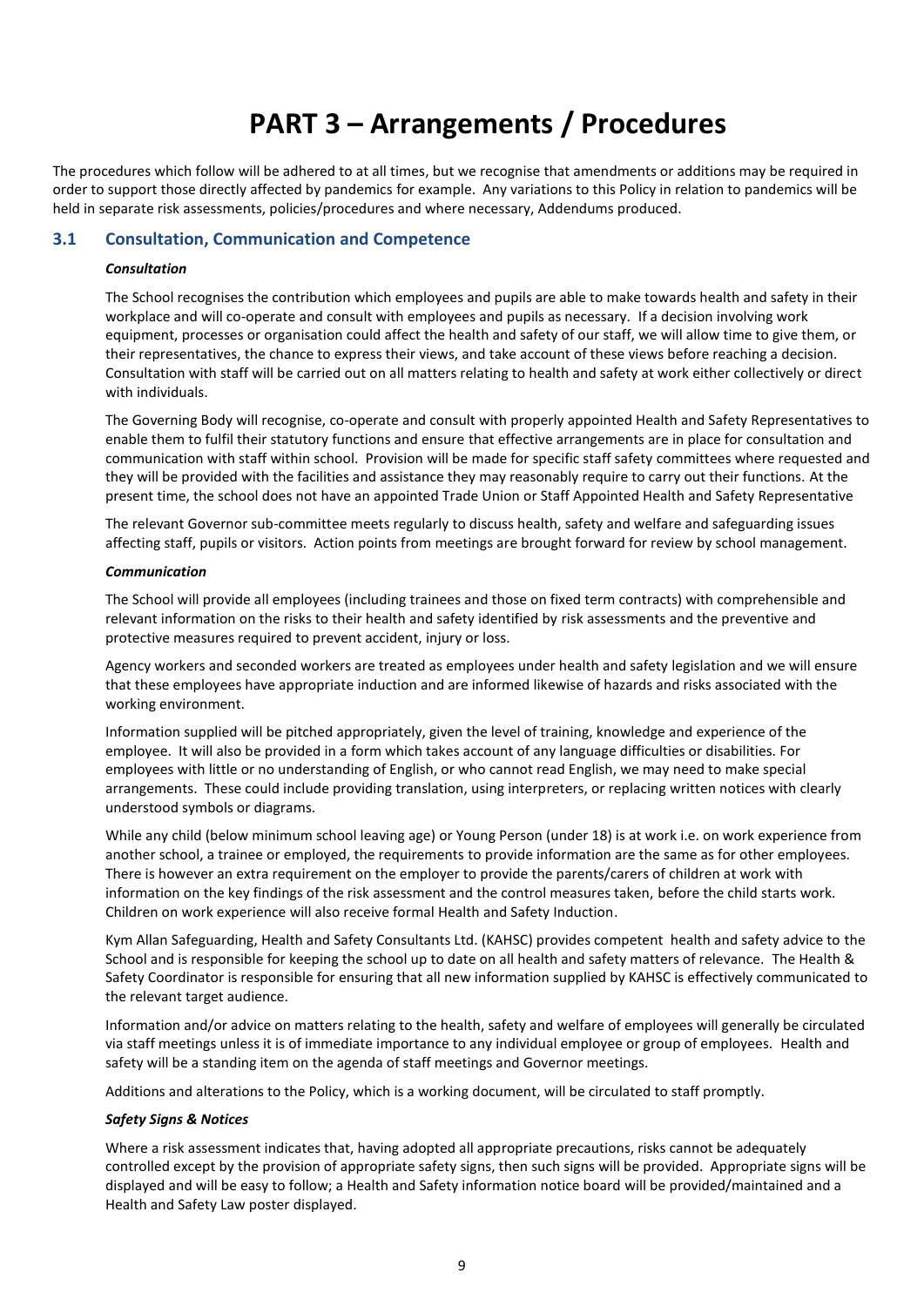# PART 3 – Arrangements / Procedures

The procedures which follow will be adhered to at all times, but we recognise that amendments or additions may be required in order to support those directly affected by pandemics for example. Any variations to this Policy in relation to pandemics will be held in separate risk assessments, policies/procedures and where necessary, Addendums produced.

## 3.1 Consultation, Communication and Competence

***Consultation***

The School recognises the contribution which employees and pupils are able to make towards health and safety in their workplace and will co-operate and consult with employees and pupils as necessary. If a decision involving work equipment, processes or organisation could affect the health and safety of our staff, we will allow time to give them, or their representatives, the chance to express their views, and take account of these views before reaching a decision. Consultation with staff will be carried out on all matters relating to health and safety at work either collectively or direct with individuals.

The Governing Body will recognise, co-operate and consult with properly appointed Health and Safety Representatives to enable them to fulfil their statutory functions and ensure that effective arrangements are in place for consultation and communication with staff within school. Provision will be made for specific staff safety committees where requested and they will be provided with the facilities and assistance they may reasonably require to carry out their functions. At the present time, the school does not have an appointed Trade Union or Staff Appointed Health and Safety Representative

The relevant Governor sub-committee meets regularly to discuss health, safety and welfare and safeguarding issues affecting staff, pupils or visitors. Action points from meetings are brought forward for review by school management.

***Communication***

The School will provide all employees (including trainees and those on fixed term contracts) with comprehensible and relevant information on the risks to their health and safety identified by risk assessments and the preventive and protective measures required to prevent accident, injury or loss.

Agency workers and seconded workers are treated as employees under health and safety legislation and we will ensure that these employees have appropriate induction and are informed likewise of hazards and risks associated with the working environment.

Information supplied will be pitched appropriately, given the level of training, knowledge and experience of the employee. It will also be provided in a form which takes account of any language difficulties or disabilities. For employees with little or no understanding of English, or who cannot read English, we may need to make special arrangements. These could include providing translation, using interpreters, or replacing written notices with clearly understood symbols or diagrams.

While any child (below minimum school leaving age) or Young Person (under 18) is at work i.e. on work experience from another school, a trainee or employed, the requirements to provide information are the same as for other employees. There is however an extra requirement on the employer to provide the parents/carers of children at work with information on the key findings of the risk assessment and the control measures taken, before the child starts work. Children on work experience will also receive formal Health and Safety Induction.

Kym Allan Safeguarding, Health and Safety Consultants Ltd. (KAHSC) provides competent health and safety advice to the School and is responsible for keeping the school up to date on all health and safety matters of relevance. The Health & Safety Coordinator is responsible for ensuring that all new information supplied by KAHSC is effectively communicated to the relevant target audience.

Information and/or advice on matters relating to the health, safety and welfare of employees will generally be circulated via staff meetings unless it is of immediate importance to any individual employee or group of employees. Health and safety will be a standing item on the agenda of staff meetings and Governor meetings.

Additions and alterations to the Policy, which is a working document, will be circulated to staff promptly.

***Safety Signs & Notices***

Where a risk assessment indicates that, having adopted all appropriate precautions, risks cannot be adequately controlled except by the provision of appropriate safety signs, then such signs will be provided. Appropriate signs will be displayed and will be easy to follow; a Health and Safety information notice board will be provided/maintained and a Health and Safety Law poster displayed.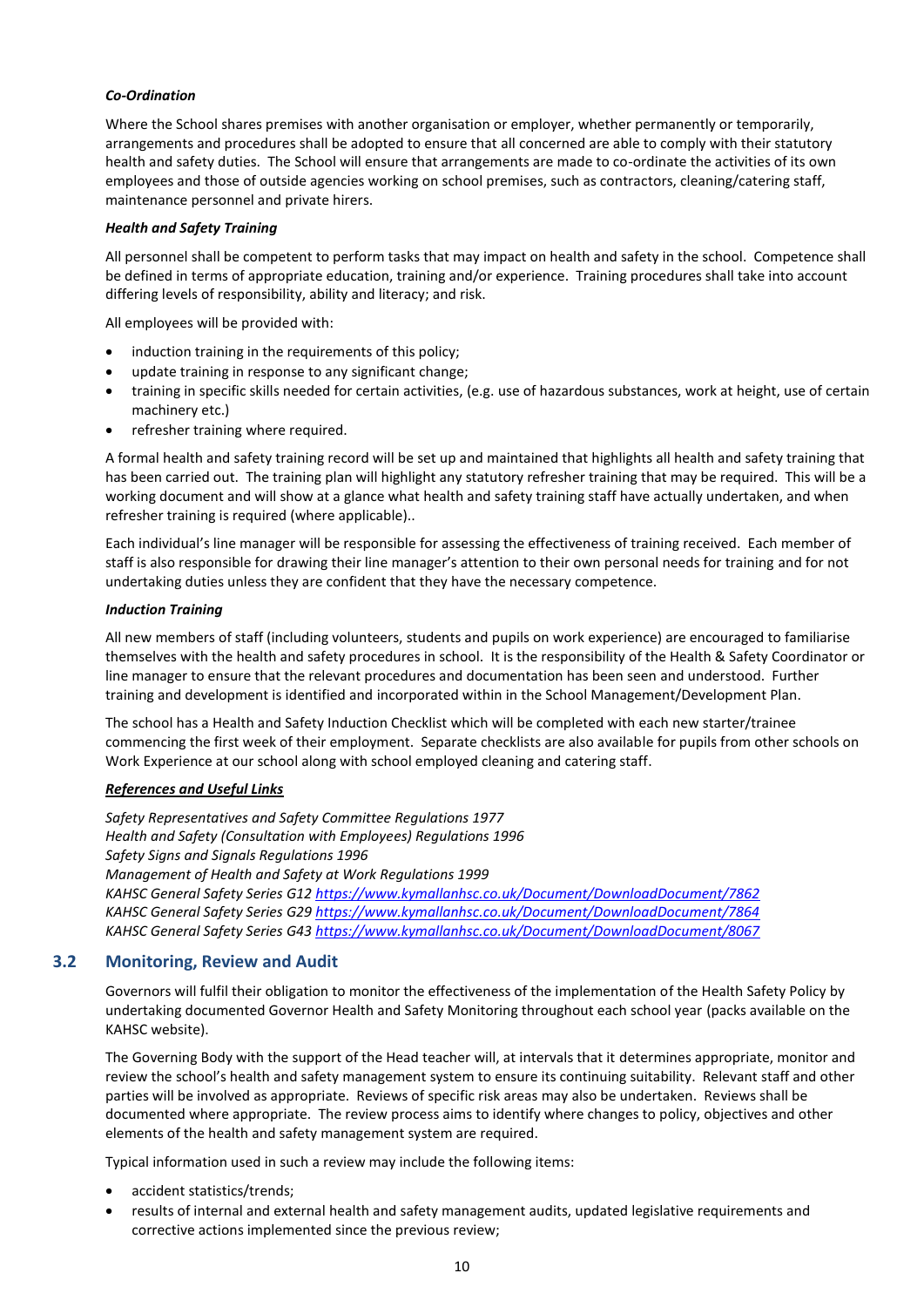***Co-Ordination***

Where the School shares premises with another organisation or employer, whether permanently or temporarily, arrangements and procedures shall be adopted to ensure that all concerned are able to comply with their statutory health and safety duties. The School will ensure that arrangements are made to co-ordinate the activities of its own employees and those of outside agencies working on school premises, such as contractors, cleaning/catering staff, maintenance personnel and private hirers.

***Health and Safety Training***

All personnel shall be competent to perform tasks that may impact on health and safety in the school. Competence shall be defined in terms of appropriate education, training and/or experience. Training procedures shall take into account differing levels of responsibility, ability and literacy; and risk.

All employees will be provided with:

- induction training in the requirements of this policy;
- update training in response to any significant change;
- training in specific skills needed for certain activities, (e.g. use of hazardous substances, work at height, use of certain machinery etc.)
- refresher training where required.

A formal health and safety training record will be set up and maintained that highlights all health and safety training that has been carried out. The training plan will highlight any statutory refresher training that may be required. This will be a working document and will show at a glance what health and safety training staff have actually undertaken, and when refresher training is required (where applicable)..

Each individual's line manager will be responsible for assessing the effectiveness of training received. Each member of staff is also responsible for drawing their line manager's attention to their own personal needs for training and for not undertaking duties unless they are confident that they have the necessary competence.

***Induction Training***

All new members of staff (including volunteers, students and pupils on work experience) are encouraged to familiarise themselves with the health and safety procedures in school. It is the responsibility of the Health & Safety Coordinator or line manager to ensure that the relevant procedures and documentation has been seen and understood. Further training and development is identified and incorporated within in the School Management/Development Plan.

The school has a Health and Safety Induction Checklist which will be completed with each new starter/trainee commencing the first week of their employment. Separate checklists are also available for pupils from other schools on Work Experience at our school along with school employed cleaning and catering staff.

***References and Useful Links***

*Safety Representatives and Safety Committee Regulations 1977*
*Health and Safety (Consultation with Employees) Regulations 1996*
*Safety Signs and Signals Regulations 1996*
*Management of Health and Safety at Work Regulations 1999*
*KAHSC General Safety Series G12* https://www.kymallanhsc.co.uk/Document/DownloadDocument/7862
*KAHSC General Safety Series G29* https://www.kymallanhsc.co.uk/Document/DownloadDocument/7864
*KAHSC General Safety Series G43* https://www.kymallanhsc.co.uk/Document/DownloadDocument/8067

## 3.2 Monitoring, Review and Audit

Governors will fulfil their obligation to monitor the effectiveness of the implementation of the Health Safety Policy by undertaking documented Governor Health and Safety Monitoring throughout each school year (packs available on the KAHSC website).

The Governing Body with the support of the Head teacher will, at intervals that it determines appropriate, monitor and review the school's health and safety management system to ensure its continuing suitability. Relevant staff and other parties will be involved as appropriate. Reviews of specific risk areas may also be undertaken. Reviews shall be documented where appropriate. The review process aims to identify where changes to policy, objectives and other elements of the health and safety management system are required.

Typical information used in such a review may include the following items:

- accident statistics/trends;
- results of internal and external health and safety management audits, updated legislative requirements and corrective actions implemented since the previous review;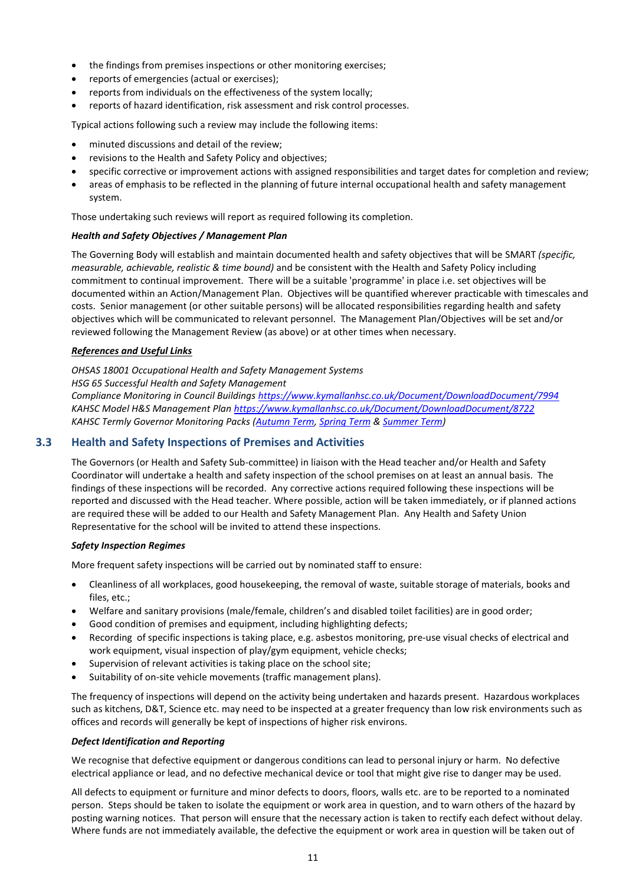- the findings from premises inspections or other monitoring exercises;
- reports of emergencies (actual or exercises);
- reports from individuals on the effectiveness of the system locally;
- reports of hazard identification, risk assessment and risk control processes.

Typical actions following such a review may include the following items:

- minuted discussions and detail of the review;
- revisions to the Health and Safety Policy and objectives;
- specific corrective or improvement actions with assigned responsibilities and target dates for completion and review;
- areas of emphasis to be reflected in the planning of future internal occupational health and safety management system.

Those undertaking such reviews will report as required following its completion.

***Health and Safety Objectives / Management Plan***

The Governing Body will establish and maintain documented health and safety objectives that will be SMART *(specific, measurable, achievable, realistic & time bound)* and be consistent with the Health and Safety Policy including commitment to continual improvement. There will be a suitable 'programme' in place i.e. set objectives will be documented within an Action/Management Plan. Objectives will be quantified wherever practicable with timescales and costs. Senior management (or other suitable persons) will be allocated responsibilities regarding health and safety objectives which will be communicated to relevant personnel. The Management Plan/Objectives will be set and/or reviewed following the Management Review (as above) or at other times when necessary.

***References and Useful Links***

*OHSAS 18001 Occupational Health and Safety Management Systems*
*HSG 65 Successful Health and Safety Management*
*Compliance Monitoring in Council Buildings https://www.kymallanhsc.co.uk/Document/DownloadDocument/7994*
*KAHSC Model H&S Management Plan https://www.kymallanhsc.co.uk/Document/DownloadDocument/8722*
*KAHSC Termly Governor Monitoring Packs (Autumn Term, Spring Term & Summer Term)*

## 3.3 Health and Safety Inspections of Premises and Activities

The Governors (or Health and Safety Sub-committee) in liaison with the Head teacher and/or Health and Safety Coordinator will undertake a health and safety inspection of the school premises on at least an annual basis. The findings of these inspections will be recorded. Any corrective actions required following these inspections will be reported and discussed with the Head teacher. Where possible, action will be taken immediately, or if planned actions are required these will be added to our Health and Safety Management Plan. Any Health and Safety Union Representative for the school will be invited to attend these inspections.

***Safety Inspection Regimes***

More frequent safety inspections will be carried out by nominated staff to ensure:

- Cleanliness of all workplaces, good housekeeping, the removal of waste, suitable storage of materials, books and files, etc.;
- Welfare and sanitary provisions (male/female, children's and disabled toilet facilities) are in good order;
- Good condition of premises and equipment, including highlighting defects;
- Recording of specific inspections is taking place, e.g. asbestos monitoring, pre-use visual checks of electrical and work equipment, visual inspection of play/gym equipment, vehicle checks;
- Supervision of relevant activities is taking place on the school site;
- Suitability of on-site vehicle movements (traffic management plans).

The frequency of inspections will depend on the activity being undertaken and hazards present. Hazardous workplaces such as kitchens, D&T, Science etc. may need to be inspected at a greater frequency than low risk environments such as offices and records will generally be kept of inspections of higher risk environs.

***Defect Identification and Reporting***

We recognise that defective equipment or dangerous conditions can lead to personal injury or harm. No defective electrical appliance or lead, and no defective mechanical device or tool that might give rise to danger may be used.

All defects to equipment or furniture and minor defects to doors, floors, walls etc. are to be reported to a nominated person. Steps should be taken to isolate the equipment or work area in question, and to warn others of the hazard by posting warning notices. That person will ensure that the necessary action is taken to rectify each defect without delay. Where funds are not immediately available, the defective the equipment or work area in question will be taken out of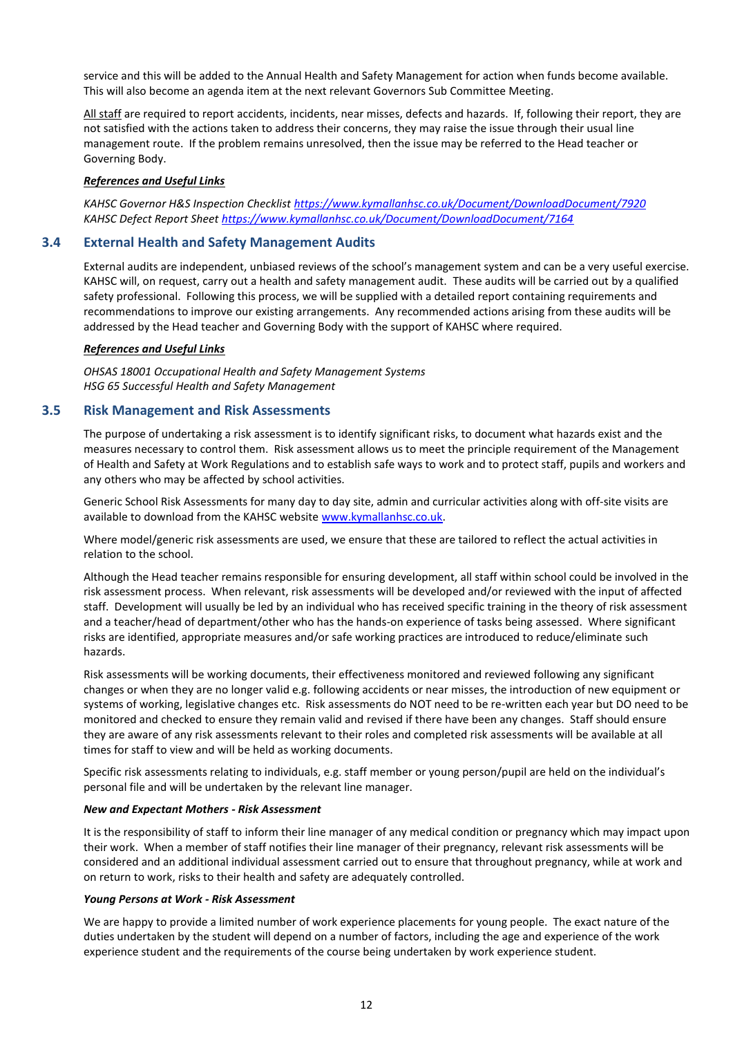service and this will be added to the Annual Health and Safety Management for action when funds become available. This will also become an agenda item at the next relevant Governors Sub Committee Meeting.

All staff are required to report accidents, incidents, near misses, defects and hazards. If, following their report, they are not satisfied with the actions taken to address their concerns, they may raise the issue through their usual line management route. If the problem remains unresolved, then the issue may be referred to the Head teacher or Governing Body.

***References and Useful Links***

*KAHSC Governor H&S Inspection Checklist https://www.kymallanhsc.co.uk/Document/DownloadDocument/7920*
*KAHSC Defect Report Sheet https://www.kymallanhsc.co.uk/Document/DownloadDocument/7164*

## 3.4 External Health and Safety Management Audits

External audits are independent, unbiased reviews of the school's management system and can be a very useful exercise. KAHSC will, on request, carry out a health and safety management audit. These audits will be carried out by a qualified safety professional. Following this process, we will be supplied with a detailed report containing requirements and recommendations to improve our existing arrangements. Any recommended actions arising from these audits will be addressed by the Head teacher and Governing Body with the support of KAHSC where required.

***References and Useful Links***

*OHSAS 18001 Occupational Health and Safety Management Systems*
*HSG 65 Successful Health and Safety Management*

## 3.5 Risk Management and Risk Assessments

The purpose of undertaking a risk assessment is to identify significant risks, to document what hazards exist and the measures necessary to control them. Risk assessment allows us to meet the principle requirement of the Management of Health and Safety at Work Regulations and to establish safe ways to work and to protect staff, pupils and workers and any others who may be affected by school activities.

Generic School Risk Assessments for many day to day site, admin and curricular activities along with off-site visits are available to download from the KAHSC website www.kymallanhsc.co.uk.

Where model/generic risk assessments are used, we ensure that these are tailored to reflect the actual activities in relation to the school.

Although the Head teacher remains responsible for ensuring development, all staff within school could be involved in the risk assessment process. When relevant, risk assessments will be developed and/or reviewed with the input of affected staff. Development will usually be led by an individual who has received specific training in the theory of risk assessment and a teacher/head of department/other who has the hands-on experience of tasks being assessed. Where significant risks are identified, appropriate measures and/or safe working practices are introduced to reduce/eliminate such hazards.

Risk assessments will be working documents, their effectiveness monitored and reviewed following any significant changes or when they are no longer valid e.g. following accidents or near misses, the introduction of new equipment or systems of working, legislative changes etc. Risk assessments do NOT need to be re-written each year but DO need to be monitored and checked to ensure they remain valid and revised if there have been any changes. Staff should ensure they are aware of any risk assessments relevant to their roles and completed risk assessments will be available at all times for staff to view and will be held as working documents.

Specific risk assessments relating to individuals, e.g. staff member or young person/pupil are held on the individual's personal file and will be undertaken by the relevant line manager.

***New and Expectant Mothers - Risk Assessment***

It is the responsibility of staff to inform their line manager of any medical condition or pregnancy which may impact upon their work. When a member of staff notifies their line manager of their pregnancy, relevant risk assessments will be considered and an additional individual assessment carried out to ensure that throughout pregnancy, while at work and on return to work, risks to their health and safety are adequately controlled.

***Young Persons at Work - Risk Assessment***

We are happy to provide a limited number of work experience placements for young people. The exact nature of the duties undertaken by the student will depend on a number of factors, including the age and experience of the work experience student and the requirements of the course being undertaken by work experience student.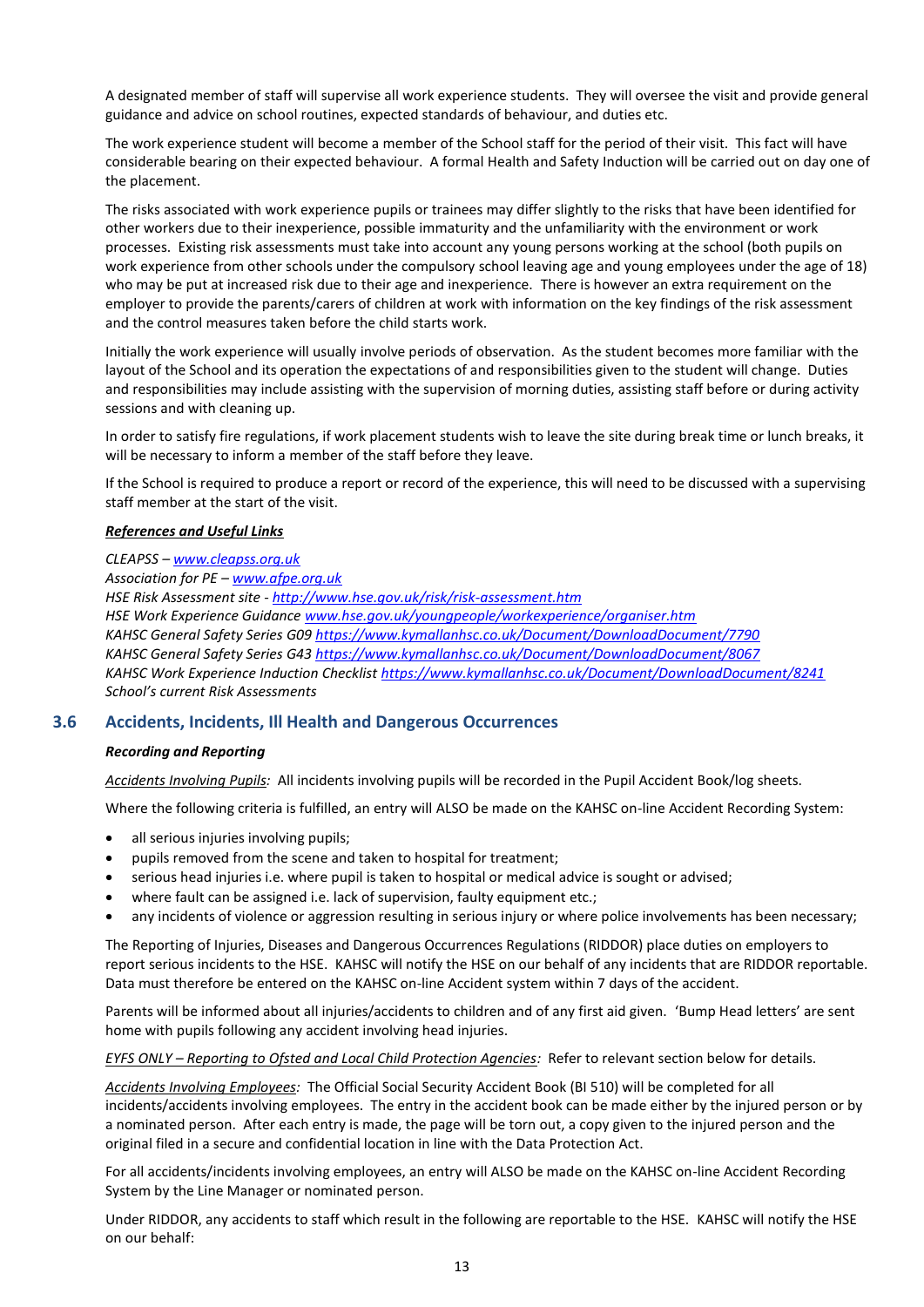A designated member of staff will supervise all work experience students. They will oversee the visit and provide general guidance and advice on school routines, expected standards of behaviour, and duties etc.

The work experience student will become a member of the School staff for the period of their visit. This fact will have considerable bearing on their expected behaviour. A formal Health and Safety Induction will be carried out on day one of the placement.

The risks associated with work experience pupils or trainees may differ slightly to the risks that have been identified for other workers due to their inexperience, possible immaturity and the unfamiliarity with the environment or work processes. Existing risk assessments must take into account any young persons working at the school (both pupils on work experience from other schools under the compulsory school leaving age and young employees under the age of 18) who may be put at increased risk due to their age and inexperience. There is however an extra requirement on the employer to provide the parents/carers of children at work with information on the key findings of the risk assessment and the control measures taken before the child starts work.

Initially the work experience will usually involve periods of observation. As the student becomes more familiar with the layout of the School and its operation the expectations of and responsibilities given to the student will change. Duties and responsibilities may include assisting with the supervision of morning duties, assisting staff before or during activity sessions and with cleaning up.

In order to satisfy fire regulations, if work placement students wish to leave the site during break time or lunch breaks, it will be necessary to inform a member of the staff before they leave.

If the School is required to produce a report or record of the experience, this will need to be discussed with a supervising staff member at the start of the visit.

***References and Useful Links***

*CLEAPSS – www.cleapss.org.uk*
*Association for PE – www.afpe.org.uk*
*HSE Risk Assessment site - http://www.hse.gov.uk/risk/risk-assessment.htm*
*HSE Work Experience Guidance www.hse.gov.uk/youngpeople/workexperience/organiser.htm*
*KAHSC General Safety Series G09 https://www.kymallanhsc.co.uk/Document/DownloadDocument/7790*
*KAHSC General Safety Series G43 https://www.kymallanhsc.co.uk/Document/DownloadDocument/8067*
*KAHSC Work Experience Induction Checklist https://www.kymallanhsc.co.uk/Document/DownloadDocument/8241*
*School's current Risk Assessments*

## 3.6 Accidents, Incidents, Ill Health and Dangerous Occurrences

***Recording and Reporting***

*Accidents Involving Pupils:* All incidents involving pupils will be recorded in the Pupil Accident Book/log sheets.

Where the following criteria is fulfilled, an entry will ALSO be made on the KAHSC on-line Accident Recording System:

- all serious injuries involving pupils;
- pupils removed from the scene and taken to hospital for treatment;
- serious head injuries i.e. where pupil is taken to hospital or medical advice is sought or advised;
- where fault can be assigned i.e. lack of supervision, faulty equipment etc.;
- any incidents of violence or aggression resulting in serious injury or where police involvements has been necessary;

The Reporting of Injuries, Diseases and Dangerous Occurrences Regulations (RIDDOR) place duties on employers to report serious incidents to the HSE. KAHSC will notify the HSE on our behalf of any incidents that are RIDDOR reportable. Data must therefore be entered on the KAHSC on-line Accident system within 7 days of the accident.

Parents will be informed about all injuries/accidents to children and of any first aid given. 'Bump Head letters' are sent home with pupils following any accident involving head injuries.

*EYFS ONLY – Reporting to Ofsted and Local Child Protection Agencies:* Refer to relevant section below for details.

*Accidents Involving Employees:* The Official Social Security Accident Book (BI 510) will be completed for all incidents/accidents involving employees. The entry in the accident book can be made either by the injured person or by a nominated person. After each entry is made, the page will be torn out, a copy given to the injured person and the original filed in a secure and confidential location in line with the Data Protection Act.

For all accidents/incidents involving employees, an entry will ALSO be made on the KAHSC on-line Accident Recording System by the Line Manager or nominated person.

Under RIDDOR, any accidents to staff which result in the following are reportable to the HSE. KAHSC will notify the HSE on our behalf: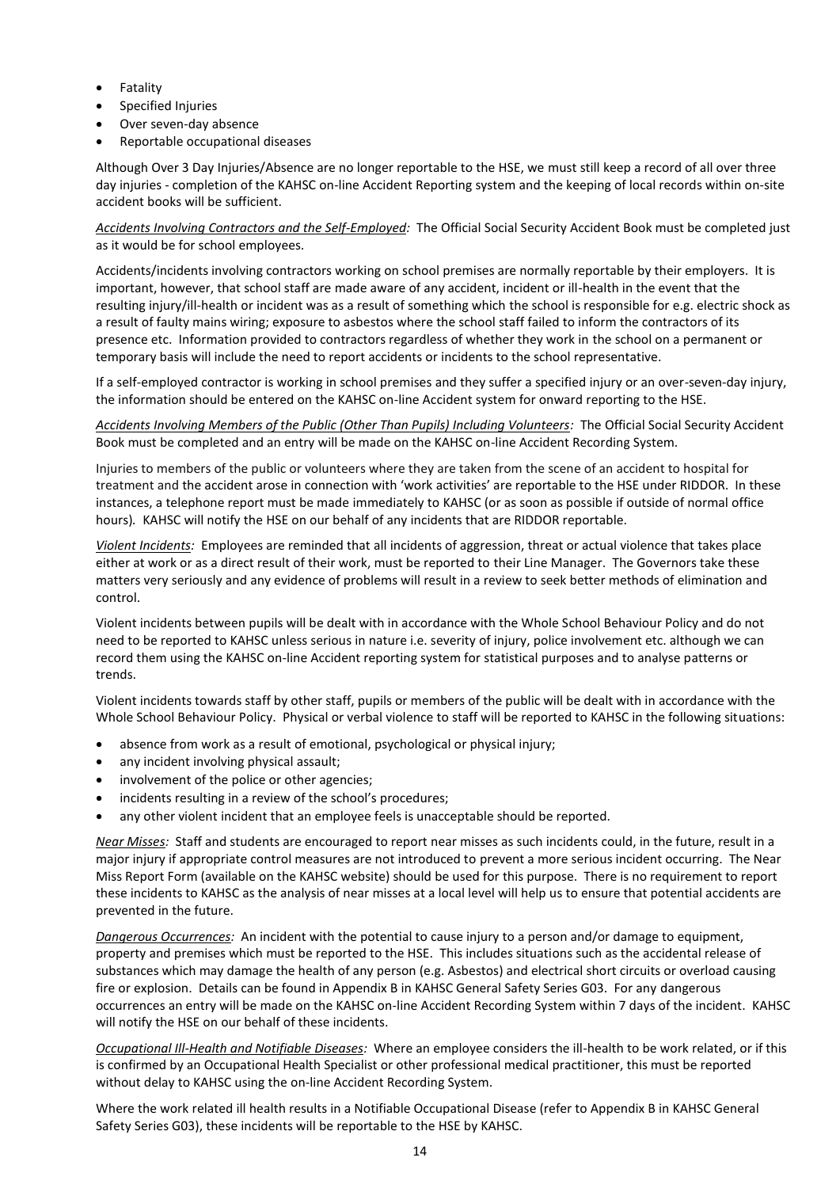- Fatality
- Specified Injuries
- Over seven-day absence
- Reportable occupational diseases

Although Over 3 Day Injuries/Absence are no longer reportable to the HSE, we must still keep a record of all over three day injuries - completion of the KAHSC on-line Accident Reporting system and the keeping of local records within on-site accident books will be sufficient.

*Accidents Involving Contractors and the Self-Employed:* The Official Social Security Accident Book must be completed just as it would be for school employees.

Accidents/incidents involving contractors working on school premises are normally reportable by their employers. It is important, however, that school staff are made aware of any accident, incident or ill-health in the event that the resulting injury/ill-health or incident was as a result of something which the school is responsible for e.g. electric shock as a result of faulty mains wiring; exposure to asbestos where the school staff failed to inform the contractors of its presence etc. Information provided to contractors regardless of whether they work in the school on a permanent or temporary basis will include the need to report accidents or incidents to the school representative.

If a self-employed contractor is working in school premises and they suffer a specified injury or an over-seven-day injury, the information should be entered on the KAHSC on-line Accident system for onward reporting to the HSE.

*Accidents Involving Members of the Public (Other Than Pupils) Including Volunteers:* The Official Social Security Accident Book must be completed and an entry will be made on the KAHSC on-line Accident Recording System.

Injuries to members of the public or volunteers where they are taken from the scene of an accident to hospital for treatment and the accident arose in connection with 'work activities' are reportable to the HSE under RIDDOR. In these instances, a telephone report must be made immediately to KAHSC (or as soon as possible if outside of normal office hours). KAHSC will notify the HSE on our behalf of any incidents that are RIDDOR reportable.

*Violent Incidents:* Employees are reminded that all incidents of aggression, threat or actual violence that takes place either at work or as a direct result of their work, must be reported to their Line Manager. The Governors take these matters very seriously and any evidence of problems will result in a review to seek better methods of elimination and control.

Violent incidents between pupils will be dealt with in accordance with the Whole School Behaviour Policy and do not need to be reported to KAHSC unless serious in nature i.e. severity of injury, police involvement etc. although we can record them using the KAHSC on-line Accident reporting system for statistical purposes and to analyse patterns or trends.

Violent incidents towards staff by other staff, pupils or members of the public will be dealt with in accordance with the Whole School Behaviour Policy. Physical or verbal violence to staff will be reported to KAHSC in the following situations:

- absence from work as a result of emotional, psychological or physical injury;
- any incident involving physical assault;
- involvement of the police or other agencies;
- incidents resulting in a review of the school's procedures;
- any other violent incident that an employee feels is unacceptable should be reported.

*Near Misses:* Staff and students are encouraged to report near misses as such incidents could, in the future, result in a major injury if appropriate control measures are not introduced to prevent a more serious incident occurring. The Near Miss Report Form (available on the KAHSC website) should be used for this purpose. There is no requirement to report these incidents to KAHSC as the analysis of near misses at a local level will help us to ensure that potential accidents are prevented in the future.

*Dangerous Occurrences:* An incident with the potential to cause injury to a person and/or damage to equipment, property and premises which must be reported to the HSE. This includes situations such as the accidental release of substances which may damage the health of any person (e.g. Asbestos) and electrical short circuits or overload causing fire or explosion. Details can be found in Appendix B in KAHSC General Safety Series G03. For any dangerous occurrences an entry will be made on the KAHSC on-line Accident Recording System within 7 days of the incident. KAHSC will notify the HSE on our behalf of these incidents.

*Occupational Ill-Health and Notifiable Diseases:* Where an employee considers the ill-health to be work related, or if this is confirmed by an Occupational Health Specialist or other professional medical practitioner, this must be reported without delay to KAHSC using the on-line Accident Recording System.

Where the work related ill health results in a Notifiable Occupational Disease (refer to Appendix B in KAHSC General Safety Series G03), these incidents will be reportable to the HSE by KAHSC.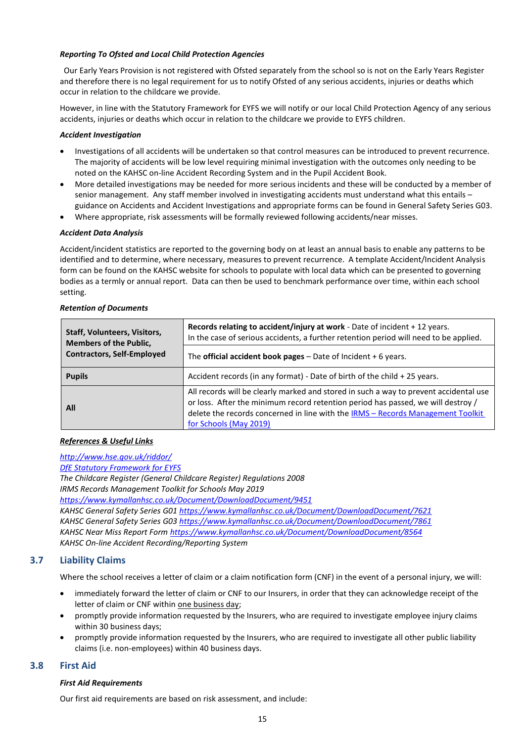***Reporting To Ofsted and Local Child Protection Agencies***

Our Early Years Provision is not registered with Ofsted separately from the school so is not on the Early Years Register and therefore there is no legal requirement for us to notify Ofsted of any serious accidents, injuries or deaths which occur in relation to the childcare we provide.

However, in line with the Statutory Framework for EYFS we will notify or our local Child Protection Agency of any serious accidents, injuries or deaths which occur in relation to the childcare we provide to EYFS children.

***Accident Investigation***

- Investigations of all accidents will be undertaken so that control measures can be introduced to prevent recurrence. The majority of accidents will be low level requiring minimal investigation with the outcomes only needing to be noted on the KAHSC on-line Accident Recording System and in the Pupil Accident Book.
- More detailed investigations may be needed for more serious incidents and these will be conducted by a member of senior management. Any staff member involved in investigating accidents must understand what this entails – guidance on Accidents and Accident Investigations and appropriate forms can be found in General Safety Series G03.
- Where appropriate, risk assessments will be formally reviewed following accidents/near misses.

***Accident Data Analysis***

Accident/incident statistics are reported to the governing body on at least an annual basis to enable any patterns to be identified and to determine, where necessary, measures to prevent recurrence. A template Accident/Incident Analysis form can be found on the KAHSC website for schools to populate with local data which can be presented to governing bodies as a termly or annual report. Data can then be used to benchmark performance over time, within each school setting.

***Retention of Documents***

| | |
|---|---|
| **Staff, Volunteers, Visitors, Members of the Public, Contractors, Self-Employed** | **Records relating to accident/injury at work** - Date of incident + 12 years. In the case of serious accidents, a further retention period will need to be applied. |
| | The **official accident book pages** – Date of Incident + 6 years. |
| **Pupils** | Accident records (in any format) - Date of birth of the child + 25 years. |
| **All** | All records will be clearly marked and stored in such a way to prevent accidental use or loss. After the minimum record retention period has passed, we will destroy / delete the records concerned in line with the IRMS – Records Management Toolkit for Schools (May 2019) |

***References & Useful Links***

*http://www.hse.gov.uk/riddor/*
*DfE Statutory Framework for EYFS*
*The Childcare Register (General Childcare Register) Regulations 2008*
*IRMS Records Management Toolkit for Schools May 2019*
*https://www.kymallanhsc.co.uk/Document/DownloadDocument/9451*
*KAHSC General Safety Series G01 https://www.kymallanhsc.co.uk/Document/DownloadDocument/7621*
*KAHSC General Safety Series G03 https://www.kymallanhsc.co.uk/Document/DownloadDocument/7861*
*KAHSC Near Miss Report Form https://www.kymallanhsc.co.uk/Document/DownloadDocument/8564*
*KAHSC On-line Accident Recording/Reporting System*

## 3.7 Liability Claims

Where the school receives a letter of claim or a claim notification form (CNF) in the event of a personal injury, we will:

- immediately forward the letter of claim or CNF to our Insurers, in order that they can acknowledge receipt of the letter of claim or CNF within one business day;
- promptly provide information requested by the Insurers, who are required to investigate employee injury claims within 30 business days;
- promptly provide information requested by the Insurers, who are required to investigate all other public liability claims (i.e. non-employees) within 40 business days.

## 3.8 First Aid

***First Aid Requirements***

Our first aid requirements are based on risk assessment, and include: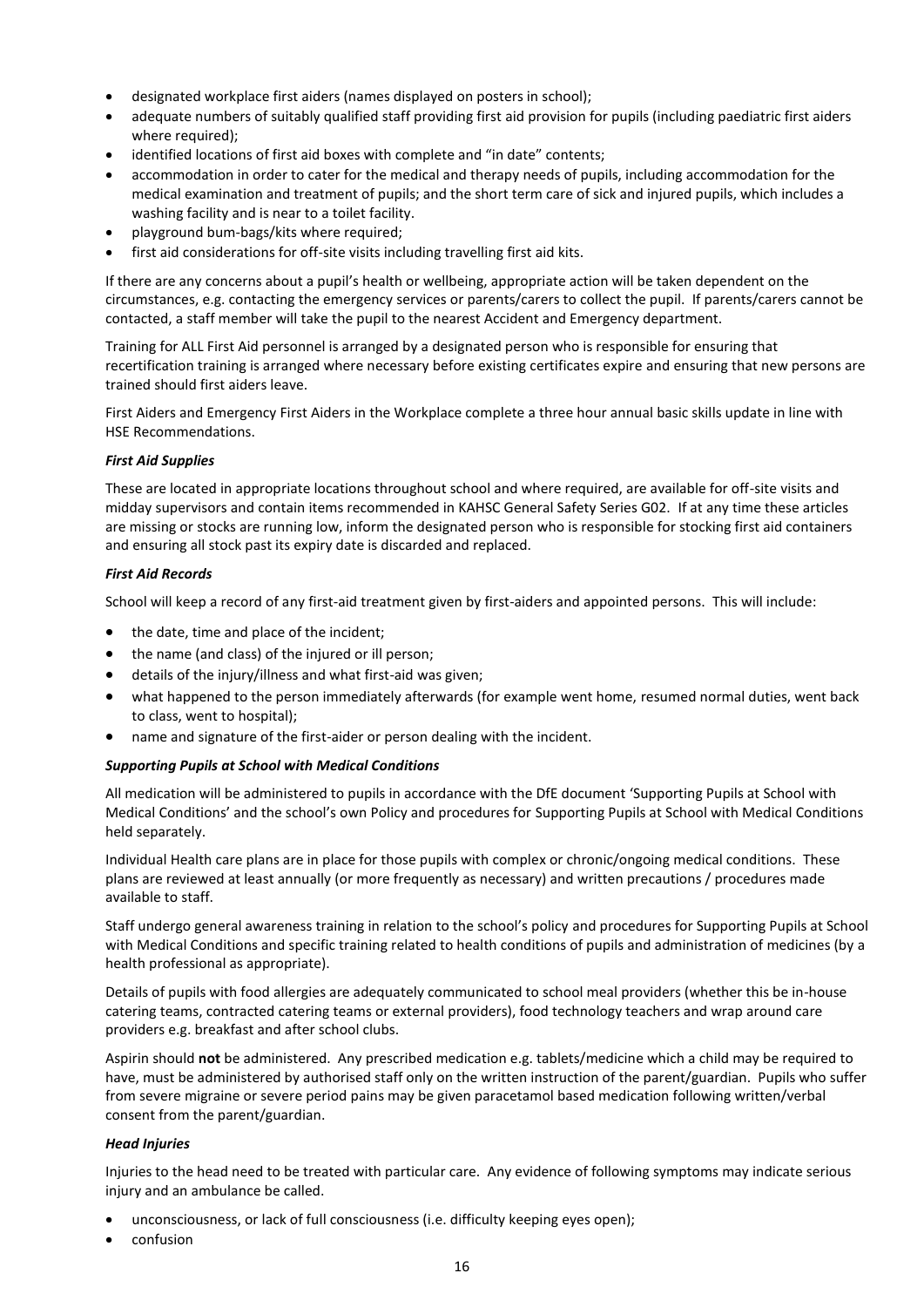- designated workplace first aiders (names displayed on posters in school);
- adequate numbers of suitably qualified staff providing first aid provision for pupils (including paediatric first aiders where required);
- identified locations of first aid boxes with complete and "in date" contents;
- accommodation in order to cater for the medical and therapy needs of pupils, including accommodation for the medical examination and treatment of pupils; and the short term care of sick and injured pupils, which includes a washing facility and is near to a toilet facility.
- playground bum-bags/kits where required;
- first aid considerations for off-site visits including travelling first aid kits.

If there are any concerns about a pupil's health or wellbeing, appropriate action will be taken dependent on the circumstances, e.g. contacting the emergency services or parents/carers to collect the pupil. If parents/carers cannot be contacted, a staff member will take the pupil to the nearest Accident and Emergency department.

Training for ALL First Aid personnel is arranged by a designated person who is responsible for ensuring that recertification training is arranged where necessary before existing certificates expire and ensuring that new persons are trained should first aiders leave.

First Aiders and Emergency First Aiders in the Workplace complete a three hour annual basic skills update in line with HSE Recommendations.

***First Aid Supplies***

These are located in appropriate locations throughout school and where required, are available for off-site visits and midday supervisors and contain items recommended in KAHSC General Safety Series G02. If at any time these articles are missing or stocks are running low, inform the designated person who is responsible for stocking first aid containers and ensuring all stock past its expiry date is discarded and replaced.

***First Aid Records***

School will keep a record of any first-aid treatment given by first-aiders and appointed persons. This will include:

- the date, time and place of the incident;
- the name (and class) of the injured or ill person;
- details of the injury/illness and what first-aid was given;
- what happened to the person immediately afterwards (for example went home, resumed normal duties, went back to class, went to hospital);
- name and signature of the first-aider or person dealing with the incident.

***Supporting Pupils at School with Medical Conditions***

All medication will be administered to pupils in accordance with the DfE document 'Supporting Pupils at School with Medical Conditions' and the school's own Policy and procedures for Supporting Pupils at School with Medical Conditions held separately.

Individual Health care plans are in place for those pupils with complex or chronic/ongoing medical conditions. These plans are reviewed at least annually (or more frequently as necessary) and written precautions / procedures made available to staff.

Staff undergo general awareness training in relation to the school's policy and procedures for Supporting Pupils at School with Medical Conditions and specific training related to health conditions of pupils and administration of medicines (by a health professional as appropriate).

Details of pupils with food allergies are adequately communicated to school meal providers (whether this be in-house catering teams, contracted catering teams or external providers), food technology teachers and wrap around care providers e.g. breakfast and after school clubs.

Aspirin should **not** be administered. Any prescribed medication e.g. tablets/medicine which a child may be required to have, must be administered by authorised staff only on the written instruction of the parent/guardian. Pupils who suffer from severe migraine or severe period pains may be given paracetamol based medication following written/verbal consent from the parent/guardian.

***Head Injuries***

Injuries to the head need to be treated with particular care. Any evidence of following symptoms may indicate serious injury and an ambulance be called.

- unconsciousness, or lack of full consciousness (i.e. difficulty keeping eyes open);
- confusion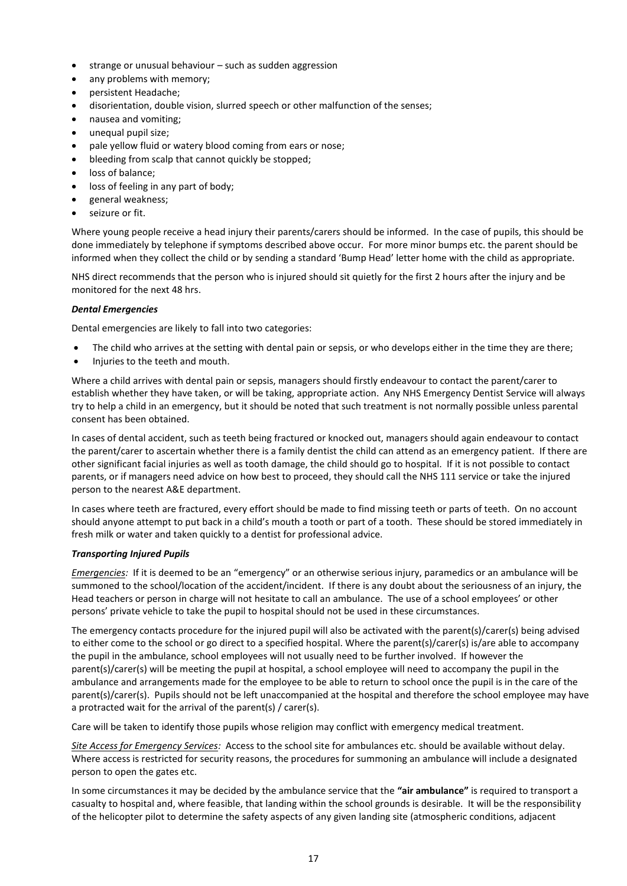- strange or unusual behaviour – such as sudden aggression
- any problems with memory;
- persistent Headache;
- disorientation, double vision, slurred speech or other malfunction of the senses;
- nausea and vomiting;
- unequal pupil size;
- pale yellow fluid or watery blood coming from ears or nose;
- bleeding from scalp that cannot quickly be stopped;
- loss of balance;
- loss of feeling in any part of body;
- general weakness;
- seizure or fit.

Where young people receive a head injury their parents/carers should be informed. In the case of pupils, this should be done immediately by telephone if symptoms described above occur. For more minor bumps etc. the parent should be informed when they collect the child or by sending a standard 'Bump Head' letter home with the child as appropriate.

NHS direct recommends that the person who is injured should sit quietly for the first 2 hours after the injury and be monitored for the next 48 hrs.

***Dental Emergencies***

Dental emergencies are likely to fall into two categories:

- The child who arrives at the setting with dental pain or sepsis, or who develops either in the time they are there;
- Injuries to the teeth and mouth.

Where a child arrives with dental pain or sepsis, managers should firstly endeavour to contact the parent/carer to establish whether they have taken, or will be taking, appropriate action. Any NHS Emergency Dentist Service will always try to help a child in an emergency, but it should be noted that such treatment is not normally possible unless parental consent has been obtained.

In cases of dental accident, such as teeth being fractured or knocked out, managers should again endeavour to contact the parent/carer to ascertain whether there is a family dentist the child can attend as an emergency patient. If there are other significant facial injuries as well as tooth damage, the child should go to hospital. If it is not possible to contact parents, or if managers need advice on how best to proceed, they should call the NHS 111 service or take the injured person to the nearest A&E department.

In cases where teeth are fractured, every effort should be made to find missing teeth or parts of teeth. On no account should anyone attempt to put back in a child's mouth a tooth or part of a tooth. These should be stored immediately in fresh milk or water and taken quickly to a dentist for professional advice.

***Transporting Injured Pupils***

*Emergencies:* If it is deemed to be an "emergency" or an otherwise serious injury, paramedics or an ambulance will be summoned to the school/location of the accident/incident. If there is any doubt about the seriousness of an injury, the Head teachers or person in charge will not hesitate to call an ambulance. The use of a school employees' or other persons' private vehicle to take the pupil to hospital should not be used in these circumstances.

The emergency contacts procedure for the injured pupil will also be activated with the parent(s)/carer(s) being advised to either come to the school or go direct to a specified hospital. Where the parent(s)/carer(s) is/are able to accompany the pupil in the ambulance, school employees will not usually need to be further involved. If however the parent(s)/carer(s) will be meeting the pupil at hospital, a school employee will need to accompany the pupil in the ambulance and arrangements made for the employee to be able to return to school once the pupil is in the care of the parent(s)/carer(s). Pupils should not be left unaccompanied at the hospital and therefore the school employee may have a protracted wait for the arrival of the parent(s) / carer(s).

Care will be taken to identify those pupils whose religion may conflict with emergency medical treatment.

*Site Access for Emergency Services:* Access to the school site for ambulances etc. should be available without delay. Where access is restricted for security reasons, the procedures for summoning an ambulance will include a designated person to open the gates etc.

In some circumstances it may be decided by the ambulance service that the **"air ambulance"** is required to transport a casualty to hospital and, where feasible, that landing within the school grounds is desirable. It will be the responsibility of the helicopter pilot to determine the safety aspects of any given landing site (atmospheric conditions, adjacent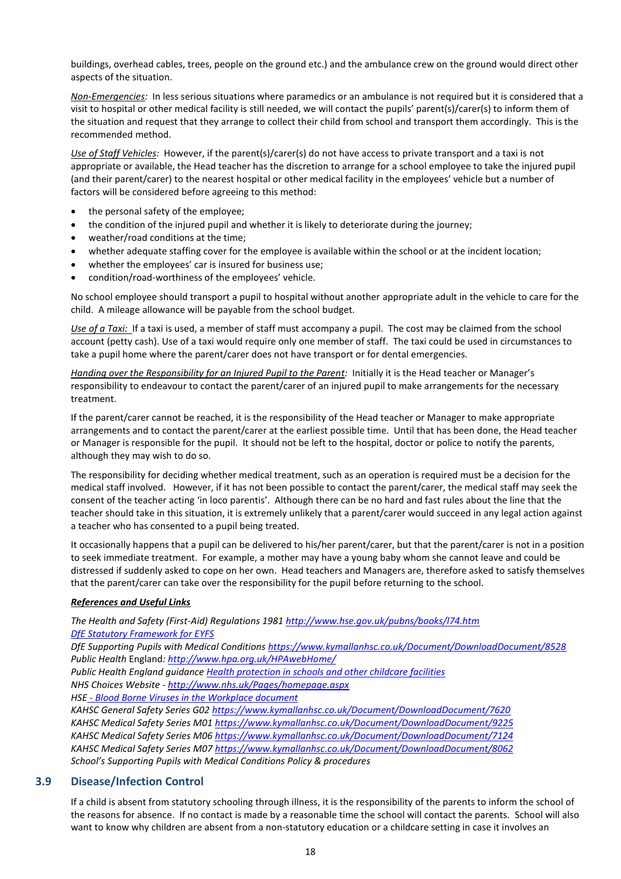buildings, overhead cables, trees, people on the ground etc.) and the ambulance crew on the ground would direct other aspects of the situation.

*Non-Emergencies:* In less serious situations where paramedics or an ambulance is not required but it is considered that a visit to hospital or other medical facility is still needed, we will contact the pupils' parent(s)/carer(s) to inform them of the situation and request that they arrange to collect their child from school and transport them accordingly. This is the recommended method.

*Use of Staff Vehicles:* However, if the parent(s)/carer(s) do not have access to private transport and a taxi is not appropriate or available, the Head teacher has the discretion to arrange for a school employee to take the injured pupil (and their parent/carer) to the nearest hospital or other medical facility in the employees' vehicle but a number of factors will be considered before agreeing to this method:

- the personal safety of the employee;
- the condition of the injured pupil and whether it is likely to deteriorate during the journey;
- weather/road conditions at the time;
- whether adequate staffing cover for the employee is available within the school or at the incident location;
- whether the employees' car is insured for business use;
- condition/road-worthiness of the employees' vehicle.

No school employee should transport a pupil to hospital without another appropriate adult in the vehicle to care for the child. A mileage allowance will be payable from the school budget.

*Use of a Taxi:* If a taxi is used, a member of staff must accompany a pupil. The cost may be claimed from the school account (petty cash). Use of a taxi would require only one member of staff. The taxi could be used in circumstances to take a pupil home where the parent/carer does not have transport or for dental emergencies.

*Handing over the Responsibility for an Injured Pupil to the Parent:* Initially it is the Head teacher or Manager's responsibility to endeavour to contact the parent/carer of an injured pupil to make arrangements for the necessary treatment.

If the parent/carer cannot be reached, it is the responsibility of the Head teacher or Manager to make appropriate arrangements and to contact the parent/carer at the earliest possible time. Until that has been done, the Head teacher or Manager is responsible for the pupil. It should not be left to the hospital, doctor or police to notify the parents, although they may wish to do so.

The responsibility for deciding whether medical treatment, such as an operation is required must be a decision for the medical staff involved. However, if it has not been possible to contact the parent/carer, the medical staff may seek the consent of the teacher acting 'in loco parentis'. Although there can be no hard and fast rules about the line that the teacher should take in this situation, it is extremely unlikely that a parent/carer would succeed in any legal action against a teacher who has consented to a pupil being treated.

It occasionally happens that a pupil can be delivered to his/her parent/carer, but that the parent/carer is not in a position to seek immediate treatment. For example, a mother may have a young baby whom she cannot leave and could be distressed if suddenly asked to cope on her own. Head teachers and Managers are, therefore asked to satisfy themselves that the parent/carer can take over the responsibility for the pupil before returning to the school.

***References and Useful Links***

*The Health and Safety (First-Aid) Regulations 1981 http://www.hse.gov.uk/pubns/books/l74.htm*
*DfE Statutory Framework for EYFS*
*DfE Supporting Pupils with Medical Conditions https://www.kymallanhsc.co.uk/Document/DownloadDocument/8528*
*Public Health* England*: http://www.hpa.org.uk/HPAwebHome/*
*Public Health England guidance Health protection in schools and other childcare facilities*
*NHS Choices Website - http://www.nhs.uk/Pages/homepage.aspx*
*HSE - Blood Borne Viruses in the Workplace document*
*KAHSC General Safety Series G02 https://www.kymallanhsc.co.uk/Document/DownloadDocument/7620*
*KAHSC Medical Safety Series M01 https://www.kymallanhsc.co.uk/Document/DownloadDocument/9225*
*KAHSC Medical Safety Series M06 https://www.kymallanhsc.co.uk/Document/DownloadDocument/7124*
*KAHSC Medical Safety Series M07 https://www.kymallanhsc.co.uk/Document/DownloadDocument/8062*
*School's Supporting Pupils with Medical Conditions Policy & procedures*

## 3.9 Disease/Infection Control

If a child is absent from statutory schooling through illness, it is the responsibility of the parents to inform the school of the reasons for absence. If no contact is made by a reasonable time the school will contact the parents. School will also want to know why children are absent from a non-statutory education or a childcare setting in case it involves an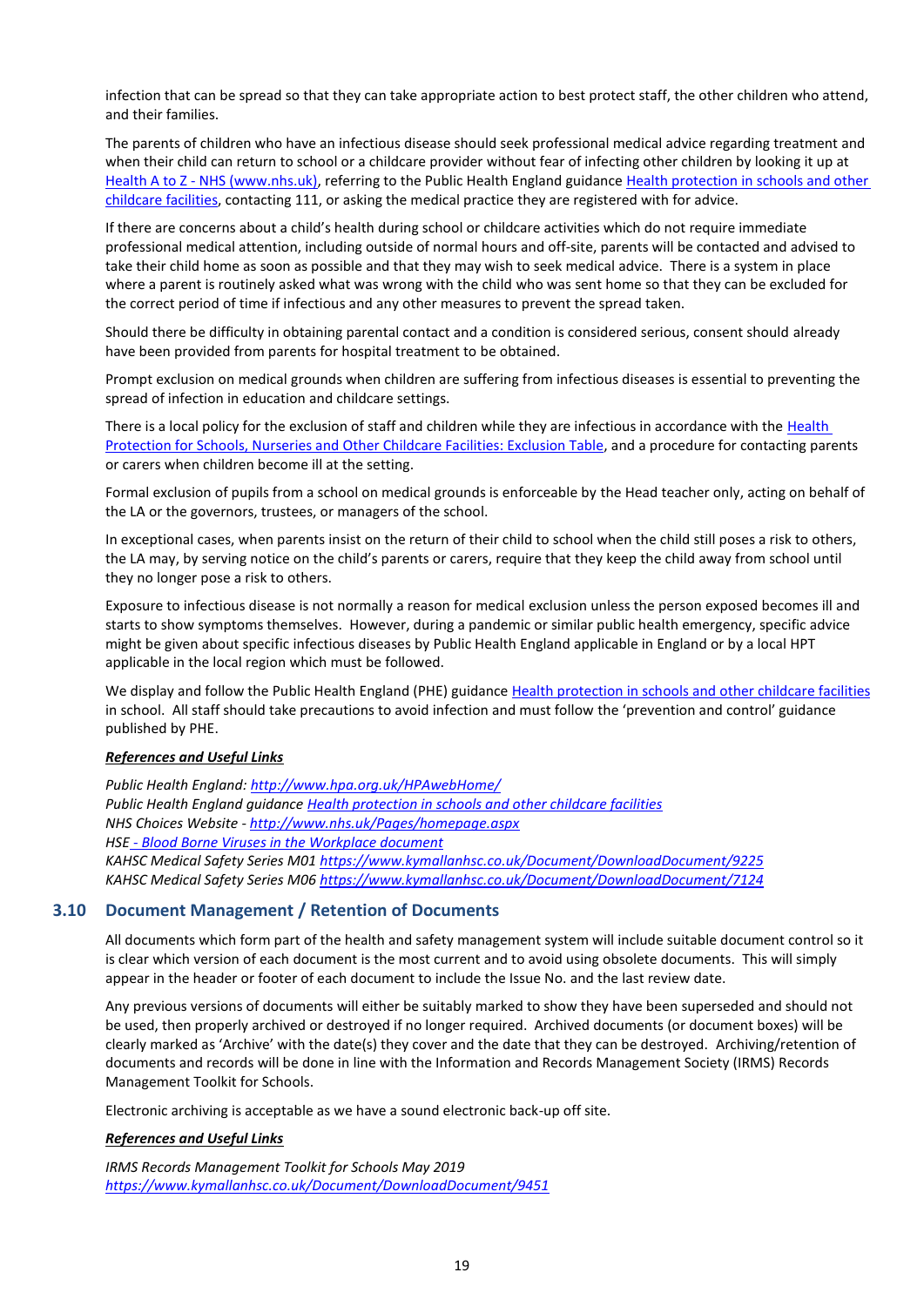infection that can be spread so that they can take appropriate action to best protect staff, the other children who attend, and their families.

The parents of children who have an infectious disease should seek professional medical advice regarding treatment and when their child can return to school or a childcare provider without fear of infecting other children by looking it up at [Health A to Z - NHS (www.nhs.uk)](), referring to the Public Health England guidance [Health protection in schools and other childcare facilities](), contacting 111, or asking the medical practice they are registered with for advice.

If there are concerns about a child's health during school or childcare activities which do not require immediate professional medical attention, including outside of normal hours and off-site, parents will be contacted and advised to take their child home as soon as possible and that they may wish to seek medical advice. There is a system in place where a parent is routinely asked what was wrong with the child who was sent home so that they can be excluded for the correct period of time if infectious and any other measures to prevent the spread taken.

Should there be difficulty in obtaining parental contact and a condition is considered serious, consent should already have been provided from parents for hospital treatment to be obtained.

Prompt exclusion on medical grounds when children are suffering from infectious diseases is essential to preventing the spread of infection in education and childcare settings.

There is a local policy for the exclusion of staff and children while they are infectious in accordance with the [Health Protection for Schools, Nurseries and Other Childcare Facilities: Exclusion Table](), and a procedure for contacting parents or carers when children become ill at the setting.

Formal exclusion of pupils from a school on medical grounds is enforceable by the Head teacher only, acting on behalf of the LA or the governors, trustees, or managers of the school.

In exceptional cases, when parents insist on the return of their child to school when the child still poses a risk to others, the LA may, by serving notice on the child's parents or carers, require that they keep the child away from school until they no longer pose a risk to others.

Exposure to infectious disease is not normally a reason for medical exclusion unless the person exposed becomes ill and starts to show symptoms themselves. However, during a pandemic or similar public health emergency, specific advice might be given about specific infectious diseases by Public Health England applicable in England or by a local HPT applicable in the local region which must be followed.

We display and follow the Public Health England (PHE) guidance [Health protection in schools and other childcare facilities]() in school. All staff should take precautions to avoid infection and must follow the 'prevention and control' guidance published by PHE.

***References and Useful Links***

*Public Health England: http://www.hpa.org.uk/HPAwebHome/*
*Public Health England guidance Health protection in schools and other childcare facilities*
*NHS Choices Website - http://www.nhs.uk/Pages/homepage.aspx*
*HSE - Blood Borne Viruses in the Workplace document*
*KAHSC Medical Safety Series M01 https://www.kymallanhsc.co.uk/Document/DownloadDocument/9225*
*KAHSC Medical Safety Series M06 https://www.kymallanhsc.co.uk/Document/DownloadDocument/7124*

### 3.10 Document Management / Retention of Documents

All documents which form part of the health and safety management system will include suitable document control so it is clear which version of each document is the most current and to avoid using obsolete documents. This will simply appear in the header or footer of each document to include the Issue No. and the last review date.

Any previous versions of documents will either be suitably marked to show they have been superseded and should not be used, then properly archived or destroyed if no longer required. Archived documents (or document boxes) will be clearly marked as 'Archive' with the date(s) they cover and the date that they can be destroyed. Archiving/retention of documents and records will be done in line with the Information and Records Management Society (IRMS) Records Management Toolkit for Schools.

Electronic archiving is acceptable as we have a sound electronic back-up off site.

***References and Useful Links***

*IRMS Records Management Toolkit for Schools May 2019*
*https://www.kymallanhsc.co.uk/Document/DownloadDocument/9451*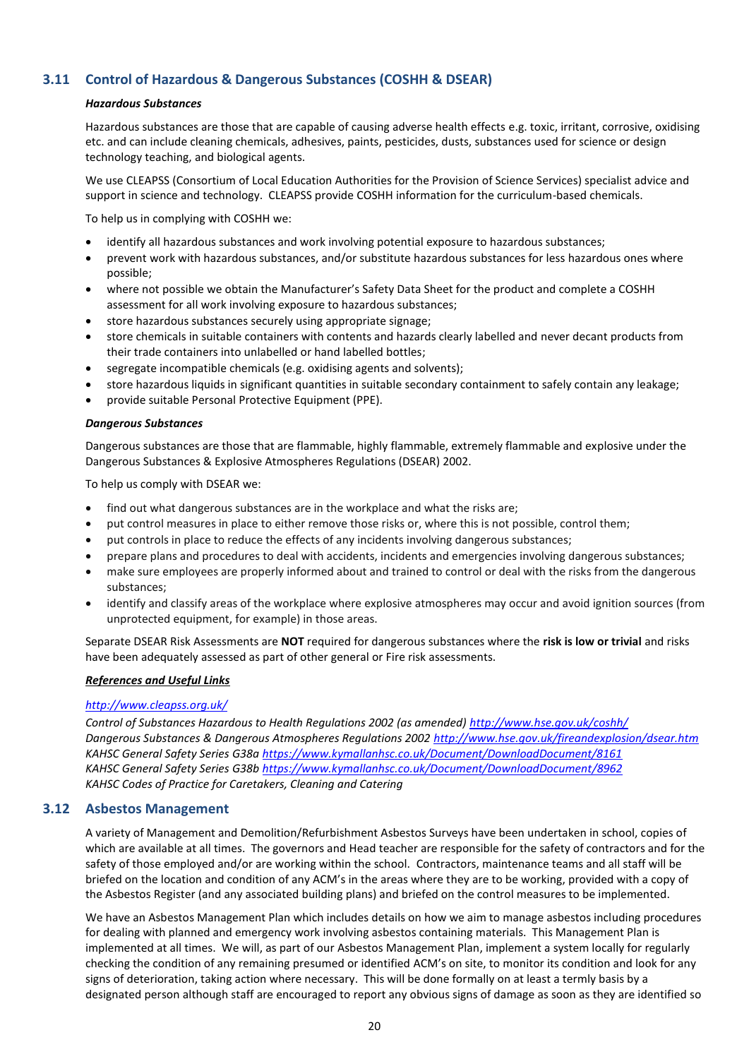## 3.11 Control of Hazardous & Dangerous Substances (COSHH & DSEAR)

***Hazardous Substances***

Hazardous substances are those that are capable of causing adverse health effects e.g. toxic, irritant, corrosive, oxidising etc. and can include cleaning chemicals, adhesives, paints, pesticides, dusts, substances used for science or design technology teaching, and biological agents.

We use CLEAPSS (Consortium of Local Education Authorities for the Provision of Science Services) specialist advice and support in science and technology. CLEAPSS provide COSHH information for the curriculum-based chemicals.

To help us in complying with COSHH we:

- identify all hazardous substances and work involving potential exposure to hazardous substances;
- prevent work with hazardous substances, and/or substitute hazardous substances for less hazardous ones where possible;
- where not possible we obtain the Manufacturer's Safety Data Sheet for the product and complete a COSHH assessment for all work involving exposure to hazardous substances;
- store hazardous substances securely using appropriate signage;
- store chemicals in suitable containers with contents and hazards clearly labelled and never decant products from their trade containers into unlabelled or hand labelled bottles;
- segregate incompatible chemicals (e.g. oxidising agents and solvents);
- store hazardous liquids in significant quantities in suitable secondary containment to safely contain any leakage;
- provide suitable Personal Protective Equipment (PPE).

***Dangerous Substances***

Dangerous substances are those that are flammable, highly flammable, extremely flammable and explosive under the Dangerous Substances & Explosive Atmospheres Regulations (DSEAR) 2002.

To help us comply with DSEAR we:

- find out what dangerous substances are in the workplace and what the risks are;
- put control measures in place to either remove those risks or, where this is not possible, control them;
- put controls in place to reduce the effects of any incidents involving dangerous substances;
- prepare plans and procedures to deal with accidents, incidents and emergencies involving dangerous substances;
- make sure employees are properly informed about and trained to control or deal with the risks from the dangerous substances;
- identify and classify areas of the workplace where explosive atmospheres may occur and avoid ignition sources (from unprotected equipment, for example) in those areas.

Separate DSEAR Risk Assessments are **NOT** required for dangerous substances where the **risk is low or trivial** and risks have been adequately assessed as part of other general or Fire risk assessments.

***References and Useful Links***

*http://www.cleapss.org.uk/*
*Control of Substances Hazardous to Health Regulations 2002 (as amended) http://www.hse.gov.uk/coshh/*
*Dangerous Substances & Explosive Atmospheres Regulations 2002 http://www.hse.gov.uk/fireandexplosion/dsear.htm*
*KAHSC General Safety Series G38a https://www.kymallanhsc.co.uk/Document/DownloadDocument/8161*
*KAHSC General Safety Series G38b https://www.kymallanhsc.co.uk/Document/DownloadDocument/8962*
*KAHSC Codes of Practice for Caretakers, Cleaning and Catering*

## 3.12 Asbestos Management

A variety of Management and Demolition/Refurbishment Asbestos Surveys have been undertaken in school, copies of which are available at all times. The governors and Head teacher are responsible for the safety of contractors and for the safety of those employed and/or are working within the school. Contractors, maintenance teams and all staff will be briefed on the location and condition of any ACM's in the areas where they are to be working, provided with a copy of the Asbestos Register (and any associated building plans) and briefed on the control measures to be implemented.

We have an Asbestos Management Plan which includes details on how we aim to manage asbestos including procedures for dealing with planned and emergency work involving asbestos containing materials. This Management Plan is implemented at all times. We will, as part of our Asbestos Management Plan, implement a system locally for regularly checking the condition of any remaining presumed or identified ACM's on site, to monitor its condition and look for any signs of deterioration, taking action where necessary. This will be done formally on at least a termly basis by a designated person although staff are encouraged to report any obvious signs of damage as soon as they are identified so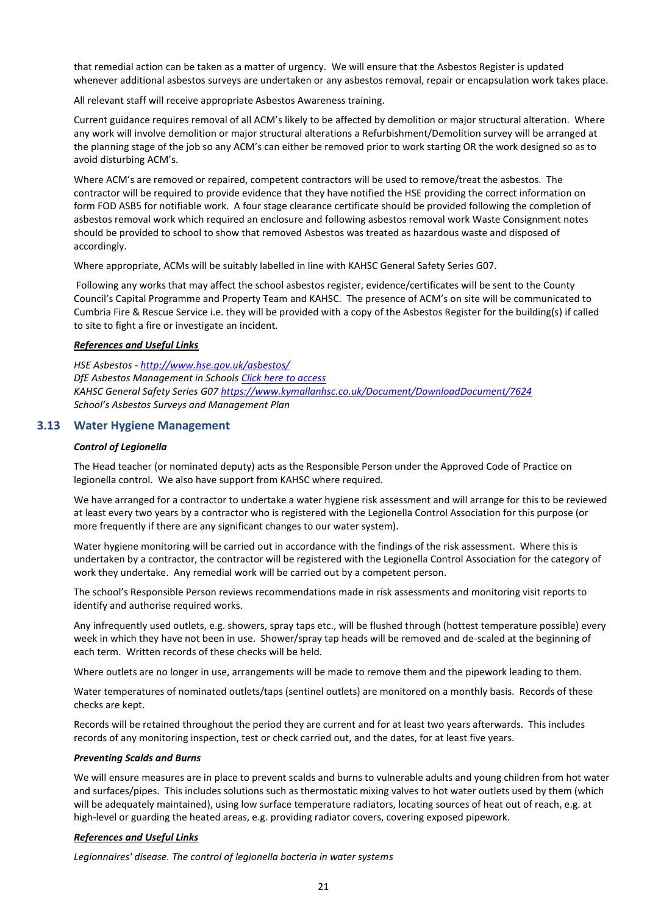that remedial action can be taken as a matter of urgency. We will ensure that the Asbestos Register is updated whenever additional asbestos surveys are undertaken or any asbestos removal, repair or encapsulation work takes place.

All relevant staff will receive appropriate Asbestos Awareness training.

Current guidance requires removal of all ACM's likely to be affected by demolition or major structural alteration. Where any work will involve demolition or major structural alterations a Refurbishment/Demolition survey will be arranged at the planning stage of the job so any ACM's can either be removed prior to work starting OR the work designed so as to avoid disturbing ACM's.

Where ACM's are removed or repaired, competent contractors will be used to remove/treat the asbestos. The contractor will be required to provide evidence that they have notified the HSE providing the correct information on form FOD ASB5 for notifiable work. A four stage clearance certificate should be provided following the completion of asbestos removal work which required an enclosure and following asbestos removal work Waste Consignment notes should be provided to school to show that removed Asbestos was treated as hazardous waste and disposed of accordingly.

Where appropriate, ACMs will be suitably labelled in line with KAHSC General Safety Series G07.

Following any works that may affect the school asbestos register, evidence/certificates will be sent to the County Council's Capital Programme and Property Team and KAHSC. The presence of ACM's on site will be communicated to Cumbria Fire & Rescue Service i.e. they will be provided with a copy of the Asbestos Register for the building(s) if called to site to fight a fire or investigate an incident.

***References and Useful Links***

*HSE Asbestos - [http://www.hse.gov.uk/asbestos/](http://www.hse.gov.uk/asbestos/)*
*DfE Asbestos Management in Schools Click here to access*
*KAHSC General Safety Series G07 [https://www.kymallanhsc.co.uk/Document/DownloadDocument/7624](https://www.kymallanhsc.co.uk/Document/DownloadDocument/7624)*
*School's Asbestos Surveys and Management Plan*

## 3.13 Water Hygiene Management

***Control of Legionella***

The Head teacher (or nominated deputy) acts as the Responsible Person under the Approved Code of Practice on legionella control. We also have support from KAHSC where required.

We have arranged for a contractor to undertake a water hygiene risk assessment and will arrange for this to be reviewed at least every two years by a contractor who is registered with the Legionella Control Association for this purpose (or more frequently if there are any significant changes to our water system).

Water hygiene monitoring will be carried out in accordance with the findings of the risk assessment. Where this is undertaken by a contractor, the contractor will be registered with the Legionella Control Association for the category of work they undertake. Any remedial work will be carried out by a competent person.

The school's Responsible Person reviews recommendations made in risk assessments and monitoring visit reports to identify and authorise required works.

Any infrequently used outlets, e.g. showers, spray taps etc., will be flushed through (hottest temperature possible) every week in which they have not been in use. Shower/spray tap heads will be removed and de-scaled at the beginning of each term. Written records of these checks will be held.

Where outlets are no longer in use, arrangements will be made to remove them and the pipework leading to them.

Water temperatures of nominated outlets/taps (sentinel outlets) are monitored on a monthly basis. Records of these checks are kept.

Records will be retained throughout the period they are current and for at least two years afterwards. This includes records of any monitoring inspection, test or check carried out, and the dates, for at least five years.

***Preventing Scalds and Burns***

We will ensure measures are in place to prevent scalds and burns to vulnerable adults and young children from hot water and surfaces/pipes. This includes solutions such as thermostatic mixing valves to hot water outlets used by them (which will be adequately maintained), using low surface temperature radiators, locating sources of heat out of reach, e.g. at high-level or guarding the heated areas, e.g. providing radiator covers, covering exposed pipework.

***References and Useful Links***

*Legionnaires' disease. The control of legionella bacteria in water systems*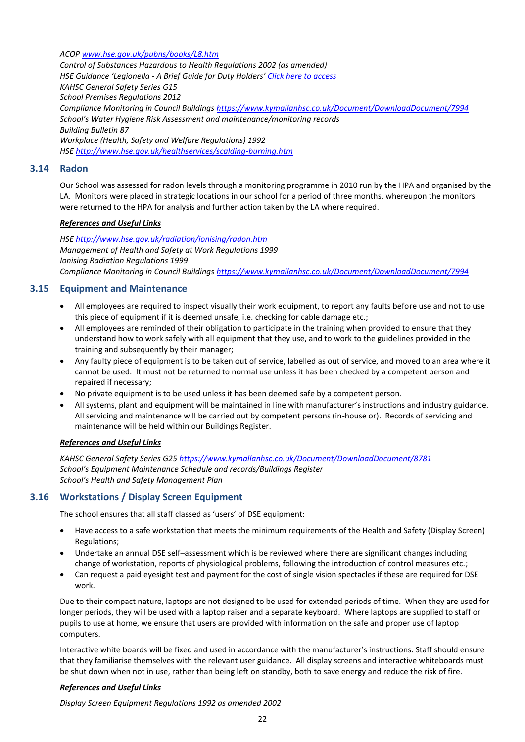*ACOP [www.hse.gov.uk/pubns/books/L8.htm](www.hse.gov.uk/pubns/books/L8.htm)*
*Control of Substances Hazardous to Health Regulations 2002 (as amended)*
*HSE Guidance 'Legionella - A Brief Guide for Duty Holders' Click here to access*
*KAHSC General Safety Series G15*
*School Premises Regulations 2012*
*Compliance Monitoring in Council Buildings <https://www.kymallanhsc.co.uk/Document/DownloadDocument/7994>*
*School's Water Hygiene Risk Assessment and maintenance/monitoring records*
*Building Bulletin 87*
*Workplace (Health, Safety and Welfare Regulations) 1992*
*HSE <http://www.hse.gov.uk/healthservices/scalding-burning.htm>*

### 3.14 Radon

Our School was assessed for radon levels through a monitoring programme in 2010 run by the HPA and organised by the LA. Monitors were placed in strategic locations in our school for a period of three months, whereupon the monitors were returned to the HPA for analysis and further action taken by the LA where required.

***References and Useful Links***

*HSE <http://www.hse.gov.uk/radiation/ionising/radon.htm>*
*Management of Health and Safety at Work Regulations 1999*
*Ionising Radiation Regulations 1999*
*Compliance Monitoring in Council Buildings <https://www.kymallanhsc.co.uk/Document/DownloadDocument/7994>*

### 3.15 Equipment and Maintenance

- All employees are required to inspect visually their work equipment, to report any faults before use and not to use this piece of equipment if it is deemed unsafe, i.e. checking for cable damage etc.;
- All employees are reminded of their obligation to participate in the training when provided to ensure that they understand how to work safely with all equipment that they use, and to work to the guidelines provided in the training and subsequently by their manager;
- Any faulty piece of equipment is to be taken out of service, labelled as out of service, and moved to an area where it cannot be used. It must not be returned to normal use unless it has been checked by a competent person and repaired if necessary;
- No private equipment is to be used unless it has been deemed safe by a competent person.
- All systems, plant and equipment will be maintained in line with manufacturer's instructions and industry guidance. All servicing and maintenance will be carried out by competent persons (in-house or). Records of servicing and maintenance will be held within our Buildings Register.

***References and Useful Links***

*KAHSC General Safety Series G25 <https://www.kymallanhsc.co.uk/Document/DownloadDocument/8781>*
*School's Equipment Maintenance Schedule and records/Buildings Register*
*School's Health and Safety Management Plan*

### 3.16 Workstations / Display Screen Equipment

The school ensures that all staff classed as 'users' of DSE equipment:

- Have access to a safe workstation that meets the minimum requirements of the Health and Safety (Display Screen) Regulations;
- Undertake an annual DSE self–assessment which is be reviewed where there are significant changes including change of workstation, reports of physiological problems, following the introduction of control measures etc.;
- Can request a paid eyesight test and payment for the cost of single vision spectacles if these are required for DSE work.

Due to their compact nature, laptops are not designed to be used for extended periods of time. When they are used for longer periods, they will be used with a laptop raiser and a separate keyboard. Where laptops are supplied to staff or pupils to use at home, we ensure that users are provided with information on the safe and proper use of laptop computers.

Interactive white boards will be fixed and used in accordance with the manufacturer's instructions. Staff should ensure that they familiarise themselves with the relevant user guidance. All display screens and interactive whiteboards must be shut down when not in use, rather than being left on standby, both to save energy and reduce the risk of fire.

***References and Useful Links***

*Display Screen Equipment Regulations 1992 as amended 2002*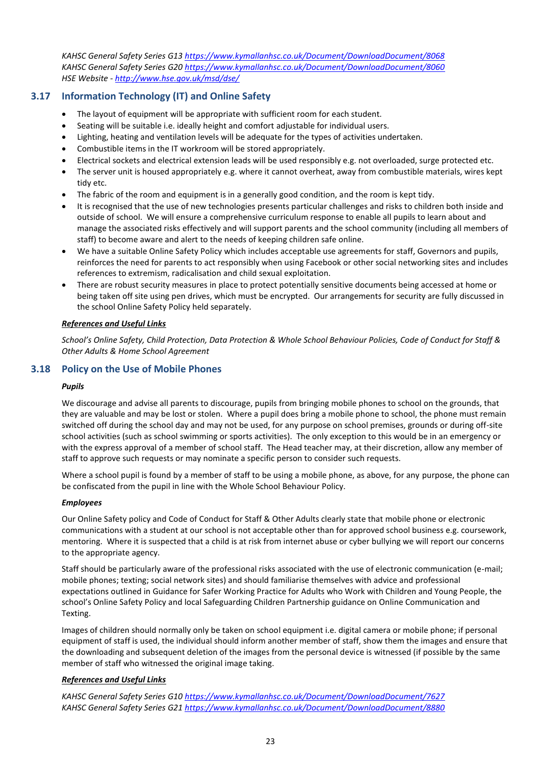*KAHSC General Safety Series G13 https://www.kymallanhsc.co.uk/Document/DownloadDocument/8068*
*KAHSC General Safety Series G20 https://www.kymallanhsc.co.uk/Document/DownloadDocument/8060*
*HSE Website - http://www.hse.gov.uk/msd/dse/*

## 3.17 Information Technology (IT) and Online Safety

- The layout of equipment will be appropriate with sufficient room for each student.
- Seating will be suitable i.e. ideally height and comfort adjustable for individual users.
- Lighting, heating and ventilation levels will be adequate for the types of activities undertaken.
- Combustible items in the IT workroom will be stored appropriately.
- Electrical sockets and electrical extension leads will be used responsibly e.g. not overloaded, surge protected etc.
- The server unit is housed appropriately e.g. where it cannot overheat, away from combustible materials, wires kept tidy etc.
- The fabric of the room and equipment is in a generally good condition, and the room is kept tidy.
- It is recognised that the use of new technologies presents particular challenges and risks to children both inside and outside of school. We will ensure a comprehensive curriculum response to enable all pupils to learn about and manage the associated risks effectively and will support parents and the school community (including all members of staff) to become aware and alert to the needs of keeping children safe online.
- We have a suitable Online Safety Policy which includes acceptable use agreements for staff, Governors and pupils, reinforces the need for parents to act responsibly when using Facebook or other social networking sites and includes references to extremism, radicalisation and child sexual exploitation.
- There are robust security measures in place to protect potentially sensitive documents being accessed at home or being taken off site using pen drives, which must be encrypted. Our arrangements for security are fully discussed in the school Online Safety Policy held separately.

***References and Useful Links***

*School's Online Safety, Child Protection, Data Protection & Whole School Behaviour Policies, Code of Conduct for Staff & Other Adults & Home School Agreement*

## 3.18 Policy on the Use of Mobile Phones

***Pupils***

We discourage and advise all parents to discourage, pupils from bringing mobile phones to school on the grounds, that they are valuable and may be lost or stolen. Where a pupil does bring a mobile phone to school, the phone must remain switched off during the school day and may not be used, for any purpose on school premises, grounds or during off-site school activities (such as school swimming or sports activities). The only exception to this would be in an emergency or with the express approval of a member of school staff. The Head teacher may, at their discretion, allow any member of staff to approve such requests or may nominate a specific person to consider such requests.

Where a school pupil is found by a member of staff to be using a mobile phone, as above, for any purpose, the phone can be confiscated from the pupil in line with the Whole School Behaviour Policy.

***Employees***

Our Online Safety policy and Code of Conduct for Staff & Other Adults clearly state that mobile phone or electronic communications with a student at our school is not acceptable other than for approved school business e.g. coursework, mentoring. Where it is suspected that a child is at risk from internet abuse or cyber bullying we will report our concerns to the appropriate agency.

Staff should be particularly aware of the professional risks associated with the use of electronic communication (e-mail; mobile phones; texting; social network sites) and should familiarise themselves with advice and professional expectations outlined in Guidance for Safer Working Practice for Adults who Work with Children and Young People, the school's Online Safety Policy and local Safeguarding Children Partnership guidance on Online Communication and Texting.

Images of children should normally only be taken on school equipment i.e. digital camera or mobile phone; if personal equipment of staff is used, the individual should inform another member of staff, show them the images and ensure that the downloading and subsequent deletion of the images from the personal device is witnessed (if possible by the same member of staff who witnessed the original image taking.

***References and Useful Links***

*KAHSC General Safety Series G10 https://www.kymallanhsc.co.uk/Document/DownloadDocument/7627*
*KAHSC General Safety Series G21 https://www.kymallanhsc.co.uk/Document/DownloadDocument/8880*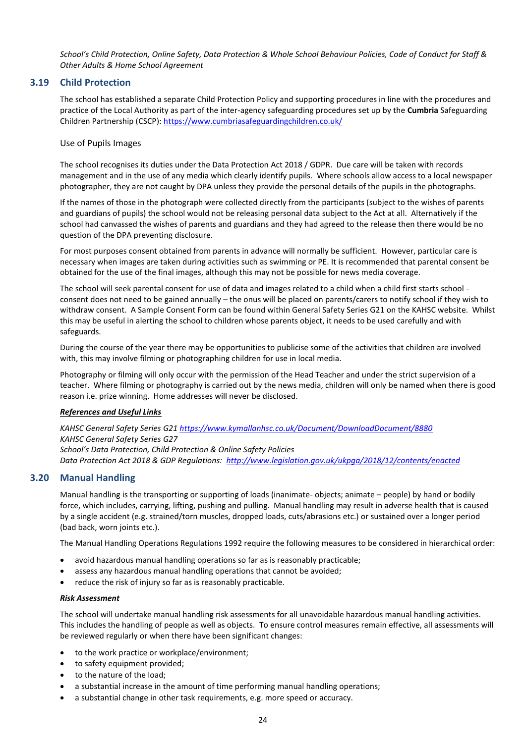*School's Child Protection, Online Safety, Data Protection & Whole School Behaviour Policies, Code of Conduct for Staff & Other Adults & Home School Agreement*

## 3.19 Child Protection

The school has established a separate Child Protection Policy and supporting procedures in line with the procedures and practice of the Local Authority as part of the inter-agency safeguarding procedures set up by the **Cumbria** Safeguarding Children Partnership (CSCP): https://www.cumbriasafeguardingchildren.co.uk/

Use of Pupils Images

The school recognises its duties under the Data Protection Act 2018 / GDPR. Due care will be taken with records management and in the use of any media which clearly identify pupils. Where schools allow access to a local newspaper photographer, they are not caught by DPA unless they provide the personal details of the pupils in the photographs.

If the names of those in the photograph were collected directly from the participants (subject to the wishes of parents and guardians of pupils) the school would not be releasing personal data subject to the Act at all. Alternatively if the school had canvassed the wishes of parents and guardians and they had agreed to the release then there would be no question of the DPA preventing disclosure.

For most purposes consent obtained from parents in advance will normally be sufficient. However, particular care is necessary when images are taken during activities such as swimming or PE. It is recommended that parental consent be obtained for the use of the final images, although this may not be possible for news media coverage.

The school will seek parental consent for use of data and images related to a child when a child first starts school - consent does not need to be gained annually – the onus will be placed on parents/carers to notify school if they wish to withdraw consent. A Sample Consent Form can be found within General Safety Series G21 on the KAHSC website. Whilst this may be useful in alerting the school to children whose parents object, it needs to be used carefully and with safeguards.

During the course of the year there may be opportunities to publicise some of the activities that children are involved with, this may involve filming or photographing children for use in local media.

Photography or filming will only occur with the permission of the Head Teacher and under the strict supervision of a teacher. Where filming or photography is carried out by the news media, children will only be named when there is good reason i.e. prize winning. Home addresses will never be disclosed.

***References and Useful Links***

*KAHSC General Safety Series G21 https://www.kymallanhsc.co.uk/Document/DownloadDocument/8880*
*KAHSC General Safety Series G27*
*School's Data Protection, Child Protection & Online Safety Policies*
*Data Protection Act 2018 & GDP Regulations: http://www.legislation.gov.uk/ukpga/2018/12/contents/enacted*

## 3.20 Manual Handling

Manual handling is the transporting or supporting of loads (inanimate- objects; animate – people) by hand or bodily force, which includes, carrying, lifting, pushing and pulling. Manual handling may result in adverse health that is caused by a single accident (e.g. strained/torn muscles, dropped loads, cuts/abrasions etc.) or sustained over a longer period (bad back, worn joints etc.).

The Manual Handling Operations Regulations 1992 require the following measures to be considered in hierarchical order:

- avoid hazardous manual handling operations so far as is reasonably practicable;
- assess any hazardous manual handling operations that cannot be avoided;
- reduce the risk of injury so far as is reasonably practicable.

***Risk Assessment***

The school will undertake manual handling risk assessments for all unavoidable hazardous manual handling activities. This includes the handling of people as well as objects. To ensure control measures remain effective, all assessments will be reviewed regularly or when there have been significant changes:

- to the work practice or workplace/environment;
- to safety equipment provided;
- to the nature of the load;
- a substantial increase in the amount of time performing manual handling operations;
- a substantial change in other task requirements, e.g. more speed or accuracy.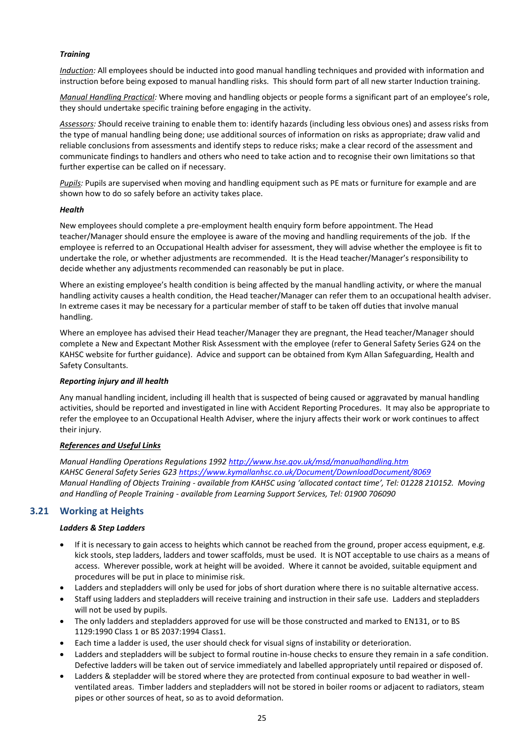***Training***

*Induction:* All employees should be inducted into good manual handling techniques and provided with information and instruction before being exposed to manual handling risks. This should form part of all new starter Induction training.

*Manual Handling Practical:* Where moving and handling objects or people forms a significant part of an employee's role, they should undertake specific training before engaging in the activity.

*Assessors: S*hould receive training to enable them to: identify hazards (including less obvious ones) and assess risks from the type of manual handling being done; use additional sources of information on risks as appropriate; draw valid and reliable conclusions from assessments and identify steps to reduce risks; make a clear record of the assessment and communicate findings to handlers and others who need to take action and to recognise their own limitations so that further expertise can be called on if necessary.

*Pupils:* Pupils are supervised when moving and handling equipment such as PE mats or furniture for example and are shown how to do so safely before an activity takes place.

***Health***

New employees should complete a pre-employment health enquiry form before appointment. The Head teacher/Manager should ensure the employee is aware of the moving and handling requirements of the job. If the employee is referred to an Occupational Health adviser for assessment, they will advise whether the employee is fit to undertake the role, or whether adjustments are recommended. It is the Head teacher/Manager's responsibility to decide whether any adjustments recommended can reasonably be put in place.

Where an existing employee's health condition is being affected by the manual handling activity, or where the manual handling activity causes a health condition, the Head teacher/Manager can refer them to an occupational health adviser. In extreme cases it may be necessary for a particular member of staff to be taken off duties that involve manual handling.

Where an employee has advised their Head teacher/Manager they are pregnant, the Head teacher/Manager should complete a New and Expectant Mother Risk Assessment with the employee (refer to General Safety Series G24 on the KAHSC website for further guidance). Advice and support can be obtained from Kym Allan Safeguarding, Health and Safety Consultants.

***Reporting injury and ill health***

Any manual handling incident, including ill health that is suspected of being caused or aggravated by manual handling activities, should be reported and investigated in line with Accident Reporting Procedures. It may also be appropriate to refer the employee to an Occupational Health Adviser, where the injury affects their work or work continues to affect their injury.

***References and Useful Links***

*Manual Handling Operations Regulations 1992 http://www.hse.gov.uk/msd/manualhandling.htm*
*KAHSC General Safety Series G23 https://www.kymallanhsc.co.uk/Document/DownloadDocument/8069*
*Manual Handling of Objects Training - available from KAHSC using 'allocated contact time', Tel: 01228 210152. Moving and Handling of People Training - available from Learning Support Services, Tel: 01900 706090*

## 3.21 Working at Heights

***Ladders & Step Ladders***

- If it is necessary to gain access to heights which cannot be reached from the ground, proper access equipment, e.g. kick stools, step ladders, ladders and tower scaffolds, must be used. It is NOT acceptable to use chairs as a means of access. Wherever possible, work at height will be avoided. Where it cannot be avoided, suitable equipment and procedures will be put in place to minimise risk.
- Ladders and stepladders will only be used for jobs of short duration where there is no suitable alternative access.
- Staff using ladders and stepladders will receive training and instruction in their safe use. Ladders and stepladders will not be used by pupils.
- The only ladders and stepladders approved for use will be those constructed and marked to EN131, or to BS 1129:1990 Class 1 or BS 2037:1994 Class1.
- Each time a ladder is used, the user should check for visual signs of instability or deterioration.
- Ladders and stepladders will be subject to formal routine in-house checks to ensure they remain in a safe condition. Defective ladders will be taken out of service immediately and labelled appropriately until repaired or disposed of.
- Ladders & stepladder will be stored where they are protected from continual exposure to bad weather in well-ventilated areas. Timber ladders and stepladders will not be stored in boiler rooms or adjacent to radiators, steam pipes or other sources of heat, so as to avoid deformation.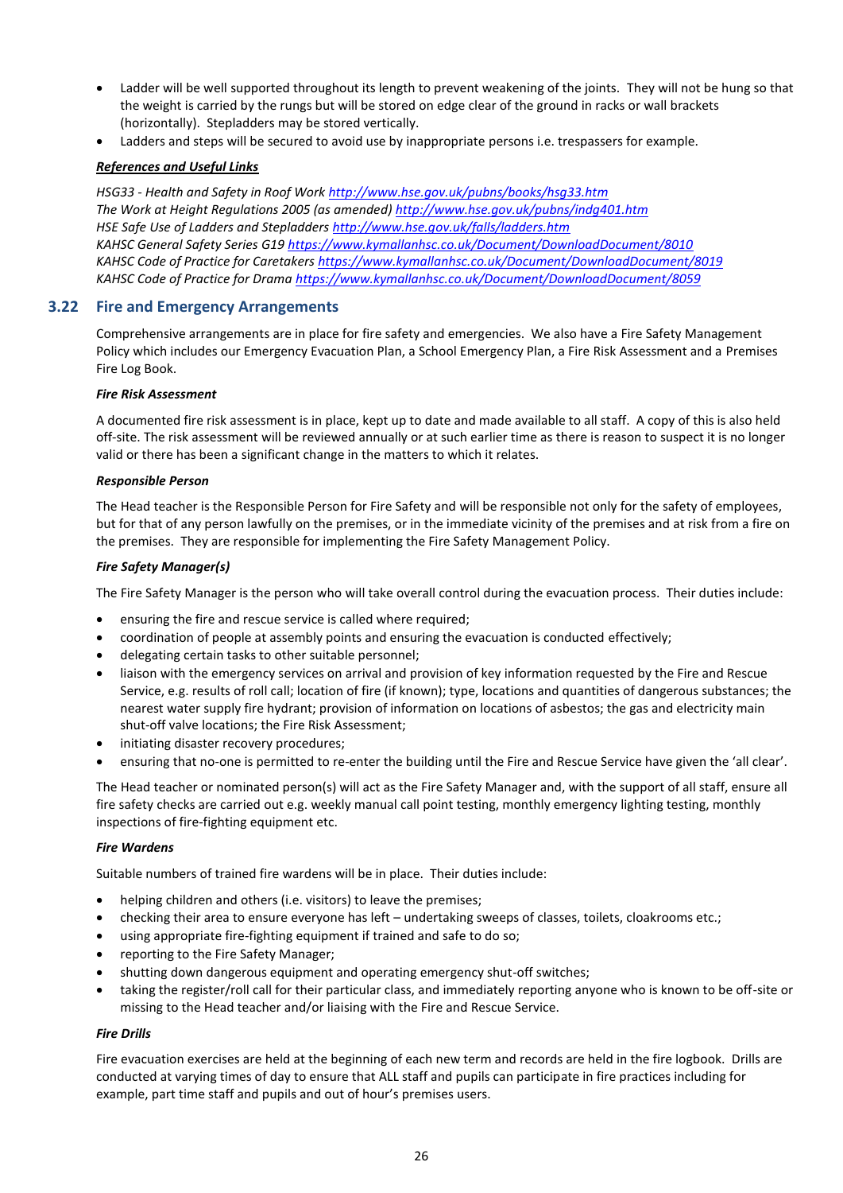- Ladder will be well supported throughout its length to prevent weakening of the joints. They will not be hung so that the weight is carried by the rungs but will be stored on edge clear of the ground in racks or wall brackets (horizontally). Stepladders may be stored vertically.
- Ladders and steps will be secured to avoid use by inappropriate persons i.e. trespassers for example.

***References and Useful Links***

*HSG33 - Health and Safety in Roof Work http://www.hse.gov.uk/pubns/books/hsg33.htm*
*The Work at Height Regulations 2005 (as amended) http://www.hse.gov.uk/pubns/indg401.htm*
*HSE Safe Use of Ladders and Stepladders http://www.hse.gov.uk/falls/ladders.htm*
*KAHSC General Safety Series G19 https://www.kymallanhsc.co.uk/Document/DownloadDocument/8010*
*KAHSC Code of Practice for Caretakers https://www.kymallanhsc.co.uk/Document/DownloadDocument/8019*
*KAHSC Code of Practice for Drama https://www.kymallanhsc.co.uk/Document/DownloadDocument/8059*

## 3.22 Fire and Emergency Arrangements

Comprehensive arrangements are in place for fire safety and emergencies. We also have a Fire Safety Management Policy which includes our Emergency Evacuation Plan, a School Emergency Plan, a Fire Risk Assessment and a Premises Fire Log Book.

***Fire Risk Assessment***

A documented fire risk assessment is in place, kept up to date and made available to all staff. A copy of this is also held off-site. The risk assessment will be reviewed annually or at such earlier time as there is reason to suspect it is no longer valid or there has been a significant change in the matters to which it relates.

***Responsible Person***

The Head teacher is the Responsible Person for Fire Safety and will be responsible not only for the safety of employees, but for that of any person lawfully on the premises, or in the immediate vicinity of the premises and at risk from a fire on the premises. They are responsible for implementing the Fire Safety Management Policy.

***Fire Safety Manager(s)***

The Fire Safety Manager is the person who will take overall control during the evacuation process. Their duties include:

- ensuring the fire and rescue service is called where required;
- coordination of people at assembly points and ensuring the evacuation is conducted effectively;
- delegating certain tasks to other suitable personnel;
- liaison with the emergency services on arrival and provision of key information requested by the Fire and Rescue Service, e.g. results of roll call; location of fire (if known); type, locations and quantities of dangerous substances; the nearest water supply fire hydrant; provision of information on locations of asbestos; the gas and electricity main shut-off valve locations; the Fire Risk Assessment;
- initiating disaster recovery procedures;
- ensuring that no-one is permitted to re-enter the building until the Fire and Rescue Service have given the 'all clear'.

The Head teacher or nominated person(s) will act as the Fire Safety Manager and, with the support of all staff, ensure all fire safety checks are carried out e.g. weekly manual call point testing, monthly emergency lighting testing, monthly inspections of fire-fighting equipment etc.

***Fire Wardens***

Suitable numbers of trained fire wardens will be in place. Their duties include:

- helping children and others (i.e. visitors) to leave the premises;
- checking their area to ensure everyone has left – undertaking sweeps of classes, toilets, cloakrooms etc.;
- using appropriate fire-fighting equipment if trained and safe to do so;
- reporting to the Fire Safety Manager;
- shutting down dangerous equipment and operating emergency shut-off switches;
- taking the register/roll call for their particular class, and immediately reporting anyone who is known to be off-site or missing to the Head teacher and/or liaising with the Fire and Rescue Service.

***Fire Drills***

Fire evacuation exercises are held at the beginning of each new term and records are held in the fire logbook. Drills are conducted at varying times of day to ensure that ALL staff and pupils can participate in fire practices including for example, part time staff and pupils and out of hour's premises users.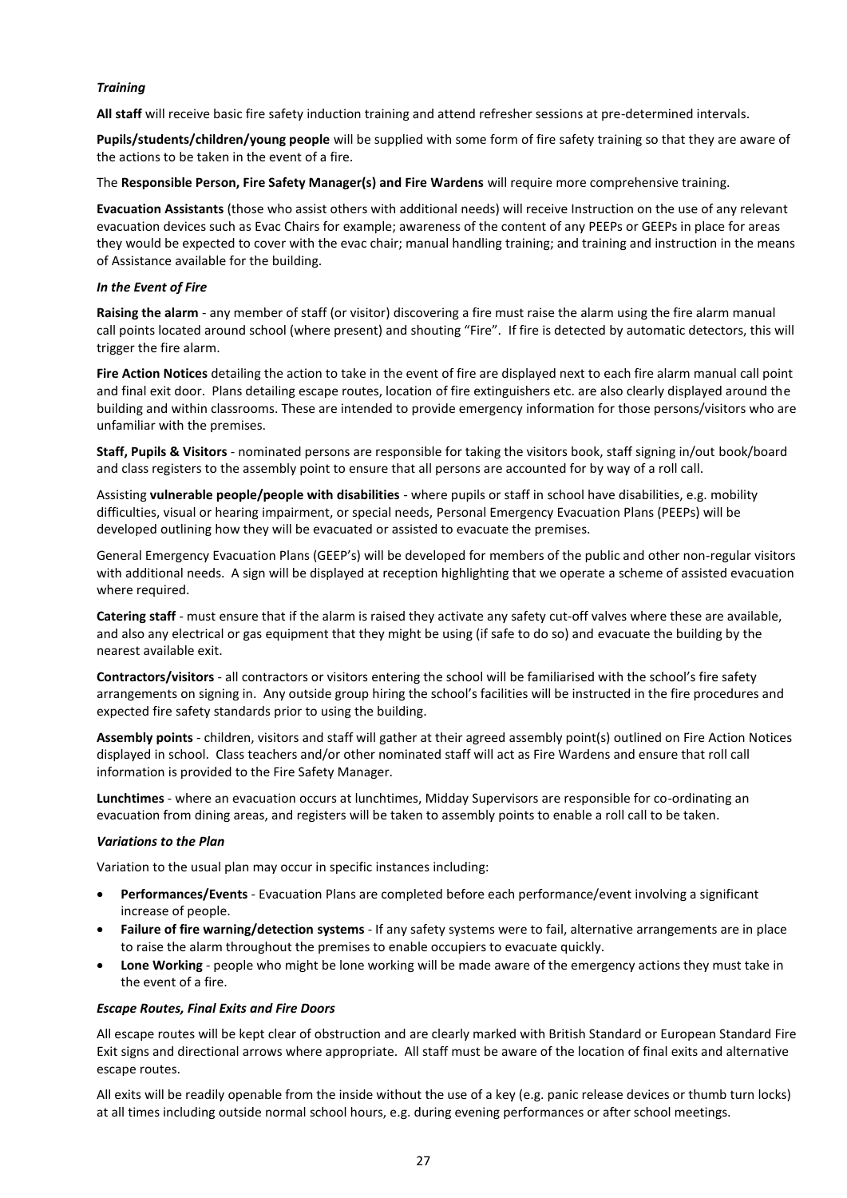***Training***

**All staff** will receive basic fire safety induction training and attend refresher sessions at pre-determined intervals.

**Pupils/students/children/young people** will be supplied with some form of fire safety training so that they are aware of the actions to be taken in the event of a fire.

The **Responsible Person, Fire Safety Manager(s) and Fire Wardens** will require more comprehensive training.

**Evacuation Assistants** (those who assist others with additional needs) will receive Instruction on the use of any relevant evacuation devices such as Evac Chairs for example; awareness of the content of any PEEPs or GEEPs in place for areas they would be expected to cover with the evac chair; manual handling training; and training and instruction in the means of Assistance available for the building.

***In the Event of Fire***

**Raising the alarm** - any member of staff (or visitor) discovering a fire must raise the alarm using the fire alarm manual call points located around school (where present) and shouting "Fire". If fire is detected by automatic detectors, this will trigger the fire alarm.

**Fire Action Notices** detailing the action to take in the event of fire are displayed next to each fire alarm manual call point and final exit door. Plans detailing escape routes, location of fire extinguishers etc. are also clearly displayed around the building and within classrooms. These are intended to provide emergency information for those persons/visitors who are unfamiliar with the premises.

**Staff, Pupils & Visitors** - nominated persons are responsible for taking the visitors book, staff signing in/out book/board and class registers to the assembly point to ensure that all persons are accounted for by way of a roll call.

Assisting **vulnerable people/people with disabilities** - where pupils or staff in school have disabilities, e.g. mobility difficulties, visual or hearing impairment, or special needs, Personal Emergency Evacuation Plans (PEEPs) will be developed outlining how they will be evacuated or assisted to evacuate the premises.

General Emergency Evacuation Plans (GEEP's) will be developed for members of the public and other non-regular visitors with additional needs. A sign will be displayed at reception highlighting that we operate a scheme of assisted evacuation where required.

**Catering staff** - must ensure that if the alarm is raised they activate any safety cut-off valves where these are available, and also any electrical or gas equipment that they might be using (if safe to do so) and evacuate the building by the nearest available exit.

**Contractors/visitors** - all contractors or visitors entering the school will be familiarised with the school's fire safety arrangements on signing in. Any outside group hiring the school's facilities will be instructed in the fire procedures and expected fire safety standards prior to using the building.

**Assembly points** - children, visitors and staff will gather at their agreed assembly point(s) outlined on Fire Action Notices displayed in school. Class teachers and/or other nominated staff will act as Fire Wardens and ensure that roll call information is provided to the Fire Safety Manager.

**Lunchtimes** - where an evacuation occurs at lunchtimes, Midday Supervisors are responsible for co-ordinating an evacuation from dining areas, and registers will be taken to assembly points to enable a roll call to be taken.

***Variations to the Plan***

Variation to the usual plan may occur in specific instances including:

- **Performances/Events** - Evacuation Plans are completed before each performance/event involving a significant increase of people.
- **Failure of fire warning/detection systems** - If any safety systems were to fail, alternative arrangements are in place to raise the alarm throughout the premises to enable occupiers to evacuate quickly.
- **Lone Working** - people who might be lone working will be made aware of the emergency actions they must take in the event of a fire.

***Escape Routes, Final Exits and Fire Doors***

All escape routes will be kept clear of obstruction and are clearly marked with British Standard or European Standard Fire Exit signs and directional arrows where appropriate. All staff must be aware of the location of final exits and alternative escape routes.

All exits will be readily openable from the inside without the use of a key (e.g. panic release devices or thumb turn locks) at all times including outside normal school hours, e.g. during evening performances or after school meetings.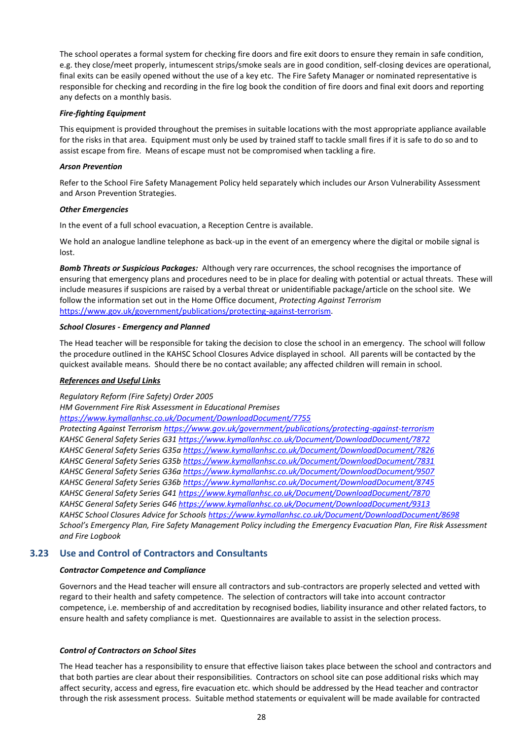The school operates a formal system for checking fire doors and fire exit doors to ensure they remain in safe condition, e.g. they close/meet properly, intumescent strips/smoke seals are in good condition, self-closing devices are operational, final exits can be easily opened without the use of a key etc. The Fire Safety Manager or nominated representative is responsible for checking and recording in the fire log book the condition of fire doors and final exit doors and reporting any defects on a monthly basis.

***Fire-fighting Equipment***

This equipment is provided throughout the premises in suitable locations with the most appropriate appliance available for the risks in that area. Equipment must only be used by trained staff to tackle small fires if it is safe to do so and to assist escape from fire. Means of escape must not be compromised when tackling a fire.

***Arson Prevention***

Refer to the School Fire Safety Management Policy held separately which includes our Arson Vulnerability Assessment and Arson Prevention Strategies.

***Other Emergencies***

In the event of a full school evacuation, a Reception Centre is available.

We hold an analogue landline telephone as back-up in the event of an emergency where the digital or mobile signal is lost.

***Bomb Threats or Suspicious Packages:*** Although very rare occurrences, the school recognises the importance of ensuring that emergency plans and procedures need to be in place for dealing with potential or actual threats. These will include measures if suspicions are raised by a verbal threat or unidentifiable package/article on the school site. We follow the information set out in the Home Office document, *Protecting Against Terrorism* https://www.gov.uk/government/publications/protecting-against-terrorism.

***School Closures - Emergency and Planned***

The Head teacher will be responsible for taking the decision to close the school in an emergency. The school will follow the procedure outlined in the KAHSC School Closures Advice displayed in school. All parents will be contacted by the quickest available means. Should there be no contact available; any affected children will remain in school.

***References and Useful Links***

*Regulatory Reform (Fire Safety) Order 2005*
*HM Government Fire Risk Assessment in Educational Premises*
*https://www.kymallanhsc.co.uk/Document/DownloadDocument/7755*
*Protecting Against Terrorism https://www.gov.uk/government/publications/protecting-against-terrorism*
*KAHSC General Safety Series G31 https://www.kymallanhsc.co.uk/Document/DownloadDocument/7872*
*KAHSC General Safety Series G35a https://www.kymallanhsc.co.uk/Document/DownloadDocument/7826*
*KAHSC General Safety Series G35b https://www.kymallanhsc.co.uk/Document/DownloadDocument/7831*
*KAHSC General Safety Series G36a https://www.kymallanhsc.co.uk/Document/DownloadDocument/9507*
*KAHSC General Safety Series G36b https://www.kymallanhsc.co.uk/Document/DownloadDocument/8745*
*KAHSC General Safety Series G41 https://www.kymallanhsc.co.uk/Document/DownloadDocument/7870*
*KAHSC General Safety Series G46 https://www.kymallanhsc.co.uk/Document/DownloadDocument/9313*
*KAHSC School Closures Advice for Schools https://www.kymallanhsc.co.uk/Document/DownloadDocument/8698*
*School's Emergency Plan, Fire Safety Management Policy including the Emergency Evacuation Plan, Fire Risk Assessment and Fire Logbook*

## 3.23 Use and Control of Contractors and Consultants

***Contractor Competence and Compliance***

Governors and the Head teacher will ensure all contractors and sub-contractors are properly selected and vetted with regard to their health and safety competence. The selection of contractors will take into account contractor competence, i.e. membership of and accreditation by recognised bodies, liability insurance and other related factors, to ensure health and safety compliance is met. Questionnaires are available to assist in the selection process.

***Control of Contractors on School Sites***

The Head teacher has a responsibility to ensure that effective liaison takes place between the school and contractors and that both parties are clear about their responsibilities. Contractors on school site can pose additional risks which may affect security, access and egress, fire evacuation etc. which should be addressed by the Head teacher and contractor through the risk assessment process. Suitable method statements or equivalent will be made available for contracted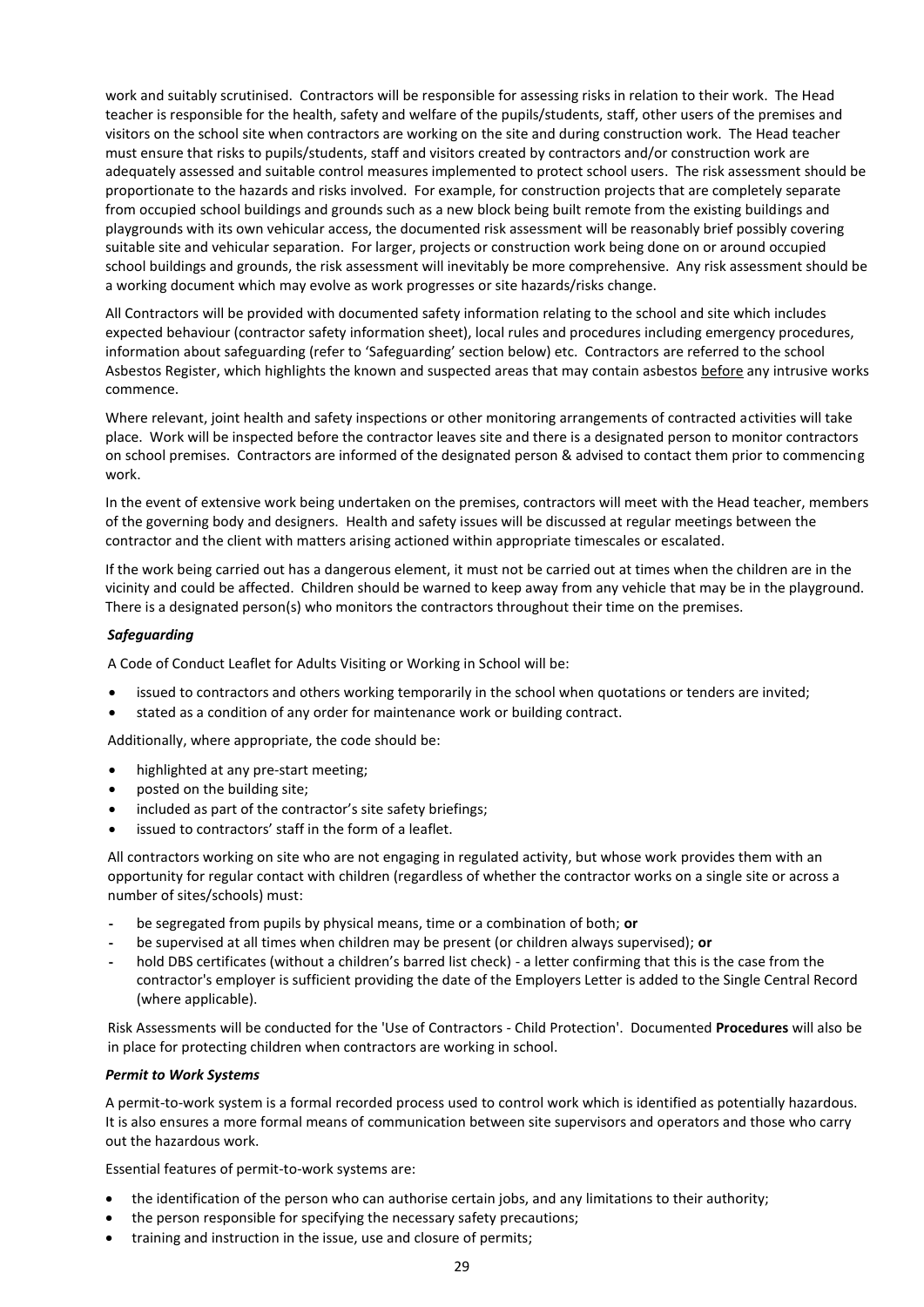work and suitably scrutinised. Contractors will be responsible for assessing risks in relation to their work. The Head teacher is responsible for the health, safety and welfare of the pupils/students, staff, other users of the premises and visitors on the school site when contractors are working on the site and during construction work. The Head teacher must ensure that risks to pupils/students, staff and visitors created by contractors and/or construction work are adequately assessed and suitable control measures implemented to protect school users. The risk assessment should be proportionate to the hazards and risks involved. For example, for construction projects that are completely separate from occupied school buildings and grounds such as a new block being built remote from the existing buildings and playgrounds with its own vehicular access, the documented risk assessment will be reasonably brief possibly covering suitable site and vehicular separation. For larger, projects or construction work being done on or around occupied school buildings and grounds, the risk assessment will inevitably be more comprehensive. Any risk assessment should be a working document which may evolve as work progresses or site hazards/risks change.

All Contractors will be provided with documented safety information relating to the school and site which includes expected behaviour (contractor safety information sheet), local rules and procedures including emergency procedures, information about safeguarding (refer to 'Safeguarding' section below) etc. Contractors are referred to the school Asbestos Register, which highlights the known and suspected areas that may contain asbestos before any intrusive works commence.

Where relevant, joint health and safety inspections or other monitoring arrangements of contracted activities will take place. Work will be inspected before the contractor leaves site and there is a designated person to monitor contractors on school premises. Contractors are informed of the designated person & advised to contact them prior to commencing work.

In the event of extensive work being undertaken on the premises, contractors will meet with the Head teacher, members of the governing body and designers. Health and safety issues will be discussed at regular meetings between the contractor and the client with matters arising actioned within appropriate timescales or escalated.

If the work being carried out has a dangerous element, it must not be carried out at times when the children are in the vicinity and could be affected. Children should be warned to keep away from any vehicle that may be in the playground. There is a designated person(s) who monitors the contractors throughout their time on the premises.

***Safeguarding***

A Code of Conduct Leaflet for Adults Visiting or Working in School will be:

- issued to contractors and others working temporarily in the school when quotations or tenders are invited;
- stated as a condition of any order for maintenance work or building contract.

Additionally, where appropriate, the code should be:

- highlighted at any pre-start meeting;
- posted on the building site;
- included as part of the contractor's site safety briefings;
- issued to contractors' staff in the form of a leaflet.

All contractors working on site who are not engaging in regulated activity, but whose work provides them with an opportunity for regular contact with children (regardless of whether the contractor works on a single site or across a number of sites/schools) must:

- be segregated from pupils by physical means, time or a combination of both; **or**
- be supervised at all times when children may be present (or children always supervised); **or**
- hold DBS certificates (without a children's barred list check) - a letter confirming that this is the case from the contractor's employer is sufficient providing the date of the Employers Letter is added to the Single Central Record (where applicable).

Risk Assessments will be conducted for the 'Use of Contractors - Child Protection'. Documented **Procedures** will also be in place for protecting children when contractors are working in school.

***Permit to Work Systems***

A permit-to-work system is a formal recorded process used to control work which is identified as potentially hazardous. It is also ensures a more formal means of communication between site supervisors and operators and those who carry out the hazardous work.

Essential features of permit-to-work systems are:

- the identification of the person who can authorise certain jobs, and any limitations to their authority;
- the person responsible for specifying the necessary safety precautions;
- training and instruction in the issue, use and closure of permits;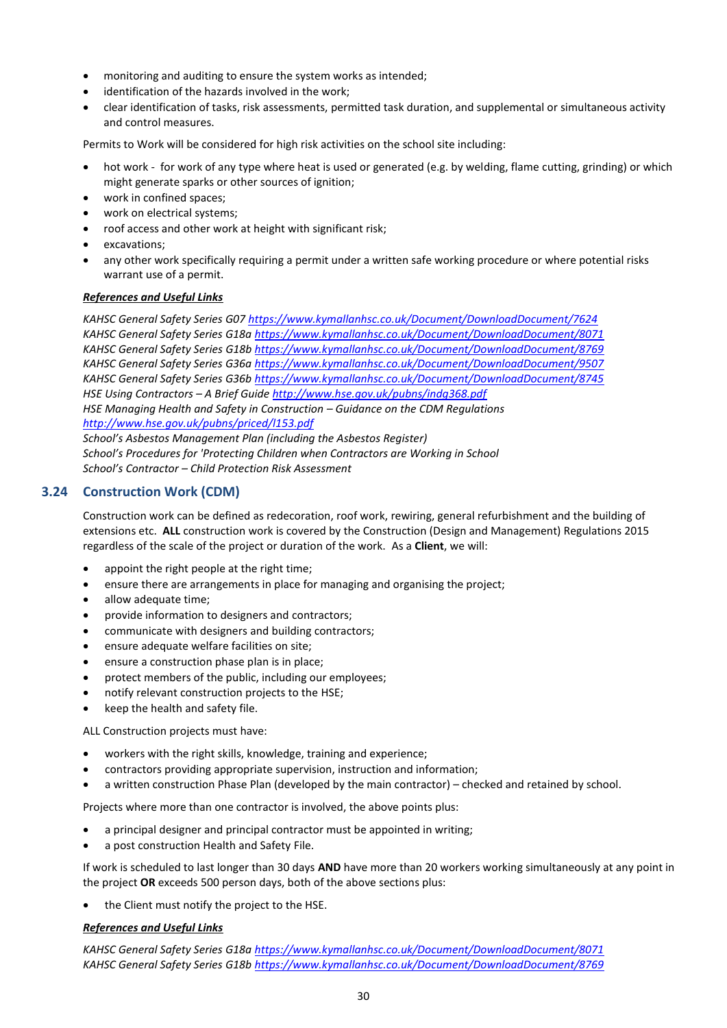- monitoring and auditing to ensure the system works as intended;
- identification of the hazards involved in the work;
- clear identification of tasks, risk assessments, permitted task duration, and supplemental or simultaneous activity and control measures.

Permits to Work will be considered for high risk activities on the school site including:

- hot work - for work of any type where heat is used or generated (e.g. by welding, flame cutting, grinding) or which might generate sparks or other sources of ignition;
- work in confined spaces;
- work on electrical systems;
- roof access and other work at height with significant risk;
- excavations;
- any other work specifically requiring a permit under a written safe working procedure or where potential risks warrant use of a permit.

***References and Useful Links***

*KAHSC General Safety Series G07 https://www.kymallanhsc.co.uk/Document/DownloadDocument/7624*
*KAHSC General Safety Series G18a https://www.kymallanhsc.co.uk/Document/DownloadDocument/8071*
*KAHSC General Safety Series G18b https://www.kymallanhsc.co.uk/Document/DownloadDocument/8769*
*KAHSC General Safety Series G36a https://www.kymallanhsc.co.uk/Document/DownloadDocument/9507*
*KAHSC General Safety Series G36b https://www.kymallanhsc.co.uk/Document/DownloadDocument/8745*
*HSE Using Contractors – A Brief Guide http://www.hse.gov.uk/pubns/indg368.pdf*
*HSE Managing Health and Safety in Construction – Guidance on the CDM Regulations http://www.hse.gov.uk/pubns/priced/l153.pdf*
*School's Asbestos Management Plan (including the Asbestos Register)*
*School's Procedures for 'Protecting Children when Contractors are Working in School*
*School's Contractor – Child Protection Risk Assessment*

## 3.24 Construction Work (CDM)

Construction work can be defined as redecoration, roof work, rewiring, general refurbishment and the building of extensions etc. **ALL** construction work is covered by the Construction (Design and Management) Regulations 2015 regardless of the scale of the project or duration of the work. As a **Client**, we will:

- appoint the right people at the right time;
- ensure there are arrangements in place for managing and organising the project;
- allow adequate time;
- provide information to designers and contractors;
- communicate with designers and building contractors;
- ensure adequate welfare facilities on site;
- ensure a construction phase plan is in place;
- protect members of the public, including our employees;
- notify relevant construction projects to the HSE;
- keep the health and safety file.

ALL Construction projects must have:

- workers with the right skills, knowledge, training and experience;
- contractors providing appropriate supervision, instruction and information;
- a written construction Phase Plan (developed by the main contractor) – checked and retained by school.

Projects where more than one contractor is involved, the above points plus:

- a principal designer and principal contractor must be appointed in writing;
- a post construction Health and Safety File.

If work is scheduled to last longer than 30 days **AND** have more than 20 workers working simultaneously at any point in the project **OR** exceeds 500 person days, both of the above sections plus:

- the Client must notify the project to the HSE.

***References and Useful Links***

*KAHSC General Safety Series G18a https://www.kymallanhsc.co.uk/Document/DownloadDocument/8071*
*KAHSC General Safety Series G18b https://www.kymallanhsc.co.uk/Document/DownloadDocument/8769*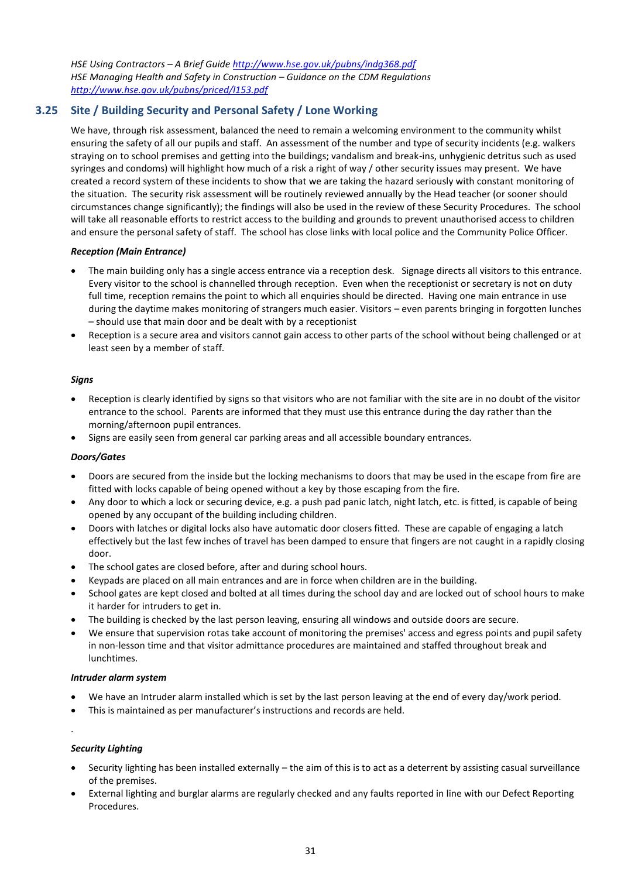*HSE Using Contractors – A Brief Guide [http://www.hse.gov.uk/pubns/indg368.pdf](http://www.hse.gov.uk/pubns/indg368.pdf)*
*HSE Managing Health and Safety in Construction – Guidance on the CDM Regulations [http://www.hse.gov.uk/pubns/priced/l153.pdf](http://www.hse.gov.uk/pubns/priced/l153.pdf)*

## 3.25 Site / Building Security and Personal Safety / Lone Working

We have, through risk assessment, balanced the need to remain a welcoming environment to the community whilst ensuring the safety of all our pupils and staff. An assessment of the number and type of security incidents (e.g. walkers straying on to school premises and getting into the buildings; vandalism and break-ins, unhygienic detritus such as used syringes and condoms) will highlight how much of a risk a right of way / other security issues may present. We have created a record system of these incidents to show that we are taking the hazard seriously with constant monitoring of the situation. The security risk assessment will be routinely reviewed annually by the Head teacher (or sooner should circumstances change significantly); the findings will also be used in the review of these Security Procedures. The school will take all reasonable efforts to restrict access to the building and grounds to prevent unauthorised access to children and ensure the personal safety of staff. The school has close links with local police and the Community Police Officer.

***Reception (Main Entrance)***

- The main building only has a single access entrance via a reception desk. Signage directs all visitors to this entrance. Every visitor to the school is channelled through reception. Even when the receptionist or secretary is not on duty full time, reception remains the point to which all enquiries should be directed. Having one main entrance in use during the daytime makes monitoring of strangers much easier. Visitors – even parents bringing in forgotten lunches – should use that main door and be dealt with by a receptionist
- Reception is a secure area and visitors cannot gain access to other parts of the school without being challenged or at least seen by a member of staff.

***Signs***

- Reception is clearly identified by signs so that visitors who are not familiar with the site are in no doubt of the visitor entrance to the school. Parents are informed that they must use this entrance during the day rather than the morning/afternoon pupil entrances.
- Signs are easily seen from general car parking areas and all accessible boundary entrances.

***Doors/Gates***

- Doors are secured from the inside but the locking mechanisms to doors that may be used in the escape from fire are fitted with locks capable of being opened without a key by those escaping from the fire.
- Any door to which a lock or securing device, e.g. a push pad panic latch, night latch, etc. is fitted, is capable of being opened by any occupant of the building including children.
- Doors with latches or digital locks also have automatic door closers fitted. These are capable of engaging a latch effectively but the last few inches of travel has been damped to ensure that fingers are not caught in a rapidly closing door.
- The school gates are closed before, after and during school hours.
- Keypads are placed on all main entrances and are in force when children are in the building.
- School gates are kept closed and bolted at all times during the school day and are locked out of school hours to make it harder for intruders to get in.
- The building is checked by the last person leaving, ensuring all windows and outside doors are secure.
- We ensure that supervision rotas take account of monitoring the premises' access and egress points and pupil safety in non-lesson time and that visitor admittance procedures are maintained and staffed throughout break and lunchtimes.

***Intruder alarm system***

- We have an Intruder alarm installed which is set by the last person leaving at the end of every day/work period.
- This is maintained as per manufacturer's instructions and records are held.

.

***Security Lighting***

- Security lighting has been installed externally – the aim of this is to act as a deterrent by assisting casual surveillance of the premises.
- External lighting and burglar alarms are regularly checked and any faults reported in line with our Defect Reporting Procedures.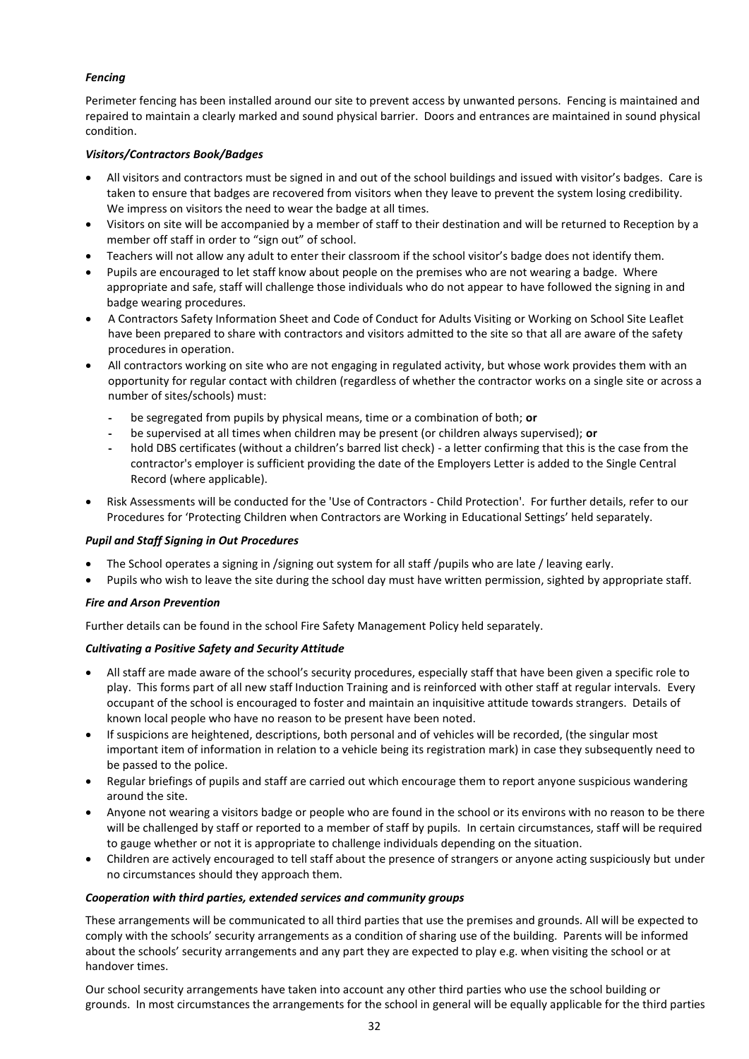***Fencing***

Perimeter fencing has been installed around our site to prevent access by unwanted persons. Fencing is maintained and repaired to maintain a clearly marked and sound physical barrier. Doors and entrances are maintained in sound physical condition.

***Visitors/Contractors Book/Badges***

- All visitors and contractors must be signed in and out of the school buildings and issued with visitor's badges. Care is taken to ensure that badges are recovered from visitors when they leave to prevent the system losing credibility. We impress on visitors the need to wear the badge at all times.
- Visitors on site will be accompanied by a member of staff to their destination and will be returned to Reception by a member off staff in order to "sign out" of school.
- Teachers will not allow any adult to enter their classroom if the school visitor's badge does not identify them.
- Pupils are encouraged to let staff know about people on the premises who are not wearing a badge. Where appropriate and safe, staff will challenge those individuals who do not appear to have followed the signing in and badge wearing procedures.
- A Contractors Safety Information Sheet and Code of Conduct for Adults Visiting or Working on School Site Leaflet have been prepared to share with contractors and visitors admitted to the site so that all are aware of the safety procedures in operation.
- All contractors working on site who are not engaging in regulated activity, but whose work provides them with an opportunity for regular contact with children (regardless of whether the contractor works on a single site or across a number of sites/schools) must:
  - be segregated from pupils by physical means, time or a combination of both; **or**
  - be supervised at all times when children may be present (or children always supervised); **or**
  - hold DBS certificates (without a children's barred list check) - a letter confirming that this is the case from the contractor's employer is sufficient providing the date of the Employers Letter is added to the Single Central Record (where applicable).
- Risk Assessments will be conducted for the 'Use of Contractors - Child Protection'. For further details, refer to our Procedures for 'Protecting Children when Contractors are Working in Educational Settings' held separately.

***Pupil and Staff Signing in Out Procedures***

- The School operates a signing in /signing out system for all staff /pupils who are late / leaving early.
- Pupils who wish to leave the site during the school day must have written permission, sighted by appropriate staff.

***Fire and Arson Prevention***

Further details can be found in the school Fire Safety Management Policy held separately.

***Cultivating a Positive Safety and Security Attitude***

- All staff are made aware of the school's security procedures, especially staff that have been given a specific role to play. This forms part of all new staff Induction Training and is reinforced with other staff at regular intervals. Every occupant of the school is encouraged to foster and maintain an inquisitive attitude towards strangers. Details of known local people who have no reason to be present have been noted.
- If suspicions are heightened, descriptions, both personal and of vehicles will be recorded, (the singular most important item of information in relation to a vehicle being its registration mark) in case they subsequently need to be passed to the police.
- Regular briefings of pupils and staff are carried out which encourage them to report anyone suspicious wandering around the site.
- Anyone not wearing a visitors badge or people who are found in the school or its environs with no reason to be there will be challenged by staff or reported to a member of staff by pupils. In certain circumstances, staff will be required to gauge whether or not it is appropriate to challenge individuals depending on the situation.
- Children are actively encouraged to tell staff about the presence of strangers or anyone acting suspiciously but under no circumstances should they approach them.

***Cooperation with third parties, extended services and community groups***

These arrangements will be communicated to all third parties that use the premises and grounds. All will be expected to comply with the schools' security arrangements as a condition of sharing use of the building. Parents will be informed about the schools' security arrangements and any part they are expected to play e.g. when visiting the school or at handover times.

Our school security arrangements have taken into account any other third parties who use the school building or grounds. In most circumstances the arrangements for the school in general will be equally applicable for the third parties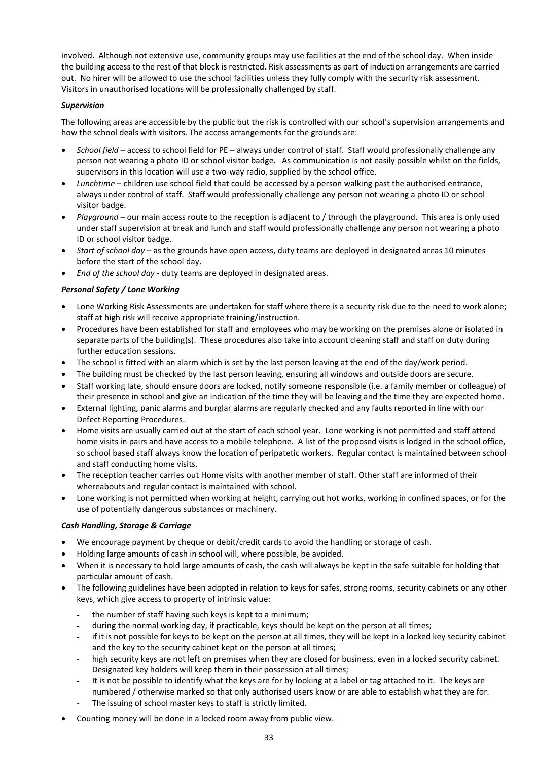involved. Although not extensive use, community groups may use facilities at the end of the school day. When inside the building access to the rest of that block is restricted. Risk assessments as part of induction arrangements are carried out. No hirer will be allowed to use the school facilities unless they fully comply with the security risk assessment. Visitors in unauthorised locations will be professionally challenged by staff.

***Supervision***

The following areas are accessible by the public but the risk is controlled with our school's supervision arrangements and how the school deals with visitors. The access arrangements for the grounds are:

- *School field* – access to school field for PE – always under control of staff. Staff would professionally challenge any person not wearing a photo ID or school visitor badge. As communication is not easily possible whilst on the fields, supervisors in this location will use a two-way radio, supplied by the school office.
- *Lunchtime* – children use school field that could be accessed by a person walking past the authorised entrance, always under control of staff. Staff would professionally challenge any person not wearing a photo ID or school visitor badge.
- *Playground* – our main access route to the reception is adjacent to / through the playground. This area is only used under staff supervision at break and lunch and staff would professionally challenge any person not wearing a photo ID or school visitor badge.
- *Start of school day* – as the grounds have open access, duty teams are deployed in designated areas 10 minutes before the start of the school day.
- *End of the school day* - duty teams are deployed in designated areas.

***Personal Safety / Lone Working***

- Lone Working Risk Assessments are undertaken for staff where there is a security risk due to the need to work alone; staff at high risk will receive appropriate training/instruction.
- Procedures have been established for staff and employees who may be working on the premises alone or isolated in separate parts of the building(s). These procedures also take into account cleaning staff and staff on duty during further education sessions.
- The school is fitted with an alarm which is set by the last person leaving at the end of the day/work period.
- The building must be checked by the last person leaving, ensuring all windows and outside doors are secure.
- Staff working late, should ensure doors are locked, notify someone responsible (i.e. a family member or colleague) of their presence in school and give an indication of the time they will be leaving and the time they are expected home.
- External lighting, panic alarms and burglar alarms are regularly checked and any faults reported in line with our Defect Reporting Procedures.
- Home visits are usually carried out at the start of each school year. Lone working is not permitted and staff attend home visits in pairs and have access to a mobile telephone. A list of the proposed visits is lodged in the school office, so school based staff always know the location of peripatetic workers. Regular contact is maintained between school and staff conducting home visits.
- The reception teacher carries out Home visits with another member of staff. Other staff are informed of their whereabouts and regular contact is maintained with school.
- Lone working is not permitted when working at height, carrying out hot works, working in confined spaces, or for the use of potentially dangerous substances or machinery.

***Cash Handling, Storage & Carriage***

- We encourage payment by cheque or debit/credit cards to avoid the handling or storage of cash.
- Holding large amounts of cash in school will, where possible, be avoided.
- When it is necessary to hold large amounts of cash, the cash will always be kept in the safe suitable for holding that particular amount of cash.
- The following guidelines have been adopted in relation to keys for safes, strong rooms, security cabinets or any other keys, which give access to property of intrinsic value:
  - the number of staff having such keys is kept to a minimum;
  - during the normal working day, if practicable, keys should be kept on the person at all times;
  - if it is not possible for keys to be kept on the person at all times, they will be kept in a locked key security cabinet and the key to the security cabinet kept on the person at all times;
  - high security keys are not left on premises when they are closed for business, even in a locked security cabinet. Designated key holders will keep them in their possession at all times;
  - It is not be possible to identify what the keys are for by looking at a label or tag attached to it. The keys are numbered / otherwise marked so that only authorised users know or are able to establish what they are for.
  - The issuing of school master keys to staff is strictly limited.
- Counting money will be done in a locked room away from public view.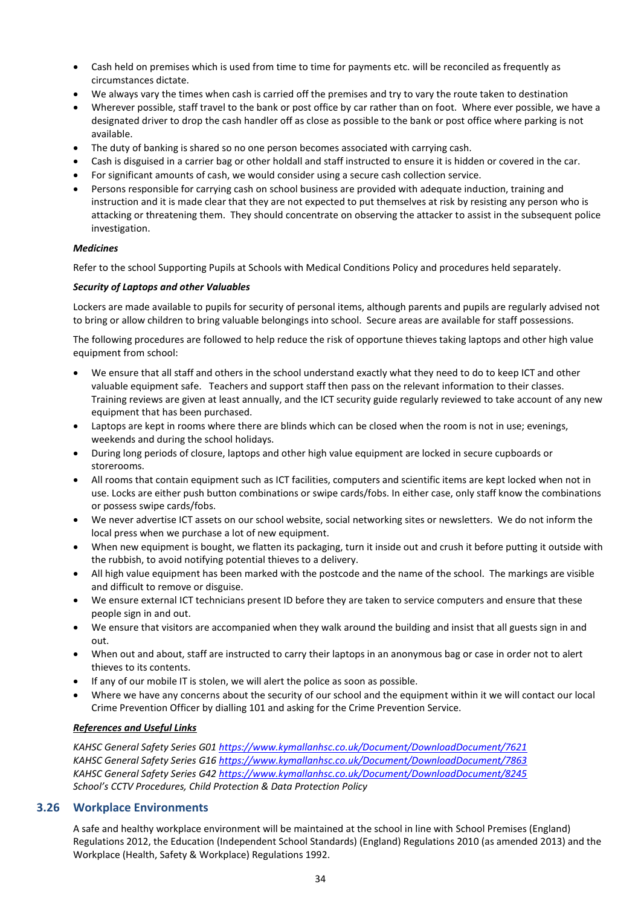- Cash held on premises which is used from time to time for payments etc. will be reconciled as frequently as circumstances dictate.
- We always vary the times when cash is carried off the premises and try to vary the route taken to destination
- Wherever possible, staff travel to the bank or post office by car rather than on foot. Where ever possible, we have a designated driver to drop the cash handler off as close as possible to the bank or post office where parking is not available.
- The duty of banking is shared so no one person becomes associated with carrying cash.
- Cash is disguised in a carrier bag or other holdall and staff instructed to ensure it is hidden or covered in the car.
- For significant amounts of cash, we would consider using a secure cash collection service.
- Persons responsible for carrying cash on school business are provided with adequate induction, training and instruction and it is made clear that they are not expected to put themselves at risk by resisting any person who is attacking or threatening them. They should concentrate on observing the attacker to assist in the subsequent police investigation.

***Medicines***

Refer to the school Supporting Pupils at Schools with Medical Conditions Policy and procedures held separately.

***Security of Laptops and other Valuables***

Lockers are made available to pupils for security of personal items, although parents and pupils are regularly advised not to bring or allow children to bring valuable belongings into school. Secure areas are available for staff possessions.

The following procedures are followed to help reduce the risk of opportune thieves taking laptops and other high value equipment from school:

- We ensure that all staff and others in the school understand exactly what they need to do to keep ICT and other valuable equipment safe. Teachers and support staff then pass on the relevant information to their classes. Training reviews are given at least annually, and the ICT security guide regularly reviewed to take account of any new equipment that has been purchased.
- Laptops are kept in rooms where there are blinds which can be closed when the room is not in use; evenings, weekends and during the school holidays.
- During long periods of closure, laptops and other high value equipment are locked in secure cupboards or storerooms.
- All rooms that contain equipment such as ICT facilities, computers and scientific items are kept locked when not in use. Locks are either push button combinations or swipe cards/fobs. In either case, only staff know the combinations or possess swipe cards/fobs.
- We never advertise ICT assets on our school website, social networking sites or newsletters. We do not inform the local press when we purchase a lot of new equipment.
- When new equipment is bought, we flatten its packaging, turn it inside out and crush it before putting it outside with the rubbish, to avoid notifying potential thieves to a delivery.
- All high value equipment has been marked with the postcode and the name of the school. The markings are visible and difficult to remove or disguise.
- We ensure external ICT technicians present ID before they are taken to service computers and ensure that these people sign in and out.
- We ensure that visitors are accompanied when they walk around the building and insist that all guests sign in and out.
- When out and about, staff are instructed to carry their laptops in an anonymous bag or case in order not to alert thieves to its contents.
- If any of our mobile IT is stolen, we will alert the police as soon as possible.
- Where we have any concerns about the security of our school and the equipment within it we will contact our local Crime Prevention Officer by dialling 101 and asking for the Crime Prevention Service.

***References and Useful Links***

*KAHSC General Safety Series G01 https://www.kymallanhsc.co.uk/Document/DownloadDocument/7621*
*KAHSC General Safety Series G16 https://www.kymallanhsc.co.uk/Document/DownloadDocument/7863*
*KAHSC General Safety Series G42 https://www.kymallanhsc.co.uk/Document/DownloadDocument/8245*
*School's CCTV Procedures, Child Protection & Data Protection Policy*

## 3.26 Workplace Environments

A safe and healthy workplace environment will be maintained at the school in line with School Premises (England) Regulations 2012, the Education (Independent School Standards) (England) Regulations 2010 (as amended 2013) and the Workplace (Health, Safety & Workplace) Regulations 1992.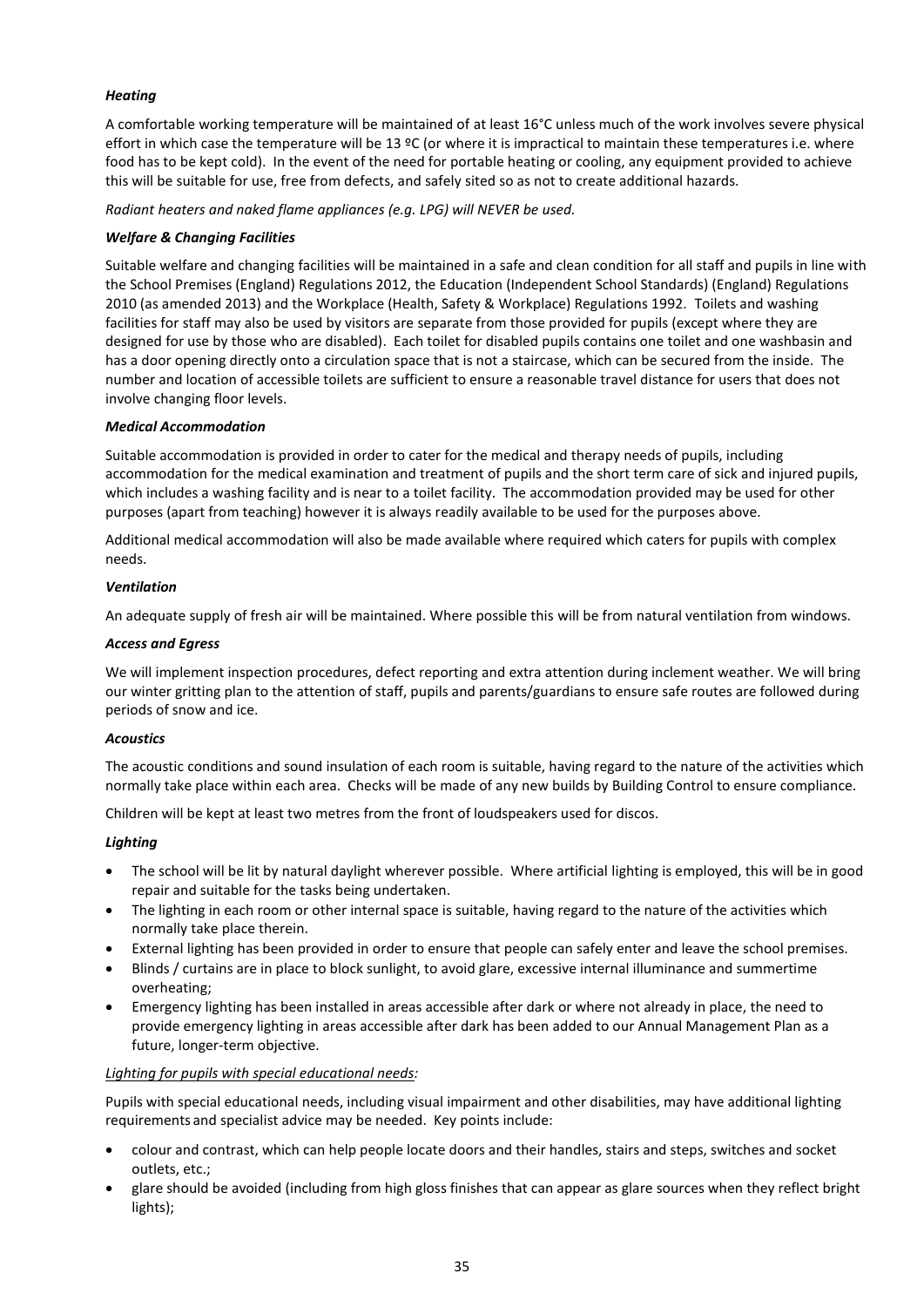***Heating***

A comfortable working temperature will be maintained of at least 16°C unless much of the work involves severe physical effort in which case the temperature will be 13 ºC (or where it is impractical to maintain these temperatures i.e. where food has to be kept cold). In the event of the need for portable heating or cooling, any equipment provided to achieve this will be suitable for use, free from defects, and safely sited so as not to create additional hazards.

*Radiant heaters and naked flame appliances (e.g. LPG) will NEVER be used.*

***Welfare & Changing Facilities***

Suitable welfare and changing facilities will be maintained in a safe and clean condition for all staff and pupils in line with the School Premises (England) Regulations 2012, the Education (Independent School Standards) (England) Regulations 2010 (as amended 2013) and the Workplace (Health, Safety & Workplace) Regulations 1992. Toilets and washing facilities for staff may also be used by visitors are separate from those provided for pupils (except where they are designed for use by those who are disabled). Each toilet for disabled pupils contains one toilet and one washbasin and has a door opening directly onto a circulation space that is not a staircase, which can be secured from the inside. The number and location of accessible toilets are sufficient to ensure a reasonable travel distance for users that does not involve changing floor levels.

***Medical Accommodation***

Suitable accommodation is provided in order to cater for the medical and therapy needs of pupils, including accommodation for the medical examination and treatment of pupils and the short term care of sick and injured pupils, which includes a washing facility and is near to a toilet facility. The accommodation provided may be used for other purposes (apart from teaching) however it is always readily available to be used for the purposes above.

Additional medical accommodation will also be made available where required which caters for pupils with complex needs.

***Ventilation***

An adequate supply of fresh air will be maintained. Where possible this will be from natural ventilation from windows.

***Access and Egress***

We will implement inspection procedures, defect reporting and extra attention during inclement weather. We will bring our winter gritting plan to the attention of staff, pupils and parents/guardians to ensure safe routes are followed during periods of snow and ice.

***Acoustics***

The acoustic conditions and sound insulation of each room is suitable, having regard to the nature of the activities which normally take place within each area. Checks will be made of any new builds by Building Control to ensure compliance.

Children will be kept at least two metres from the front of loudspeakers used for discos.

***Lighting***

- The school will be lit by natural daylight wherever possible. Where artificial lighting is employed, this will be in good repair and suitable for the tasks being undertaken.
- The lighting in each room or other internal space is suitable, having regard to the nature of the activities which normally take place therein.
- External lighting has been provided in order to ensure that people can safely enter and leave the school premises.
- Blinds / curtains are in place to block sunlight, to avoid glare, excessive internal illuminance and summertime overheating;
- Emergency lighting has been installed in areas accessible after dark or where not already in place, the need to provide emergency lighting in areas accessible after dark has been added to our Annual Management Plan as a future, longer-term objective.

*Lighting for pupils with special educational needs:*

Pupils with special educational needs, including visual impairment and other disabilities, may have additional lighting requirements and specialist advice may be needed. Key points include:

- colour and contrast, which can help people locate doors and their handles, stairs and steps, switches and socket outlets, etc.;
- glare should be avoided (including from high gloss finishes that can appear as glare sources when they reflect bright lights);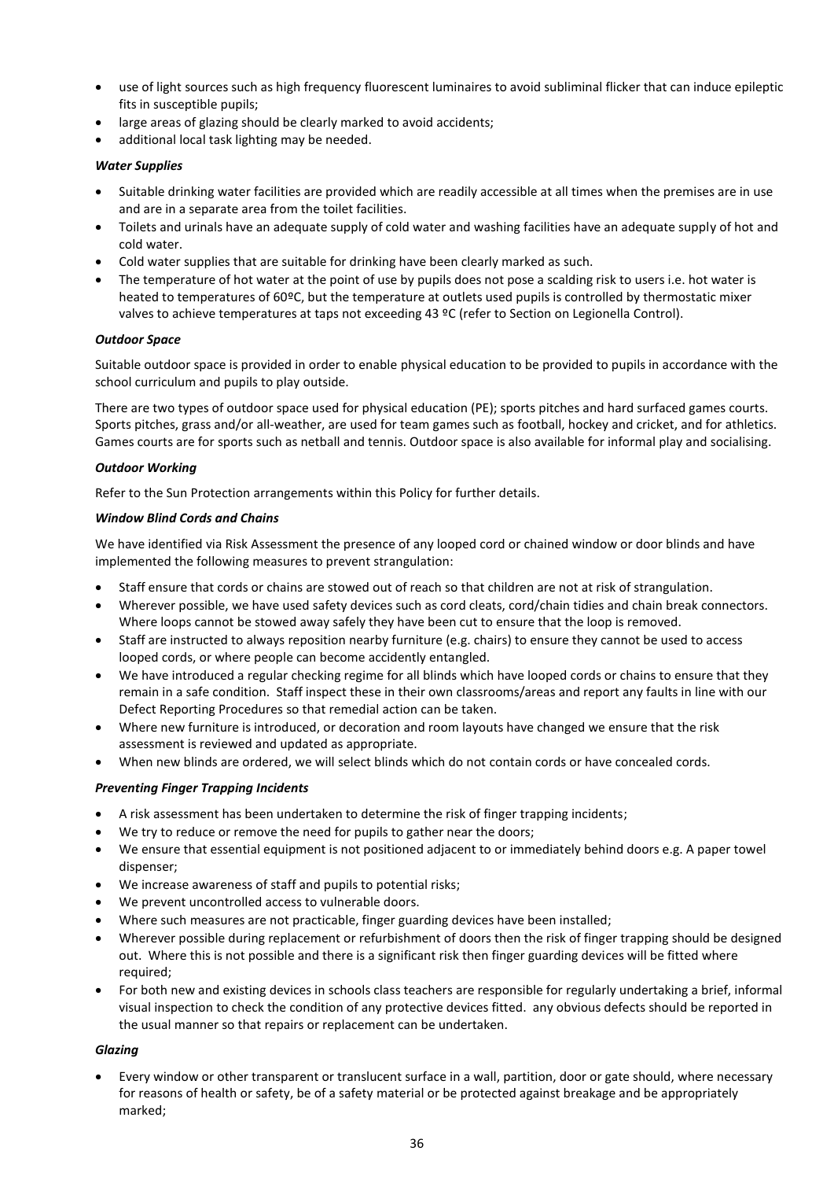- use of light sources such as high frequency fluorescent luminaires to avoid subliminal flicker that can induce epileptic fits in susceptible pupils;
- large areas of glazing should be clearly marked to avoid accidents;
- additional local task lighting may be needed.

***Water Supplies***

- Suitable drinking water facilities are provided which are readily accessible at all times when the premises are in use and are in a separate area from the toilet facilities.
- Toilets and urinals have an adequate supply of cold water and washing facilities have an adequate supply of hot and cold water.
- Cold water supplies that are suitable for drinking have been clearly marked as such.
- The temperature of hot water at the point of use by pupils does not pose a scalding risk to users i.e. hot water is heated to temperatures of 60ºC, but the temperature at outlets used pupils is controlled by thermostatic mixer valves to achieve temperatures at taps not exceeding 43 ºC (refer to Section on Legionella Control).

***Outdoor Space***

Suitable outdoor space is provided in order to enable physical education to be provided to pupils in accordance with the school curriculum and pupils to play outside.

There are two types of outdoor space used for physical education (PE); sports pitches and hard surfaced games courts. Sports pitches, grass and/or all-weather, are used for team games such as football, hockey and cricket, and for athletics. Games courts are for sports such as netball and tennis. Outdoor space is also available for informal play and socialising.

***Outdoor Working***

Refer to the Sun Protection arrangements within this Policy for further details.

***Window Blind Cords and Chains***

We have identified via Risk Assessment the presence of any looped cord or chained window or door blinds and have implemented the following measures to prevent strangulation:

- Staff ensure that cords or chains are stowed out of reach so that children are not at risk of strangulation.
- Wherever possible, we have used safety devices such as cord cleats, cord/chain tidies and chain break connectors. Where loops cannot be stowed away safely they have been cut to ensure that the loop is removed.
- Staff are instructed to always reposition nearby furniture (e.g. chairs) to ensure they cannot be used to access looped cords, or where people can become accidently entangled.
- We have introduced a regular checking regime for all blinds which have looped cords or chains to ensure that they remain in a safe condition. Staff inspect these in their own classrooms/areas and report any faults in line with our Defect Reporting Procedures so that remedial action can be taken.
- Where new furniture is introduced, or decoration and room layouts have changed we ensure that the risk assessment is reviewed and updated as appropriate.
- When new blinds are ordered, we will select blinds which do not contain cords or have concealed cords.

***Preventing Finger Trapping Incidents***

- A risk assessment has been undertaken to determine the risk of finger trapping incidents;
- We try to reduce or remove the need for pupils to gather near the doors;
- We ensure that essential equipment is not positioned adjacent to or immediately behind doors e.g. A paper towel dispenser;
- We increase awareness of staff and pupils to potential risks;
- We prevent uncontrolled access to vulnerable doors.
- Where such measures are not practicable, finger guarding devices have been installed;
- Wherever possible during replacement or refurbishment of doors then the risk of finger trapping should be designed out. Where this is not possible and there is a significant risk then finger guarding devices will be fitted where required;
- For both new and existing devices in schools class teachers are responsible for regularly undertaking a brief, informal visual inspection to check the condition of any protective devices fitted. any obvious defects should be reported in the usual manner so that repairs or replacement can be undertaken.

***Glazing***

- Every window or other transparent or translucent surface in a wall, partition, door or gate should, where necessary for reasons of health or safety, be of a safety material or be protected against breakage and be appropriately marked;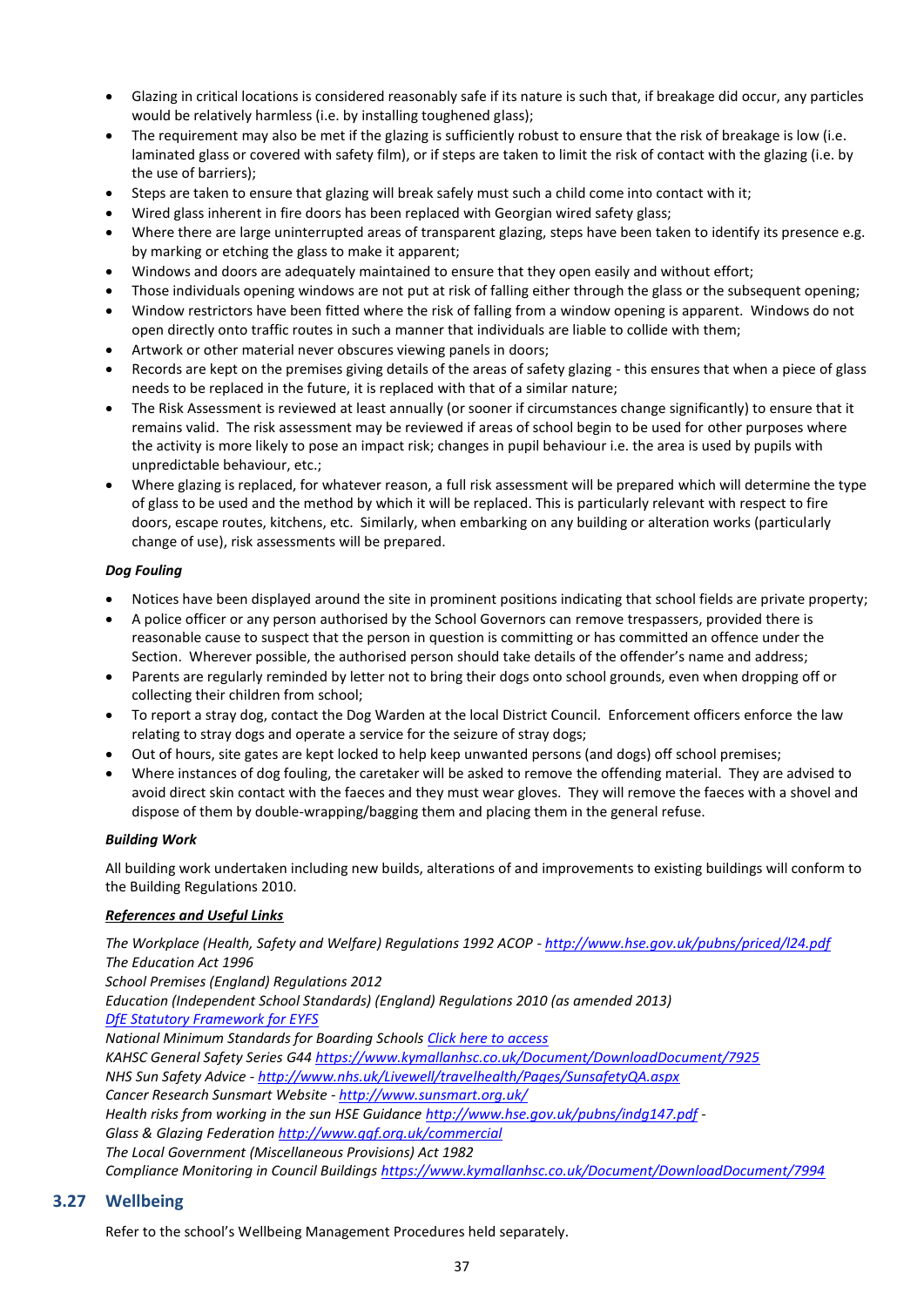- Glazing in critical locations is considered reasonably safe if its nature is such that, if breakage did occur, any particles would be relatively harmless (i.e. by installing toughened glass);
- The requirement may also be met if the glazing is sufficiently robust to ensure that the risk of breakage is low (i.e. laminated glass or covered with safety film), or if steps are taken to limit the risk of contact with the glazing (i.e. by the use of barriers);
- Steps are taken to ensure that glazing will break safely must such a child come into contact with it;
- Wired glass inherent in fire doors has been replaced with Georgian wired safety glass;
- Where there are large uninterrupted areas of transparent glazing, steps have been taken to identify its presence e.g. by marking or etching the glass to make it apparent;
- Windows and doors are adequately maintained to ensure that they open easily and without effort;
- Those individuals opening windows are not put at risk of falling either through the glass or the subsequent opening;
- Window restrictors have been fitted where the risk of falling from a window opening is apparent. Windows do not open directly onto traffic routes in such a manner that individuals are liable to collide with them;
- Artwork or other material never obscures viewing panels in doors;
- Records are kept on the premises giving details of the areas of safety glazing - this ensures that when a piece of glass needs to be replaced in the future, it is replaced with that of a similar nature;
- The Risk Assessment is reviewed at least annually (or sooner if circumstances change significantly) to ensure that it remains valid. The risk assessment may be reviewed if areas of school begin to be used for other purposes where the activity is more likely to pose an impact risk; changes in pupil behaviour i.e. the area is used by pupils with unpredictable behaviour, etc.;
- Where glazing is replaced, for whatever reason, a full risk assessment will be prepared which will determine the type of glass to be used and the method by which it will be replaced. This is particularly relevant with respect to fire doors, escape routes, kitchens, etc. Similarly, when embarking on any building or alteration works (particularly change of use), risk assessments will be prepared.

***Dog Fouling***

- Notices have been displayed around the site in prominent positions indicating that school fields are private property;
- A police officer or any person authorised by the School Governors can remove trespassers, provided there is reasonable cause to suspect that the person in question is committing or has committed an offence under the Section. Wherever possible, the authorised person should take details of the offender's name and address;
- Parents are regularly reminded by letter not to bring their dogs onto school grounds, even when dropping off or collecting their children from school;
- To report a stray dog, contact the Dog Warden at the local District Council. Enforcement officers enforce the law relating to stray dogs and operate a service for the seizure of stray dogs;
- Out of hours, site gates are kept locked to help keep unwanted persons (and dogs) off school premises;
- Where instances of dog fouling, the caretaker will be asked to remove the offending material. They are advised to avoid direct skin contact with the faeces and they must wear gloves. They will remove the faeces with a shovel and dispose of them by double-wrapping/bagging them and placing them in the general refuse.

***Building Work***

All building work undertaken including new builds, alterations of and improvements to existing buildings will conform to the Building Regulations 2010.

***References and Useful Links***

*The Workplace (Health, Safety and Welfare) Regulations 1992 ACOP -* [http://www.hse.gov.uk/pubns/priced/l24.pdf](http://www.hse.gov.uk/pubns/priced/l24.pdf)
*The Education Act 1996*
*School Premises (England) Regulations 2012*
*Education (Independent School Standards) (England) Regulations 2010 (as amended 2013)*
*DfE Statutory Framework for EYFS*
*National Minimum Standards for Boarding Schools* *Click here to access*
*KAHSC General Safety Series G44* [https://www.kymallanhsc.co.uk/Document/DownloadDocument/7925](https://www.kymallanhsc.co.uk/Document/DownloadDocument/7925)
*NHS Sun Safety Advice -* [http://www.nhs.uk/Livewell/travelhealth/Pages/SunsafetyQA.aspx](http://www.nhs.uk/Livewell/travelhealth/Pages/SunsafetyQA.aspx)
*Cancer Research Sunsmart Website -* [http://www.sunsmart.org.uk/](http://www.sunsmart.org.uk/)
*Health risks from working in the sun HSE Guidance* [http://www.hse.gov.uk/pubns/indg147.pdf](http://www.hse.gov.uk/pubns/indg147.pdf) *-*
*Glass & Glazing Federation* [http://www.ggf.org.uk/commercial](http://www.ggf.org.uk/commercial)
*The Local Government (Miscellaneous Provisions) Act 1982*
*Compliance Monitoring in Council Buildings* [https://www.kymallanhsc.co.uk/Document/DownloadDocument/7994](https://www.kymallanhsc.co.uk/Document/DownloadDocument/7994)

## 3.27 Wellbeing

Refer to the school's Wellbeing Management Procedures held separately.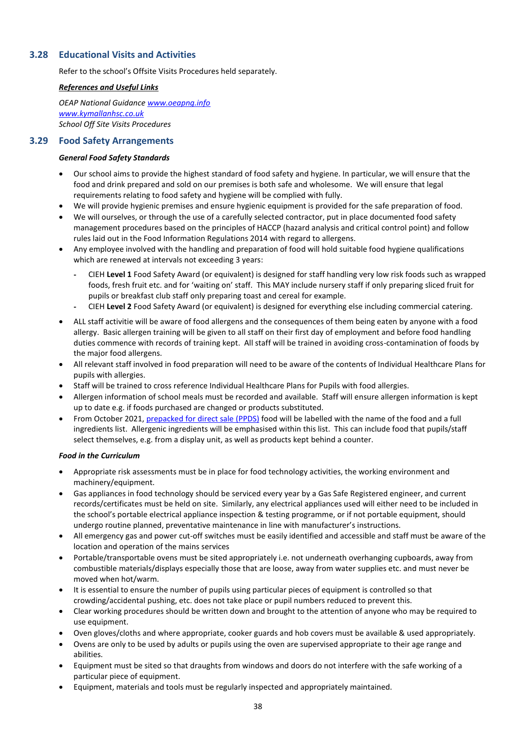## 3.28 Educational Visits and Activities

Refer to the school's Offsite Visits Procedures held separately.

***References and Useful Links***

*OEAP National Guidance [www.oeapng.info](www.oeapng.info)*
*[www.kymallanhsc.co.uk](www.kymallanhsc.co.uk)*
*School Off Site Visits Procedures*

## 3.29 Food Safety Arrangements

***General Food Safety Standards***

- Our school aims to provide the highest standard of food safety and hygiene. In particular, we will ensure that the food and drink prepared and sold on our premises is both safe and wholesome. We will ensure that legal requirements relating to food safety and hygiene will be complied with fully.
- We will provide hygienic premises and ensure hygienic equipment is provided for the safe preparation of food.
- We will ourselves, or through the use of a carefully selected contractor, put in place documented food safety management procedures based on the principles of HACCP (hazard analysis and critical control point) and follow rules laid out in the Food Information Regulations 2014 with regard to allergens.
- Any employee involved with the handling and preparation of food will hold suitable food hygiene qualifications which are renewed at intervals not exceeding 3 years:
    - CIEH **Level 1** Food Safety Award (or equivalent) is designed for staff handling very low risk foods such as wrapped foods, fresh fruit etc. and for 'waiting on' staff. This MAY include nursery staff if only preparing sliced fruit for pupils or breakfast club staff only preparing toast and cereal for example.
    - CIEH **Level 2** Food Safety Award (or equivalent) is designed for everything else including commercial catering.
- ALL staff activitie will be aware of food allergens and the consequences of them being eaten by anyone with a food allergy. Basic allergen training will be given to all staff on their first day of employment and before food handling duties commence with records of training kept. All staff will be trained in avoiding cross-contamination of foods by the major food allergens.
- All relevant staff involved in food preparation will need to be aware of the contents of Individual Healthcare Plans for pupils with allergies.
- Staff will be trained to cross reference Individual Healthcare Plans for Pupils with food allergies.
- Allergen information of school meals must be recorded and available. Staff will ensure allergen information is kept up to date e.g. if foods purchased are changed or products substituted.
- From October 2021, [prepacked for direct sale (PPDS)]() food will be labelled with the name of the food and a full ingredients list. Allergenic ingredients will be emphasised within this list. This can include food that pupils/staff select themselves, e.g. from a display unit, as well as products kept behind a counter.

***Food in the Curriculum***

- Appropriate risk assessments must be in place for food technology activities, the working environment and machinery/equipment.
- Gas appliances in food technology should be serviced every year by a Gas Safe Registered engineer, and current records/certificates must be held on site. Similarly, any electrical appliances used will either need to be included in the school's portable electrical appliance inspection & testing programme, or if not portable equipment, should undergo routine planned, preventative maintenance in line with manufacturer's instructions.
- All emergency gas and power cut-off switches must be easily identified and accessible and staff must be aware of the location and operation of the mains services
- Portable/transportable ovens must be sited appropriately i.e. not underneath overhanging cupboards, away from combustible materials/displays especially those that are loose, away from water supplies etc. and must never be moved when hot/warm.
- It is essential to ensure the number of pupils using particular pieces of equipment is controlled so that crowding/accidental pushing, etc. does not take place or pupil numbers reduced to prevent this.
- Clear working procedures should be written down and brought to the attention of anyone who may be required to use equipment.
- Oven gloves/cloths and where appropriate, cooker guards and hob covers must be available & used appropriately.
- Ovens are only to be used by adults or pupils using the oven are supervised appropriate to their age range and abilities.
- Equipment must be sited so that draughts from windows and doors do not interfere with the safe working of a particular piece of equipment.
- Equipment, materials and tools must be regularly inspected and appropriately maintained.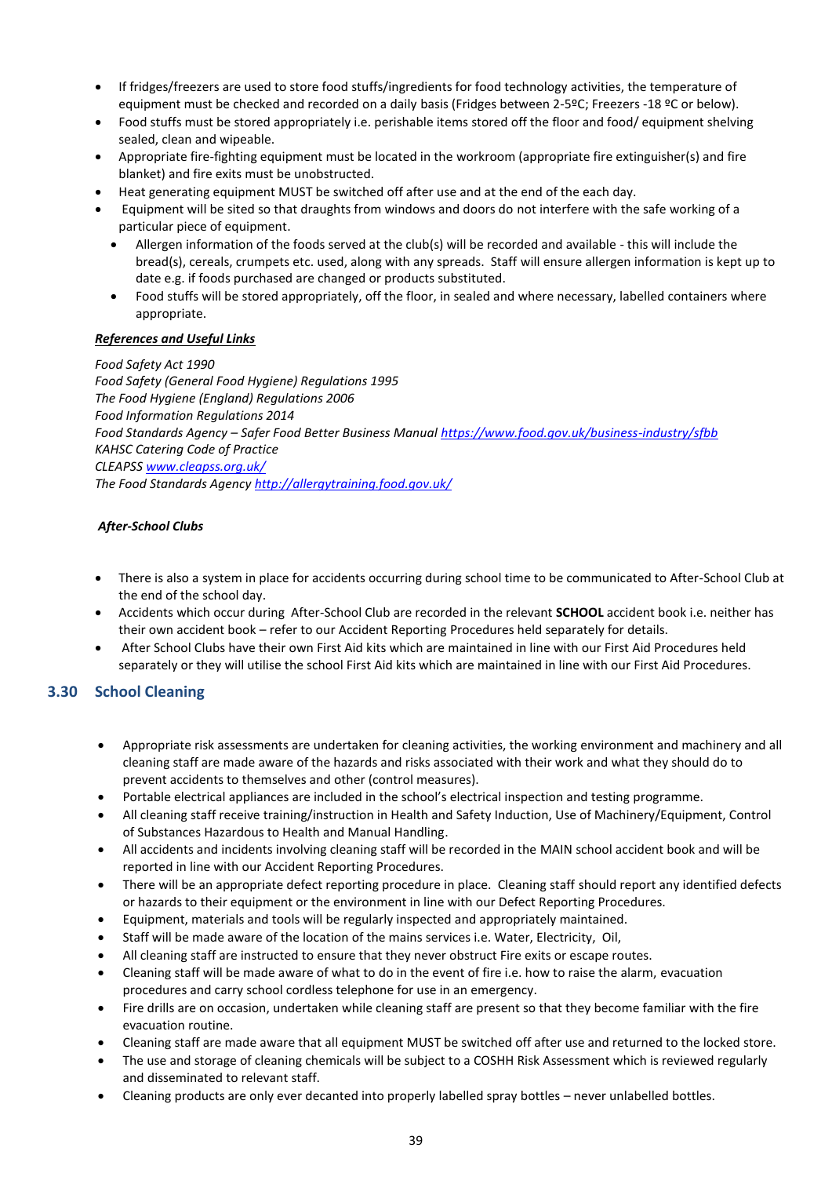- If fridges/freezers are used to store food stuffs/ingredients for food technology activities, the temperature of equipment must be checked and recorded on a daily basis (Fridges between 2-5ºC; Freezers -18 ºC or below).
- Food stuffs must be stored appropriately i.e. perishable items stored off the floor and food/ equipment shelving sealed, clean and wipeable.
- Appropriate fire-fighting equipment must be located in the workroom (appropriate fire extinguisher(s) and fire blanket) and fire exits must be unobstructed.
- Heat generating equipment MUST be switched off after use and at the end of the each day.
- Equipment will be sited so that draughts from windows and doors do not interfere with the safe working of a particular piece of equipment.
  - Allergen information of the foods served at the club(s) will be recorded and available - this will include the bread(s), cereals, crumpets etc. used, along with any spreads. Staff will ensure allergen information is kept up to date e.g. if foods purchased are changed or products substituted.
  - Food stuffs will be stored appropriately, off the floor, in sealed and where necessary, labelled containers where appropriate.

***References and Useful Links***

*Food Safety Act 1990*
*Food Safety (General Food Hygiene) Regulations 1995*
*The Food Hygiene (England) Regulations 2006*
*Food Information Regulations 2014*
*Food Standards Agency – Safer Food Better Business Manual https://www.food.gov.uk/business-industry/sfbb*
*KAHSC Catering Code of Practice*
*CLEAPSS www.cleapss.org.uk/*
*The Food Standards Agency http://allergytraining.food.gov.uk/*

***After-School Clubs***

- There is also a system in place for accidents occurring during school time to be communicated to After-School Club at the end of the school day.
- Accidents which occur during After-School Club are recorded in the relevant **SCHOOL** accident book i.e. neither has their own accident book – refer to our Accident Reporting Procedures held separately for details.
- After School Clubs have their own First Aid kits which are maintained in line with our First Aid Procedures held separately or they will utilise the school First Aid kits which are maintained in line with our First Aid Procedures.

## 3.30 School Cleaning

- Appropriate risk assessments are undertaken for cleaning activities, the working environment and machinery and all cleaning staff are made aware of the hazards and risks associated with their work and what they should do to prevent accidents to themselves and other (control measures).
- Portable electrical appliances are included in the school's electrical inspection and testing programme.
- All cleaning staff receive training/instruction in Health and Safety Induction, Use of Machinery/Equipment, Control of Substances Hazardous to Health and Manual Handling.
- All accidents and incidents involving cleaning staff will be recorded in the MAIN school accident book and will be reported in line with our Accident Reporting Procedures.
- There will be an appropriate defect reporting procedure in place. Cleaning staff should report any identified defects or hazards to their equipment or the environment in line with our Defect Reporting Procedures.
- Equipment, materials and tools will be regularly inspected and appropriately maintained.
- Staff will be made aware of the location of the mains services i.e. Water, Electricity, Oil,
- All cleaning staff are instructed to ensure that they never obstruct Fire exits or escape routes.
- Cleaning staff will be made aware of what to do in the event of fire i.e. how to raise the alarm, evacuation procedures and carry school cordless telephone for use in an emergency.
- Fire drills are on occasion, undertaken while cleaning staff are present so that they become familiar with the fire evacuation routine.
- Cleaning staff are made aware that all equipment MUST be switched off after use and returned to the locked store.
- The use and storage of cleaning chemicals will be subject to a COSHH Risk Assessment which is reviewed regularly and disseminated to relevant staff.
- Cleaning products are only ever decanted into properly labelled spray bottles – never unlabelled bottles.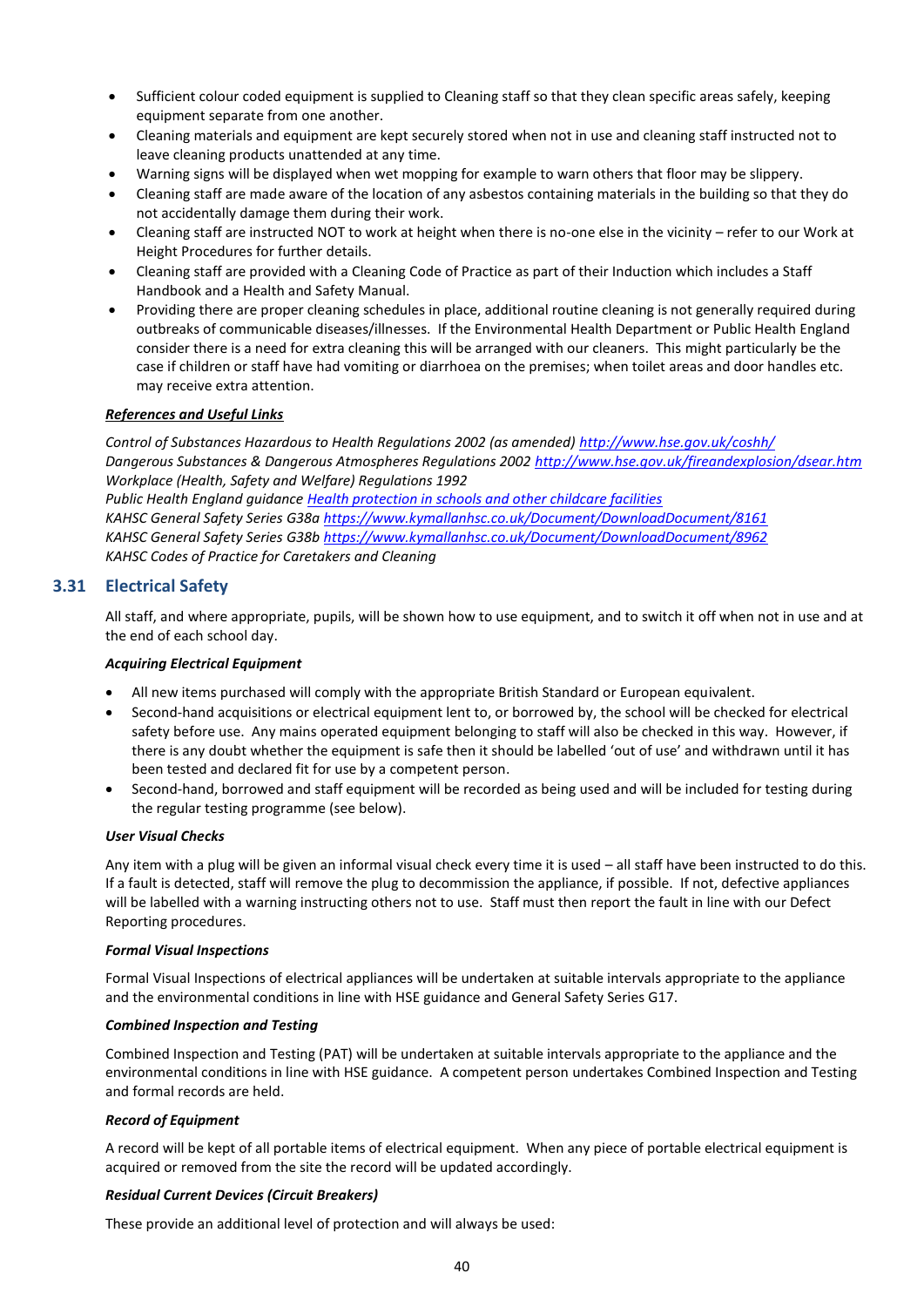- Sufficient colour coded equipment is supplied to Cleaning staff so that they clean specific areas safely, keeping equipment separate from one another.
- Cleaning materials and equipment are kept securely stored when not in use and cleaning staff instructed not to leave cleaning products unattended at any time.
- Warning signs will be displayed when wet mopping for example to warn others that floor may be slippery.
- Cleaning staff are made aware of the location of any asbestos containing materials in the building so that they do not accidentally damage them during their work.
- Cleaning staff are instructed NOT to work at height when there is no-one else in the vicinity – refer to our Work at Height Procedures for further details.
- Cleaning staff are provided with a Cleaning Code of Practice as part of their Induction which includes a Staff Handbook and a Health and Safety Manual.
- Providing there are proper cleaning schedules in place, additional routine cleaning is not generally required during outbreaks of communicable diseases/illnesses. If the Environmental Health Department or Public Health England consider there is a need for extra cleaning this will be arranged with our cleaners. This might particularly be the case if children or staff have had vomiting or diarrhoea on the premises; when toilet areas and door handles etc. may receive extra attention.

***References and Useful Links***

*Control of Substances Hazardous to Health Regulations 2002 (as amended) [http://www.hse.gov.uk/coshh/](http://www.hse.gov.uk/coshh/)*
*Dangerous Substances & Dangerous Atmospheres Regulations 2002 [http://www.hse.gov.uk/fireandexplosion/dsear.htm](http://www.hse.gov.uk/fireandexplosion/dsear.htm)*
*Workplace (Health, Safety and Welfare) Regulations 1992*
*Public Health England guidance [Health protection in schools and other childcare facilities]()*
*KAHSC General Safety Series G38a [https://www.kymallanhsc.co.uk/Document/DownloadDocument/8161](https://www.kymallanhsc.co.uk/Document/DownloadDocument/8161)*
*KAHSC General Safety Series G38b [https://www.kymallanhsc.co.uk/Document/DownloadDocument/8962](https://www.kymallanhsc.co.uk/Document/DownloadDocument/8962)*
*KAHSC Codes of Practice for Caretakers and Cleaning*

## 3.31 Electrical Safety

All staff, and where appropriate, pupils, will be shown how to use equipment, and to switch it off when not in use and at the end of each school day.

***Acquiring Electrical Equipment***

- All new items purchased will comply with the appropriate British Standard or European equivalent.
- Second-hand acquisitions or electrical equipment lent to, or borrowed by, the school will be checked for electrical safety before use. Any mains operated equipment belonging to staff will also be checked in this way. However, if there is any doubt whether the equipment is safe then it should be labelled 'out of use' and withdrawn until it has been tested and declared fit for use by a competent person.
- Second-hand, borrowed and staff equipment will be recorded as being used and will be included for testing during the regular testing programme (see below).

***User Visual Checks***

Any item with a plug will be given an informal visual check every time it is used – all staff have been instructed to do this. If a fault is detected, staff will remove the plug to decommission the appliance, if possible. If not, defective appliances will be labelled with a warning instructing others not to use. Staff must then report the fault in line with our Defect Reporting procedures.

***Formal Visual Inspections***

Formal Visual Inspections of electrical appliances will be undertaken at suitable intervals appropriate to the appliance and the environmental conditions in line with HSE guidance and General Safety Series G17.

***Combined Inspection and Testing***

Combined Inspection and Testing (PAT) will be undertaken at suitable intervals appropriate to the appliance and the environmental conditions in line with HSE guidance. A competent person undertakes Combined Inspection and Testing and formal records are held.

***Record of Equipment***

A record will be kept of all portable items of electrical equipment. When any piece of portable electrical equipment is acquired or removed from the site the record will be updated accordingly.

***Residual Current Devices (Circuit Breakers)***

These provide an additional level of protection and will always be used: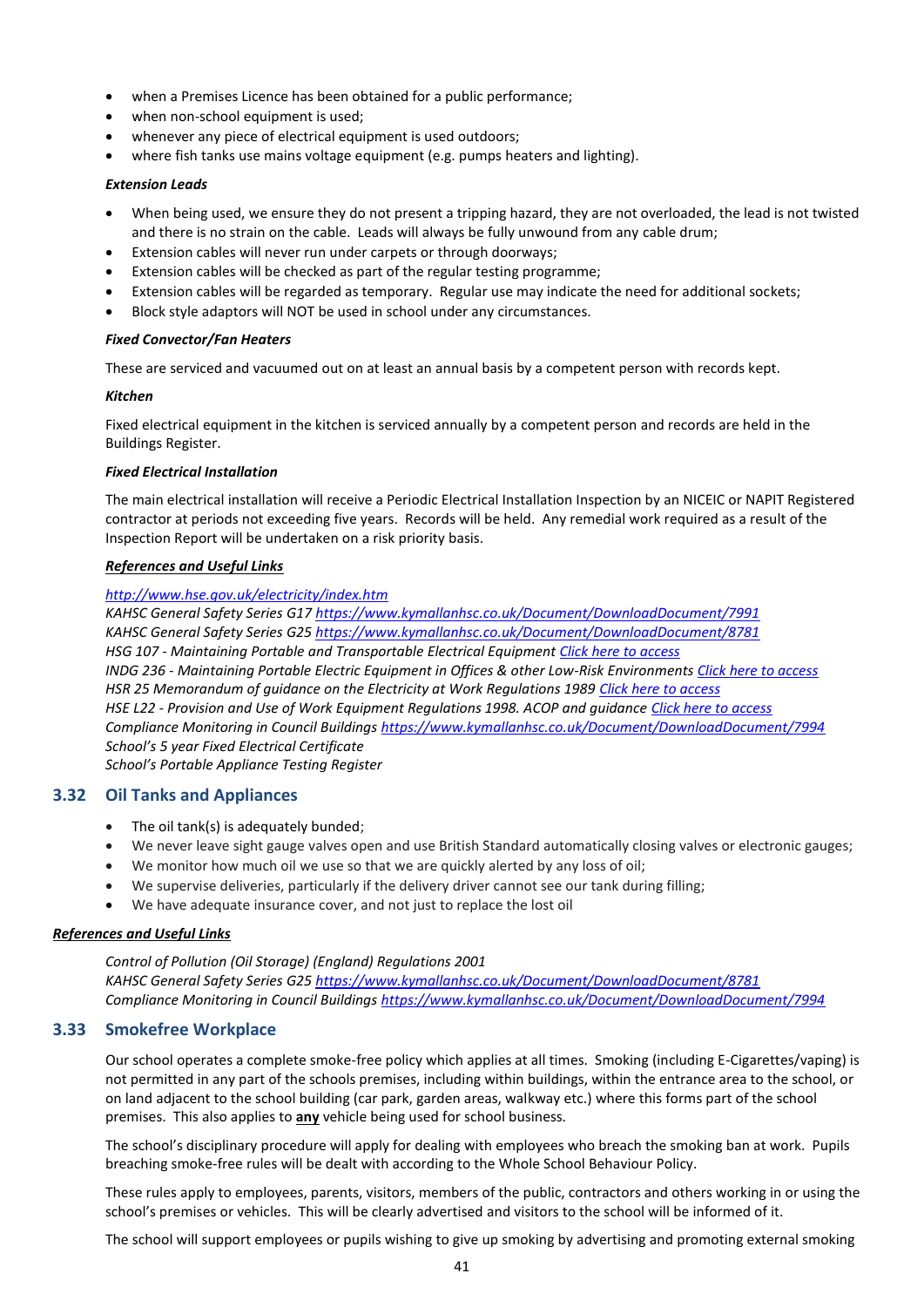- when a Premises Licence has been obtained for a public performance;
- when non-school equipment is used;
- whenever any piece of electrical equipment is used outdoors;
- where fish tanks use mains voltage equipment (e.g. pumps heaters and lighting).

***Extension Leads***

- When being used, we ensure they do not present a tripping hazard, they are not overloaded, the lead is not twisted and there is no strain on the cable. Leads will always be fully unwound from any cable drum;
- Extension cables will never run under carpets or through doorways;
- Extension cables will be checked as part of the regular testing programme;
- Extension cables will be regarded as temporary. Regular use may indicate the need for additional sockets;
- Block style adaptors will NOT be used in school under any circumstances.

***Fixed Convector/Fan Heaters***

These are serviced and vacuumed out on at least an annual basis by a competent person with records kept.

***Kitchen***

Fixed electrical equipment in the kitchen is serviced annually by a competent person and records are held in the Buildings Register.

***Fixed Electrical Installation***

The main electrical installation will receive a Periodic Electrical Installation Inspection by an NICEIC or NAPIT Registered contractor at periods not exceeding five years. Records will be held. Any remedial work required as a result of the Inspection Report will be undertaken on a risk priority basis.

***References and Useful Links***

*http://www.hse.gov.uk/electricity/index.htm*
*KAHSC General Safety Series G17 https://www.kymallanhsc.co.uk/Document/DownloadDocument/7991*
*KAHSC General Safety Series G25 https://www.kymallanhsc.co.uk/Document/DownloadDocument/8781*
*HSG 107 - Maintaining Portable and Transportable Electrical Equipment Click here to access*
*INDG 236 - Maintaining Portable Electric Equipment in Offices & other Low-Risk Environments Click here to access*
*HSR 25 Memorandum of guidance on the Electricity at Work Regulations 1989 Click here to access*
*HSE L22 - Provision and Use of Work Equipment Regulations 1998. ACOP and guidance Click here to access*
*Compliance Monitoring in Council Buildings https://www.kymallanhsc.co.uk/Document/DownloadDocument/7994*
*School's 5 year Fixed Electrical Certificate*
*School's Portable Appliance Testing Register*

## 3.32 Oil Tanks and Appliances

- The oil tank(s) is adequately bunded;
- We never leave sight gauge valves open and use British Standard automatically closing valves or electronic gauges;
- We monitor how much oil we use so that we are quickly alerted by any loss of oil;
- We supervise deliveries, particularly if the delivery driver cannot see our tank during filling;
- We have adequate insurance cover, and not just to replace the lost oil

***References and Useful Links***

*Control of Pollution (Oil Storage) (England) Regulations 2001*
*KAHSC General Safety Series G25 https://www.kymallanhsc.co.uk/Document/DownloadDocument/8781*
*Compliance Monitoring in Council Buildings https://www.kymallanhsc.co.uk/Document/DownloadDocument/7994*

## 3.33 Smokefree Workplace

Our school operates a complete smoke-free policy which applies at all times. Smoking (including E-Cigarettes/vaping) is not permitted in any part of the schools premises, including within buildings, within the entrance area to the school, or on land adjacent to the school building (car park, garden areas, walkway etc.) where this forms part of the school premises. This also applies to **any** vehicle being used for school business.

The school's disciplinary procedure will apply for dealing with employees who breach the smoking ban at work. Pupils breaching smoke-free rules will be dealt with according to the Whole School Behaviour Policy.

These rules apply to employees, parents, visitors, members of the public, contractors and others working in or using the school's premises or vehicles. This will be clearly advertised and visitors to the school will be informed of it.

The school will support employees or pupils wishing to give up smoking by advertising and promoting external smoking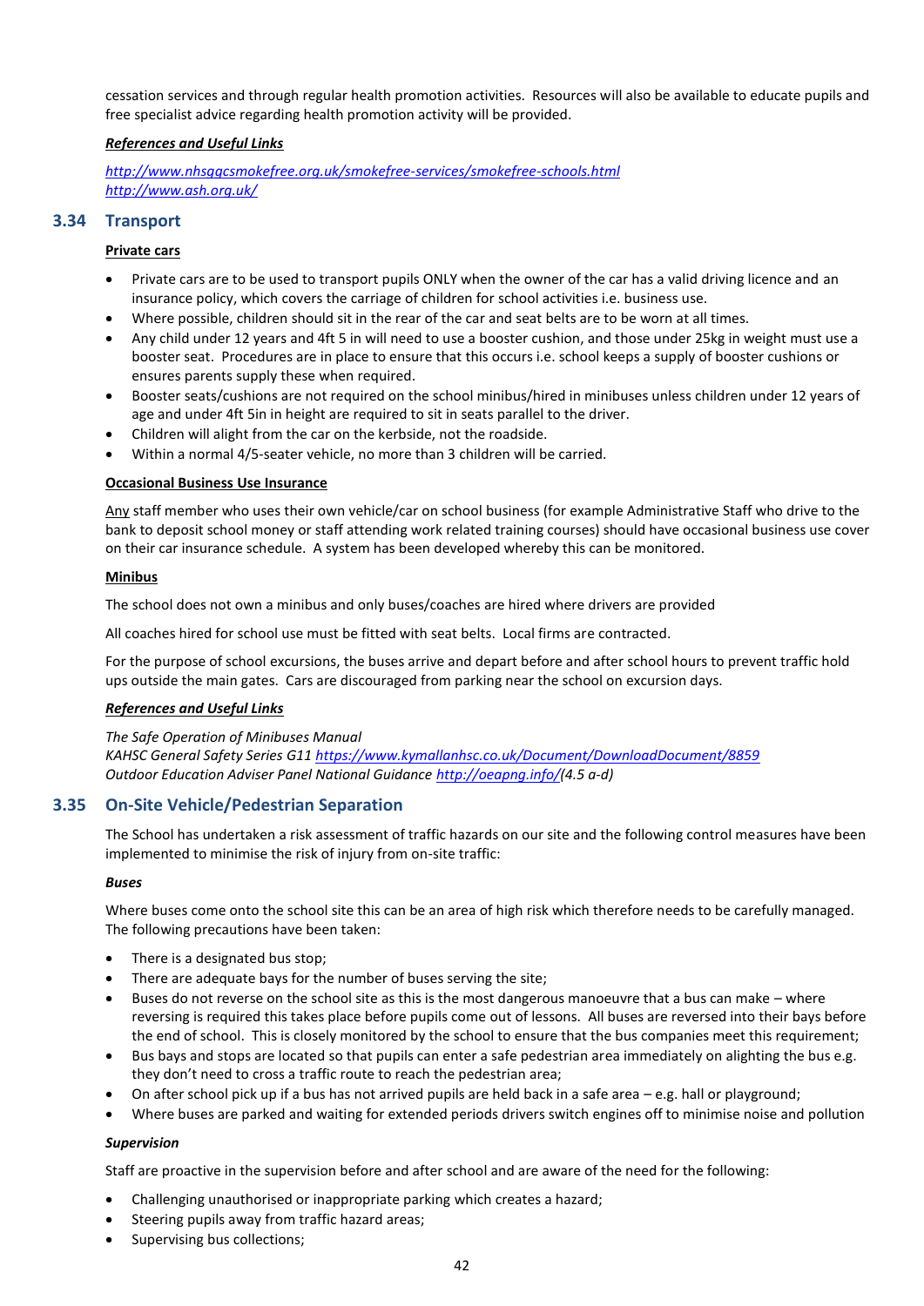cessation services and through regular health promotion activities. Resources will also be available to educate pupils and free specialist advice regarding health promotion activity will be provided.

***References and Useful Links***

*http://www.nhsggcsmokefree.org.uk/smokefree-services/smokefree-schools.html*
*http://www.ash.org.uk/*

## 3.34 Transport

**Private cars**

- Private cars are to be used to transport pupils ONLY when the owner of the car has a valid driving licence and an insurance policy, which covers the carriage of children for school activities i.e. business use.
- Where possible, children should sit in the rear of the car and seat belts are to be worn at all times.
- Any child under 12 years and 4ft 5 in will need to use a booster cushion, and those under 25kg in weight must use a booster seat. Procedures are in place to ensure that this occurs i.e. school keeps a supply of booster cushions or ensures parents supply these when required.
- Booster seats/cushions are not required on the school minibus/hired in minibuses unless children under 12 years of age and under 4ft 5in in height are required to sit in seats parallel to the driver.
- Children will alight from the car on the kerbside, not the roadside.
- Within a normal 4/5-seater vehicle, no more than 3 children will be carried.

**Occasional Business Use Insurance**

Any staff member who uses their own vehicle/car on school business (for example Administrative Staff who drive to the bank to deposit school money or staff attending work related training courses) should have occasional business use cover on their car insurance schedule. A system has been developed whereby this can be monitored.

**Minibus**

The school does not own a minibus and only buses/coaches are hired where drivers are provided

All coaches hired for school use must be fitted with seat belts. Local firms are contracted.

For the purpose of school excursions, the buses arrive and depart before and after school hours to prevent traffic hold ups outside the main gates. Cars are discouraged from parking near the school on excursion days.

***References and Useful Links***

*The Safe Operation of Minibuses Manual*
*KAHSC General Safety Series G11 https://www.kymallanhsc.co.uk/Document/DownloadDocument/8859*
*Outdoor Education Adviser Panel National Guidance http://oeapng.info/(4.5 a-d)*

## 3.35 On-Site Vehicle/Pedestrian Separation

The School has undertaken a risk assessment of traffic hazards on our site and the following control measures have been implemented to minimise the risk of injury from on-site traffic:

***Buses***

Where buses come onto the school site this can be an area of high risk which therefore needs to be carefully managed. The following precautions have been taken:

- There is a designated bus stop;
- There are adequate bays for the number of buses serving the site;
- Buses do not reverse on the school site as this is the most dangerous manoeuvre that a bus can make – where reversing is required this takes place before pupils come out of lessons. All buses are reversed into their bays before the end of school. This is closely monitored by the school to ensure that the bus companies meet this requirement;
- Bus bays and stops are located so that pupils can enter a safe pedestrian area immediately on alighting the bus e.g. they don't need to cross a traffic route to reach the pedestrian area;
- On after school pick up if a bus has not arrived pupils are held back in a safe area – e.g. hall or playground;
- Where buses are parked and waiting for extended periods drivers switch engines off to minimise noise and pollution

***Supervision***

Staff are proactive in the supervision before and after school and are aware of the need for the following:

- Challenging unauthorised or inappropriate parking which creates a hazard;
- Steering pupils away from traffic hazard areas;
- Supervising bus collections;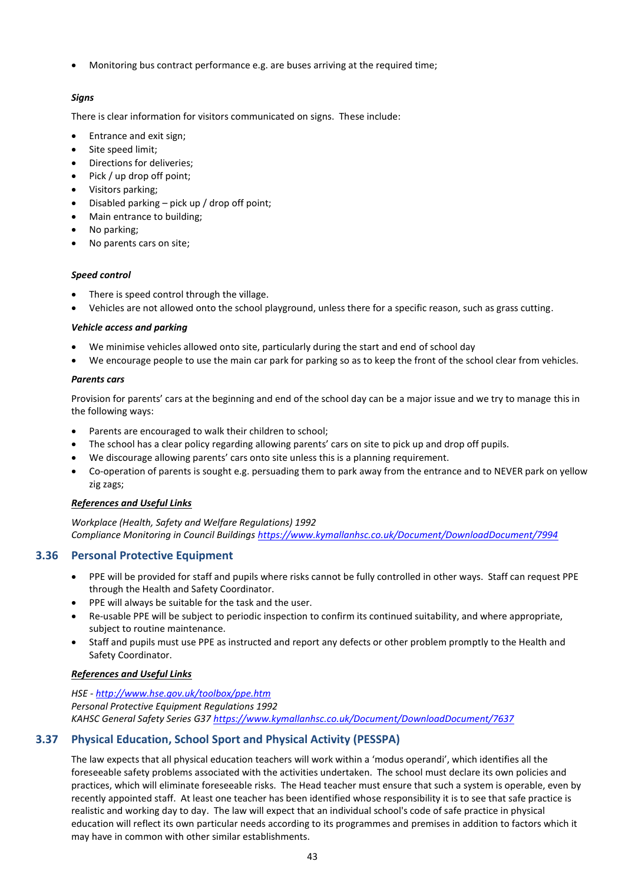- Monitoring bus contract performance e.g. are buses arriving at the required time;

***Signs***

There is clear information for visitors communicated on signs. These include:

- Entrance and exit sign;
- Site speed limit;
- Directions for deliveries;
- Pick / up drop off point;
- Visitors parking;
- Disabled parking – pick up / drop off point;
- Main entrance to building;
- No parking;
- No parents cars on site;

***Speed control***

- There is speed control through the village.
- Vehicles are not allowed onto the school playground, unless there for a specific reason, such as grass cutting.

***Vehicle access and parking***

- We minimise vehicles allowed onto site, particularly during the start and end of school day
- We encourage people to use the main car park for parking so as to keep the front of the school clear from vehicles.

***Parents cars***

Provision for parents' cars at the beginning and end of the school day can be a major issue and we try to manage this in the following ways:

- Parents are encouraged to walk their children to school;
- The school has a clear policy regarding allowing parents' cars on site to pick up and drop off pupils.
- We discourage allowing parents' cars onto site unless this is a planning requirement.
- Co-operation of parents is sought e.g. persuading them to park away from the entrance and to NEVER park on yellow zig zags;

***<u>References and Useful Links</u>***

*Workplace (Health, Safety and Welfare Regulations) 1992*
*Compliance Monitoring in Council Buildings [https://www.kymallanhsc.co.uk/Document/DownloadDocument/7994](https://www.kymallanhsc.co.uk/Document/DownloadDocument/7994)*

## 3.36 Personal Protective Equipment

- PPE will be provided for staff and pupils where risks cannot be fully controlled in other ways. Staff can request PPE through the Health and Safety Coordinator.
- PPE will always be suitable for the task and the user.
- Re-usable PPE will be subject to periodic inspection to confirm its continued suitability, and where appropriate, subject to routine maintenance.
- Staff and pupils must use PPE as instructed and report any defects or other problem promptly to the Health and Safety Coordinator.

***<u>References and Useful Links</u>***

*HSE - [http://www.hse.gov.uk/toolbox/ppe.htm](http://www.hse.gov.uk/toolbox/ppe.htm)*
*Personal Protective Equipment Regulations 1992*
*KAHSC General Safety Series G37 [https://www.kymallanhsc.co.uk/Document/DownloadDocument/7637](https://www.kymallanhsc.co.uk/Document/DownloadDocument/7637)*

## 3.37 Physical Education, School Sport and Physical Activity (PESSPA)

The law expects that all physical education teachers will work within a 'modus operandi', which identifies all the foreseeable safety problems associated with the activities undertaken. The school must declare its own policies and practices, which will eliminate foreseeable risks. The Head teacher must ensure that such a system is operable, even by recently appointed staff. At least one teacher has been identified whose responsibility it is to see that safe practice is realistic and working day to day. The law will expect that an individual school's code of safe practice in physical education will reflect its own particular needs according to its programmes and premises in addition to factors which it may have in common with other similar establishments.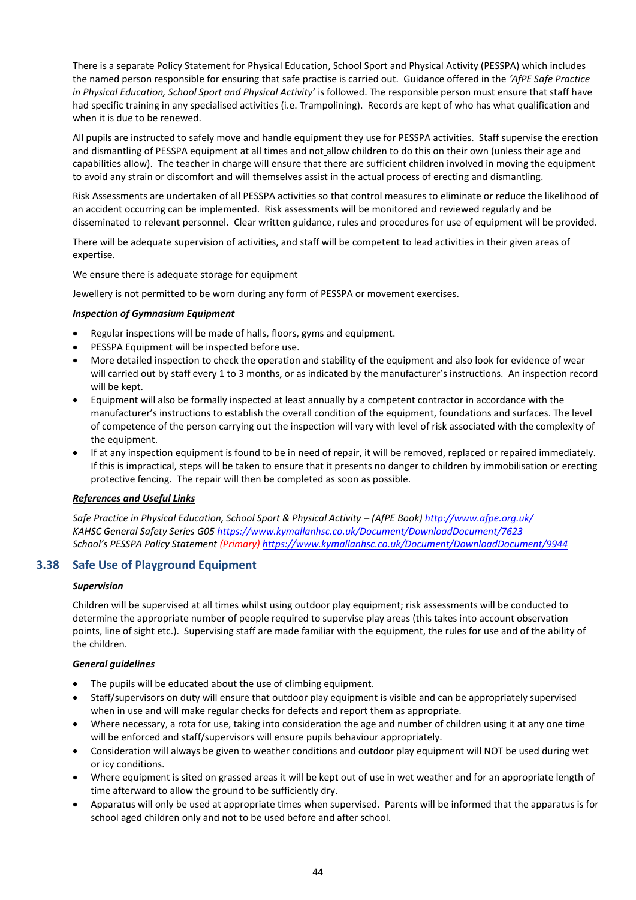There is a separate Policy Statement for Physical Education, School Sport and Physical Activity (PESSPA) which includes the named person responsible for ensuring that safe practise is carried out. Guidance offered in the *'AfPE Safe Practice in Physical Education, School Sport and Physical Activity'* is followed. The responsible person must ensure that staff have had specific training in any specialised activities (i.e. Trampolining). Records are kept of who has what qualification and when it is due to be renewed.

All pupils are instructed to safely move and handle equipment they use for PESSPA activities. Staff supervise the erection and dismantling of PESSPA equipment at all times and not allow children to do this on their own (unless their age and capabilities allow). The teacher in charge will ensure that there are sufficient children involved in moving the equipment to avoid any strain or discomfort and will themselves assist in the actual process of erecting and dismantling.

Risk Assessments are undertaken of all PESSPA activities so that control measures to eliminate or reduce the likelihood of an accident occurring can be implemented. Risk assessments will be monitored and reviewed regularly and be disseminated to relevant personnel. Clear written guidance, rules and procedures for use of equipment will be provided.

There will be adequate supervision of activities, and staff will be competent to lead activities in their given areas of expertise.

We ensure there is adequate storage for equipment

Jewellery is not permitted to be worn during any form of PESSPA or movement exercises.

***Inspection of Gymnasium Equipment***

- Regular inspections will be made of halls, floors, gyms and equipment.
- PESSPA Equipment will be inspected before use.
- More detailed inspection to check the operation and stability of the equipment and also look for evidence of wear will carried out by staff every 1 to 3 months, or as indicated by the manufacturer's instructions. An inspection record will be kept.
- Equipment will also be formally inspected at least annually by a competent contractor in accordance with the manufacturer's instructions to establish the overall condition of the equipment, foundations and surfaces. The level of competence of the person carrying out the inspection will vary with level of risk associated with the complexity of the equipment.
- If at any inspection equipment is found to be in need of repair, it will be removed, replaced or repaired immediately. If this is impractical, steps will be taken to ensure that it presents no danger to children by immobilisation or erecting protective fencing. The repair will then be completed as soon as possible.

***References and Useful Links***

*Safe Practice in Physical Education, School Sport & Physical Activity – (AfPE Book)* http://www.afpe.org.uk/
*KAHSC General Safety Series G05* https://www.kymallanhsc.co.uk/Document/DownloadDocument/7623
*School's PESSPA Policy Statement (Primary)* https://www.kymallanhsc.co.uk/Document/DownloadDocument/9944

## 3.38 Safe Use of Playground Equipment

***Supervision***

Children will be supervised at all times whilst using outdoor play equipment; risk assessments will be conducted to determine the appropriate number of people required to supervise play areas (this takes into account observation points, line of sight etc.). Supervising staff are made familiar with the equipment, the rules for use and of the ability of the children.

***General guidelines***

- The pupils will be educated about the use of climbing equipment.
- Staff/supervisors on duty will ensure that outdoor play equipment is visible and can be appropriately supervised when in use and will make regular checks for defects and report them as appropriate.
- Where necessary, a rota for use, taking into consideration the age and number of children using it at any one time will be enforced and staff/supervisors will ensure pupils behaviour appropriately.
- Consideration will always be given to weather conditions and outdoor play equipment will NOT be used during wet or icy conditions.
- Where equipment is sited on grassed areas it will be kept out of use in wet weather and for an appropriate length of time afterward to allow the ground to be sufficiently dry.
- Apparatus will only be used at appropriate times when supervised. Parents will be informed that the apparatus is for school aged children only and not to be used before and after school.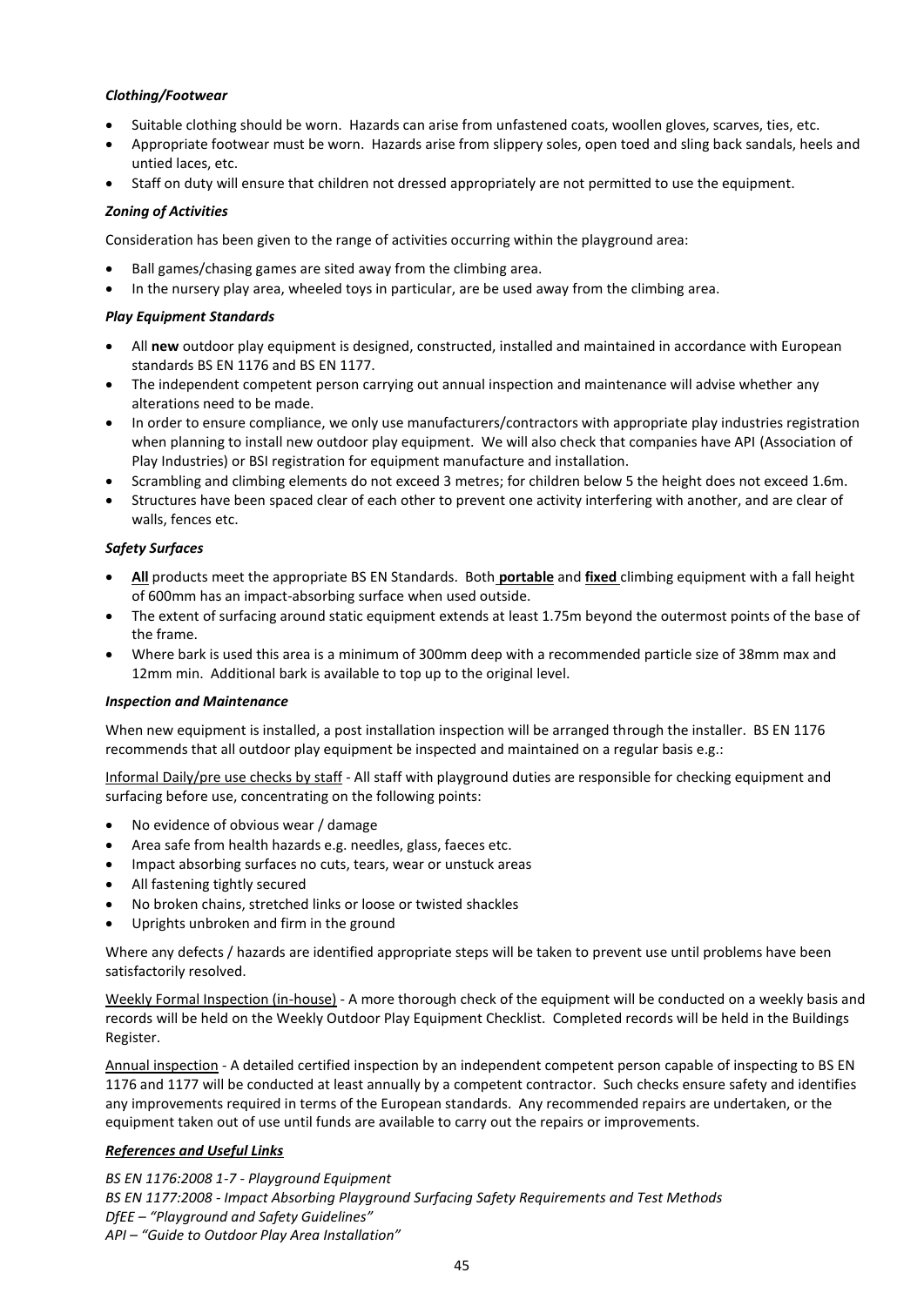***Clothing/Footwear***

- Suitable clothing should be worn. Hazards can arise from unfastened coats, woollen gloves, scarves, ties, etc.
- Appropriate footwear must be worn. Hazards arise from slippery soles, open toed and sling back sandals, heels and untied laces, etc.
- Staff on duty will ensure that children not dressed appropriately are not permitted to use the equipment.

***Zoning of Activities***

Consideration has been given to the range of activities occurring within the playground area:

- Ball games/chasing games are sited away from the climbing area.
- In the nursery play area, wheeled toys in particular, are be used away from the climbing area.

***Play Equipment Standards***

- All **new** outdoor play equipment is designed, constructed, installed and maintained in accordance with European standards BS EN 1176 and BS EN 1177.
- The independent competent person carrying out annual inspection and maintenance will advise whether any alterations need to be made.
- In order to ensure compliance, we only use manufacturers/contractors with appropriate play industries registration when planning to install new outdoor play equipment. We will also check that companies have API (Association of Play Industries) or BSI registration for equipment manufacture and installation.
- Scrambling and climbing elements do not exceed 3 metres; for children below 5 the height does not exceed 1.6m.
- Structures have been spaced clear of each other to prevent one activity interfering with another, and are clear of walls, fences etc.

***Safety Surfaces***

- <u>**All**</u> products meet the appropriate BS EN Standards. Both <u>**portable**</u> and <u>**fixed**</u> climbing equipment with a fall height of 600mm has an impact-absorbing surface when used outside.
- The extent of surfacing around static equipment extends at least 1.75m beyond the outermost points of the base of the frame.
- Where bark is used this area is a minimum of 300mm deep with a recommended particle size of 38mm max and 12mm min. Additional bark is available to top up to the original level.

***Inspection and Maintenance***

When new equipment is installed, a post installation inspection will be arranged through the installer. BS EN 1176 recommends that all outdoor play equipment be inspected and maintained on a regular basis e.g.:

<u>Informal Daily/pre use checks by staff</u> - All staff with playground duties are responsible for checking equipment and surfacing before use, concentrating on the following points:

- No evidence of obvious wear / damage
- Area safe from health hazards e.g. needles, glass, faeces etc.
- Impact absorbing surfaces no cuts, tears, wear or unstuck areas
- All fastening tightly secured
- No broken chains, stretched links or loose or twisted shackles
- Uprights unbroken and firm in the ground

Where any defects / hazards are identified appropriate steps will be taken to prevent use until problems have been satisfactorily resolved.

<u>Weekly Formal Inspection (in-house)</u> - A more thorough check of the equipment will be conducted on a weekly basis and records will be held on the Weekly Outdoor Play Equipment Checklist. Completed records will be held in the Buildings Register.

<u>Annual inspection</u> - A detailed certified inspection by an independent competent person capable of inspecting to BS EN 1176 and 1177 will be conducted at least annually by a competent contractor. Such checks ensure safety and identifies any improvements required in terms of the European standards. Any recommended repairs are undertaken, or the equipment taken out of use until funds are available to carry out the repairs or improvements.

***<u>References and Useful Links</u>***

*BS EN 1176:2008 1-7 - Playground Equipment*
*BS EN 1177:2008 - Impact Absorbing Playground Surfacing Safety Requirements and Test Methods*
*DfEE – "Playground and Safety Guidelines"*
*API – "Guide to Outdoor Play Area Installation"*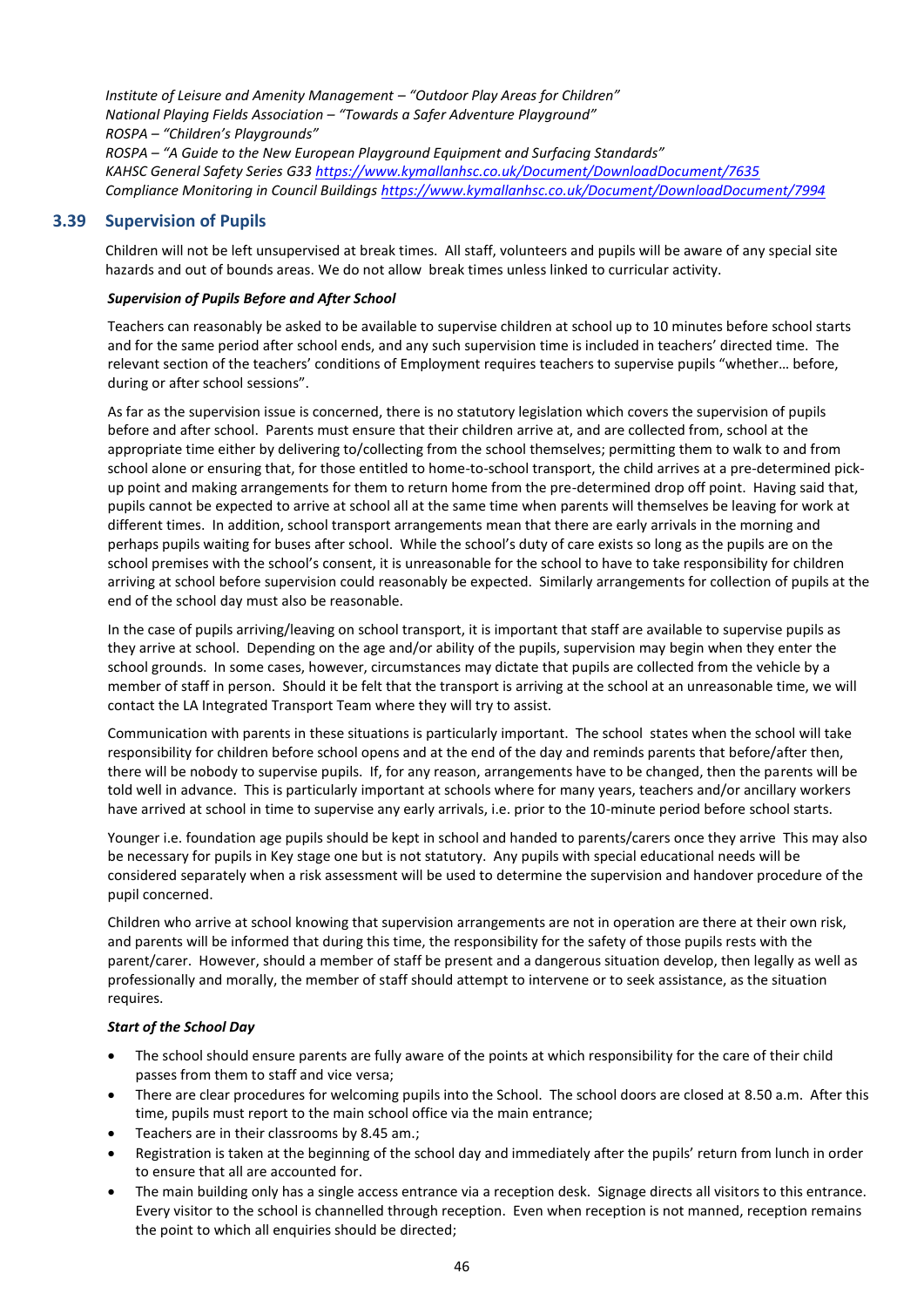*Institute of Leisure and Amenity Management – "Outdoor Play Areas for Children"*
*National Playing Fields Association – "Towards a Safer Adventure Playground"*
*ROSPA – "Children's Playgrounds"*
*ROSPA – "A Guide to the New European Playground Equipment and Surfacing Standards"*
*KAHSC General Safety Series G33 https://www.kymallanhsc.co.uk/Document/DownloadDocument/7635*
*Compliance Monitoring in Council Buildings https://www.kymallanhsc.co.uk/Document/DownloadDocument/7994*

## 3.39 Supervision of Pupils

Children will not be left unsupervised at break times. All staff, volunteers and pupils will be aware of any special site hazards and out of bounds areas. We do not allow break times unless linked to curricular activity.

***Supervision of Pupils Before and After School***

Teachers can reasonably be asked to be available to supervise children at school up to 10 minutes before school starts and for the same period after school ends, and any such supervision time is included in teachers' directed time. The relevant section of the teachers' conditions of Employment requires teachers to supervise pupils "whether… before, during or after school sessions".

As far as the supervision issue is concerned, there is no statutory legislation which covers the supervision of pupils before and after school. Parents must ensure that their children arrive at, and are collected from, school at the appropriate time either by delivering to/collecting from the school themselves; permitting them to walk to and from school alone or ensuring that, for those entitled to home-to-school transport, the child arrives at a pre-determined pick-up point and making arrangements for them to return home from the pre-determined drop off point. Having said that, pupils cannot be expected to arrive at school all at the same time when parents will themselves be leaving for work at different times. In addition, school transport arrangements mean that there are early arrivals in the morning and perhaps pupils waiting for buses after school. While the school's duty of care exists so long as the pupils are on the school premises with the school's consent, it is unreasonable for the school to have to take responsibility for children arriving at school before supervision could reasonably be expected. Similarly arrangements for collection of pupils at the end of the school day must also be reasonable.

In the case of pupils arriving/leaving on school transport, it is important that staff are available to supervise pupils as they arrive at school. Depending on the age and/or ability of the pupils, supervision may begin when they enter the school grounds. In some cases, however, circumstances may dictate that pupils are collected from the vehicle by a member of staff in person. Should it be felt that the transport is arriving at the school at an unreasonable time, we will contact the LA Integrated Transport Team where they will try to assist.

Communication with parents in these situations is particularly important. The school states when the school will take responsibility for children before school opens and at the end of the day and reminds parents that before/after then, there will be nobody to supervise pupils. If, for any reason, arrangements have to be changed, then the parents will be told well in advance. This is particularly important at schools where for many years, teachers and/or ancillary workers have arrived at school in time to supervise any early arrivals, i.e. prior to the 10-minute period before school starts.

Younger i.e. foundation age pupils should be kept in school and handed to parents/carers once they arrive This may also be necessary for pupils in Key stage one but is not statutory. Any pupils with special educational needs will be considered separately when a risk assessment will be used to determine the supervision and handover procedure of the pupil concerned.

Children who arrive at school knowing that supervision arrangements are not in operation are there at their own risk, and parents will be informed that during this time, the responsibility for the safety of those pupils rests with the parent/carer. However, should a member of staff be present and a dangerous situation develop, then legally as well as professionally and morally, the member of staff should attempt to intervene or to seek assistance, as the situation requires.

***Start of the School Day***

- The school should ensure parents are fully aware of the points at which responsibility for the care of their child passes from them to staff and vice versa;
- There are clear procedures for welcoming pupils into the School. The school doors are closed at 8.50 a.m. After this time, pupils must report to the main school office via the main entrance;
- Teachers are in their classrooms by 8.45 am.;
- Registration is taken at the beginning of the school day and immediately after the pupils' return from lunch in order to ensure that all are accounted for.
- The main building only has a single access entrance via a reception desk. Signage directs all visitors to this entrance. Every visitor to the school is channelled through reception. Even when reception is not manned, reception remains the point to which all enquiries should be directed;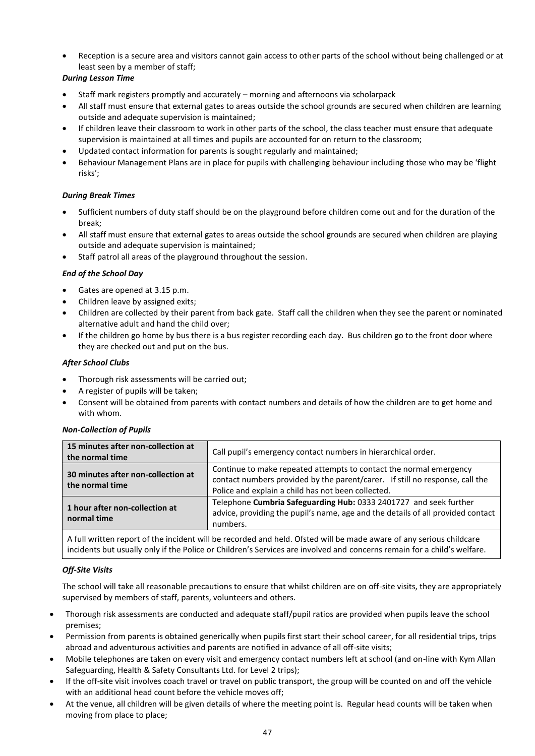- Reception is a secure area and visitors cannot gain access to other parts of the school without being challenged or at least seen by a member of staff;

***During Lesson Time***

- Staff mark registers promptly and accurately – morning and afternoons via scholarpack
- All staff must ensure that external gates to areas outside the school grounds are secured when children are learning outside and adequate supervision is maintained;
- If children leave their classroom to work in other parts of the school, the class teacher must ensure that adequate supervision is maintained at all times and pupils are accounted for on return to the classroom;
- Updated contact information for parents is sought regularly and maintained;
- Behaviour Management Plans are in place for pupils with challenging behaviour including those who may be 'flight risks';

***During Break Times***

- Sufficient numbers of duty staff should be on the playground before children come out and for the duration of the break;
- All staff must ensure that external gates to areas outside the school grounds are secured when children are playing outside and adequate supervision is maintained;
- Staff patrol all areas of the playground throughout the session.

***End of the School Day***

- Gates are opened at 3.15 p.m.
- Children leave by assigned exits;
- Children are collected by their parent from back gate. Staff call the children when they see the parent or nominated alternative adult and hand the child over;
- If the children go home by bus there is a bus register recording each day. Bus children go to the front door where they are checked out and put on the bus.

***After School Clubs***

- Thorough risk assessments will be carried out;
- A register of pupils will be taken;
- Consent will be obtained from parents with contact numbers and details of how the children are to get home and with whom.

***Non-Collection of Pupils***

| | |
|---|---|
| **15 minutes after non-collection at the normal time** | Call pupil's emergency contact numbers in hierarchical order. |
| **30 minutes after non-collection at the normal time** | Continue to make repeated attempts to contact the normal emergency contact numbers provided by the parent/carer. If still no response, call the Police and explain a child has not been collected. |
| **1 hour after non-collection at normal time** | Telephone **Cumbria Safeguarding Hub:** 0333 2401727 and seek further advice, providing the pupil's name, age and the details of all provided contact numbers. |
| A full written report of the incident will be recorded and held. Ofsted will be made aware of any serious childcare incidents but usually only if the Police or Children's Services are involved and concerns remain for a child's welfare. | |

***Off-Site Visits***

The school will take all reasonable precautions to ensure that whilst children are on off-site visits, they are appropriately supervised by members of staff, parents, volunteers and others.

- Thorough risk assessments are conducted and adequate staff/pupil ratios are provided when pupils leave the school premises;
- Permission from parents is obtained generically when pupils first start their school career, for all residential trips, trips abroad and adventurous activities and parents are notified in advance of all off-site visits;
- Mobile telephones are taken on every visit and emergency contact numbers left at school (and on-line with Kym Allan Safeguarding, Health & Safety Consultants Ltd. for Level 2 trips);
- If the off-site visit involves coach travel or travel on public transport, the group will be counted on and off the vehicle with an additional head count before the vehicle moves off;
- At the venue, all children will be given details of where the meeting point is. Regular head counts will be taken when moving from place to place;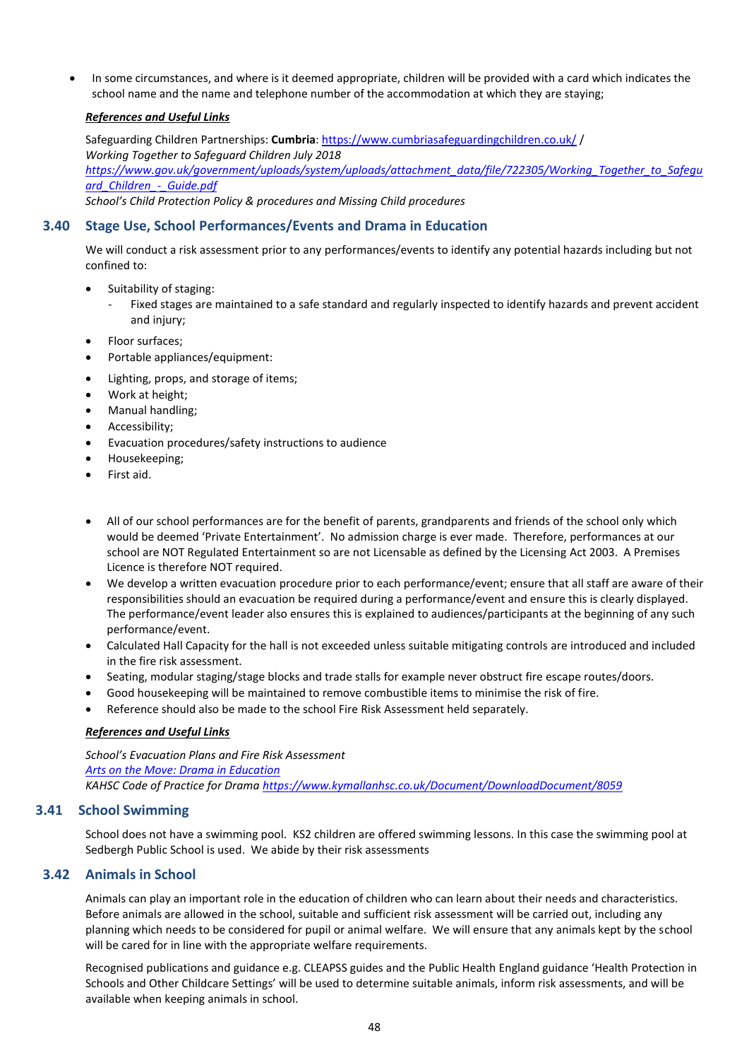- In some circumstances, and where is it deemed appropriate, children will be provided with a card which indicates the school name and the name and telephone number of the accommodation at which they are staying;

***References and Useful Links***

Safeguarding Children Partnerships: **Cumbria**: https://www.cumbriasafeguardingchildren.co.uk/ /
*Working Together to Safeguard Children July 2018*
*https://www.gov.uk/government/uploads/system/uploads/attachment_data/file/722305/Working_Together_to_Safeguard_Children_-_Guide.pdf*
*School's Child Protection Policy & procedures and Missing Child procedures*

## 3.40 Stage Use, School Performances/Events and Drama in Education

We will conduct a risk assessment prior to any performances/events to identify any potential hazards including but not confined to:

- Suitability of staging:
  - Fixed stages are maintained to a safe standard and regularly inspected to identify hazards and prevent accident and injury;
- Floor surfaces;
- Portable appliances/equipment:
- Lighting, props, and storage of items;
- Work at height;
- Manual handling;
- Accessibility;
- Evacuation procedures/safety instructions to audience
- Housekeeping;
- First aid.

- All of our school performances are for the benefit of parents, grandparents and friends of the school only which would be deemed 'Private Entertainment'. No admission charge is ever made. Therefore, performances at our school are NOT Regulated Entertainment so are not Licensable as defined by the Licensing Act 2003. A Premises Licence is therefore NOT required.
- We develop a written evacuation procedure prior to each performance/event; ensure that all staff are aware of their responsibilities should an evacuation be required during a performance/event and ensure this is clearly displayed. The performance/event leader also ensures this is explained to audiences/participants at the beginning of any such performance/event.
- Calculated Hall Capacity for the hall is not exceeded unless suitable mitigating controls are introduced and included in the fire risk assessment.
- Seating, modular staging/stage blocks and trade stalls for example never obstruct fire escape routes/doors.
- Good housekeeping will be maintained to remove combustible items to minimise the risk of fire.
- Reference should also be made to the school Fire Risk Assessment held separately.

***References and Useful Links***

*School's Evacuation Plans and Fire Risk Assessment*
*Arts on the Move: Drama in Education*
*KAHSC Code of Practice for Drama* https://www.kymallanhsc.co.uk/Document/DownloadDocument/8059

## 3.41 School Swimming

School does not have a swimming pool. KS2 children are offered swimming lessons. In this case the swimming pool at Sedbergh Public School is used. We abide by their risk assessments

## 3.42 Animals in School

Animals can play an important role in the education of children who can learn about their needs and characteristics. Before animals are allowed in the school, suitable and sufficient risk assessment will be carried out, including any planning which needs to be considered for pupil or animal welfare. We will ensure that any animals kept by the school will be cared for in line with the appropriate welfare requirements.

Recognised publications and guidance e.g. CLEAPSS guides and the Public Health England guidance 'Health Protection in Schools and Other Childcare Settings' will be used to determine suitable animals, inform risk assessments, and will be available when keeping animals in school.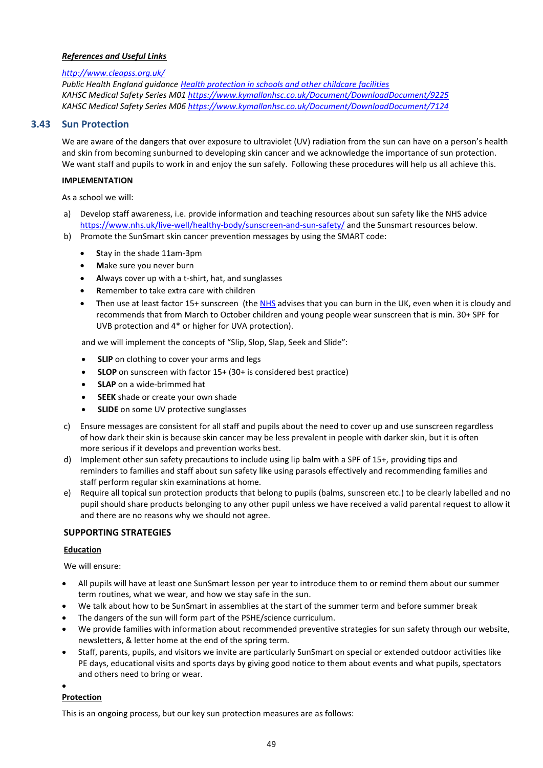***References and Useful Links***

*http://www.cleapss.org.uk/*
*Public Health England guidance* *Health protection in schools and other childcare facilities*
*KAHSC Medical Safety Series M01* *https://www.kymallanhsc.co.uk/Document/DownloadDocument/9225*
*KAHSC Medical Safety Series M06* *https://www.kymallanhsc.co.uk/Document/DownloadDocument/7124*

## 3.43 Sun Protection

We are aware of the dangers that over exposure to ultraviolet (UV) radiation from the sun can have on a person's health and skin from becoming sunburned to developing skin cancer and we acknowledge the importance of sun protection. We want staff and pupils to work in and enjoy the sun safely. Following these procedures will help us all achieve this.

**IMPLEMENTATION**

As a school we will:

a) Develop staff awareness, i.e. provide information and teaching resources about sun safety like the NHS advice https://www.nhs.uk/live-well/healthy-body/sunscreen-and-sun-safety/ and the Sunsmart resources below.
b) Promote the SunSmart skin cancer prevention messages by using the SMART code:
   - **S**tay in the shade 11am-3pm
   - **M**ake sure you never burn
   - **A**lways cover up with a t-shirt, hat, and sunglasses
   - **R**emember to take extra care with children
   - **T**hen use at least factor 15+ sunscreen (the NHS advises that you can burn in the UK, even when it is cloudy and recommends that from March to October children and young people wear sunscreen that is min. 30+ SPF for UVB protection and 4* or higher for UVA protection).

   and we will implement the concepts of "Slip, Slop, Slap, Seek and Slide":

   - **SLIP** on clothing to cover your arms and legs
   - **SLOP** on sunscreen with factor 15+ (30+ is considered best practice)
   - **SLAP** on a wide-brimmed hat
   - **SEEK** shade or create your own shade
   - **SLIDE** on some UV protective sunglasses
c) Ensure messages are consistent for all staff and pupils about the need to cover up and use sunscreen regardless of how dark their skin is because skin cancer may be less prevalent in people with darker skin, but it is often more serious if it develops and prevention works best.
d) Implement other sun safety precautions to include using lip balm with a SPF of 15+, providing tips and reminders to families and staff about sun safety like using parasols effectively and recommending families and staff perform regular skin examinations at home.
e) Require all topical sun protection products that belong to pupils (balms, sunscreen etc.) to be clearly labelled and no pupil should share products belonging to any other pupil unless we have received a valid parental request to allow it and there are no reasons why we should not agree.

**SUPPORTING STRATEGIES**

**Education**

We will ensure:

- All pupils will have at least one SunSmart lesson per year to introduce them to or remind them about our summer term routines, what we wear, and how we stay safe in the sun.
- We talk about how to be SunSmart in assemblies at the start of the summer term and before summer break
- The dangers of the sun will form part of the PSHE/science curriculum.
- We provide families with information about recommended preventive strategies for sun safety through our website, newsletters, & letter home at the end of the spring term.
- Staff, parents, pupils, and visitors we invite are particularly SunSmart on special or extended outdoor activities like PE days, educational visits and sports days by giving good notice to them about events and what pupils, spectators and others need to bring or wear.

**Protection**

This is an ongoing process, but our key sun protection measures are as follows: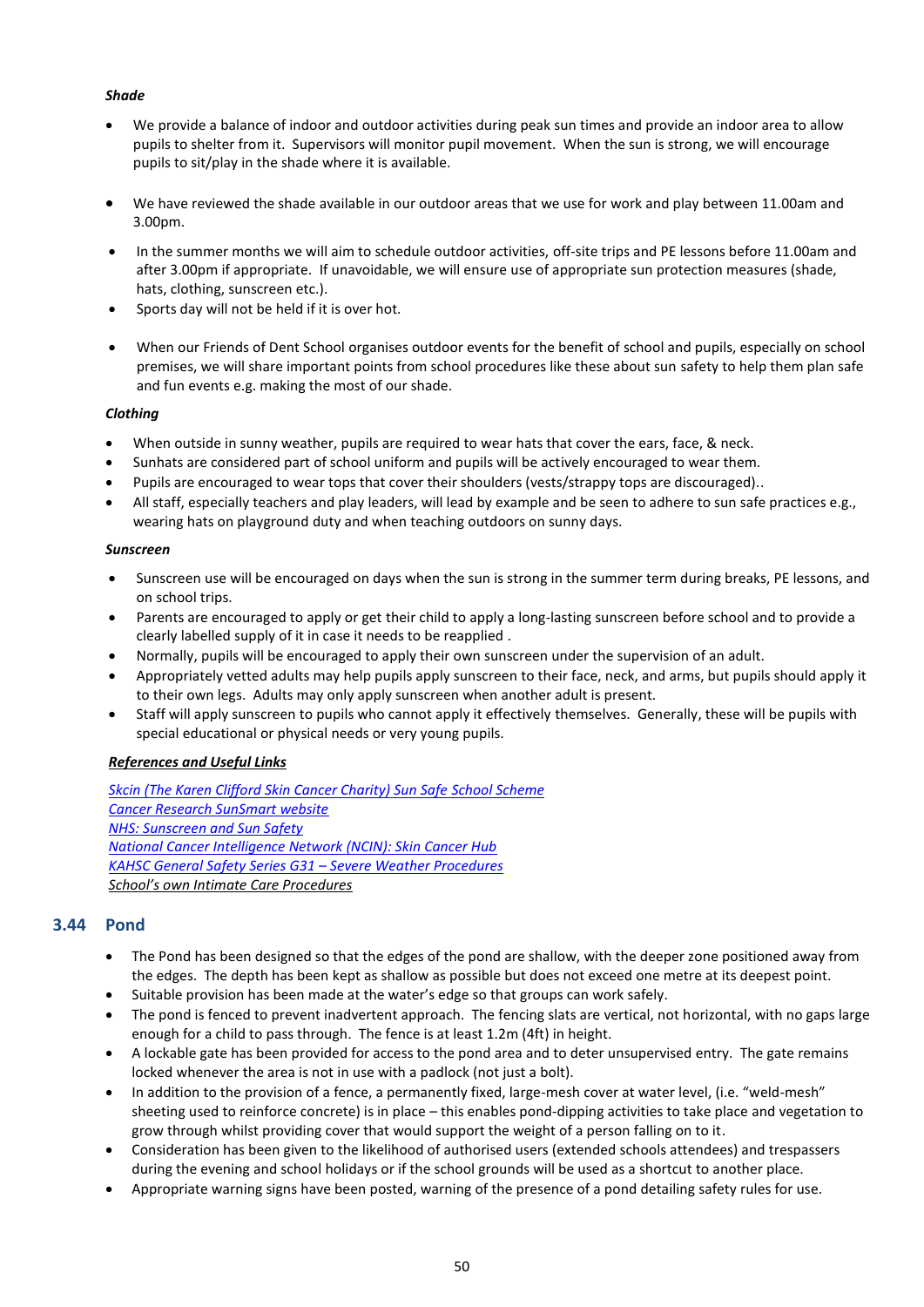***Shade***

- We provide a balance of indoor and outdoor activities during peak sun times and provide an indoor area to allow pupils to shelter from it. Supervisors will monitor pupil movement. When the sun is strong, we will encourage pupils to sit/play in the shade where it is available.
- We have reviewed the shade available in our outdoor areas that we use for work and play between 11.00am and 3.00pm.
- In the summer months we will aim to schedule outdoor activities, off-site trips and PE lessons before 11.00am and after 3.00pm if appropriate. If unavoidable, we will ensure use of appropriate sun protection measures (shade, hats, clothing, sunscreen etc.).
- Sports day will not be held if it is over hot.
- When our Friends of Dent School organises outdoor events for the benefit of school and pupils, especially on school premises, we will share important points from school procedures like these about sun safety to help them plan safe and fun events e.g. making the most of our shade.

***Clothing***

- When outside in sunny weather, pupils are required to wear hats that cover the ears, face, & neck.
- Sunhats are considered part of school uniform and pupils will be actively encouraged to wear them.
- Pupils are encouraged to wear tops that cover their shoulders (vests/strappy tops are discouraged)..
- All staff, especially teachers and play leaders, will lead by example and be seen to adhere to sun safe practices e.g., wearing hats on playground duty and when teaching outdoors on sunny days.

***Sunscreen***

- Sunscreen use will be encouraged on days when the sun is strong in the summer term during breaks, PE lessons, and on school trips.
- Parents are encouraged to apply or get their child to apply a long-lasting sunscreen before school and to provide a clearly labelled supply of it in case it needs to be reapplied .
- Normally, pupils will be encouraged to apply their own sunscreen under the supervision of an adult.
- Appropriately vetted adults may help pupils apply sunscreen to their face, neck, and arms, but pupils should apply it to their own legs. Adults may only apply sunscreen when another adult is present.
- Staff will apply sunscreen to pupils who cannot apply it effectively themselves. Generally, these will be pupils with special educational or physical needs or very young pupils.

***References and Useful Links***

*Skcin (The Karen Clifford Skin Cancer Charity) Sun Safe School Scheme*
*Cancer Research SunSmart website*
*NHS: Sunscreen and Sun Safety*
*National Cancer Intelligence Network (NCIN): Skin Cancer Hub*
*KAHSC General Safety Series G31 – Severe Weather Procedures*
*School's own Intimate Care Procedures*

## 3.44 Pond

- The Pond has been designed so that the edges of the pond are shallow, with the deeper zone positioned away from the edges. The depth has been kept as shallow as possible but does not exceed one metre at its deepest point.
- Suitable provision has been made at the water's edge so that groups can work safely.
- The pond is fenced to prevent inadvertent approach. The fencing slats are vertical, not horizontal, with no gaps large enough for a child to pass through. The fence is at least 1.2m (4ft) in height.
- A lockable gate has been provided for access to the pond area and to deter unsupervised entry. The gate remains locked whenever the area is not in use with a padlock (not just a bolt).
- In addition to the provision of a fence, a permanently fixed, large-mesh cover at water level, (i.e. "weld-mesh" sheeting used to reinforce concrete) is in place – this enables pond-dipping activities to take place and vegetation to grow through whilst providing cover that would support the weight of a person falling on to it.
- Consideration has been given to the likelihood of authorised users (extended schools attendees) and trespassers during the evening and school holidays or if the school grounds will be used as a shortcut to another place.
- Appropriate warning signs have been posted, warning of the presence of a pond detailing safety rules for use.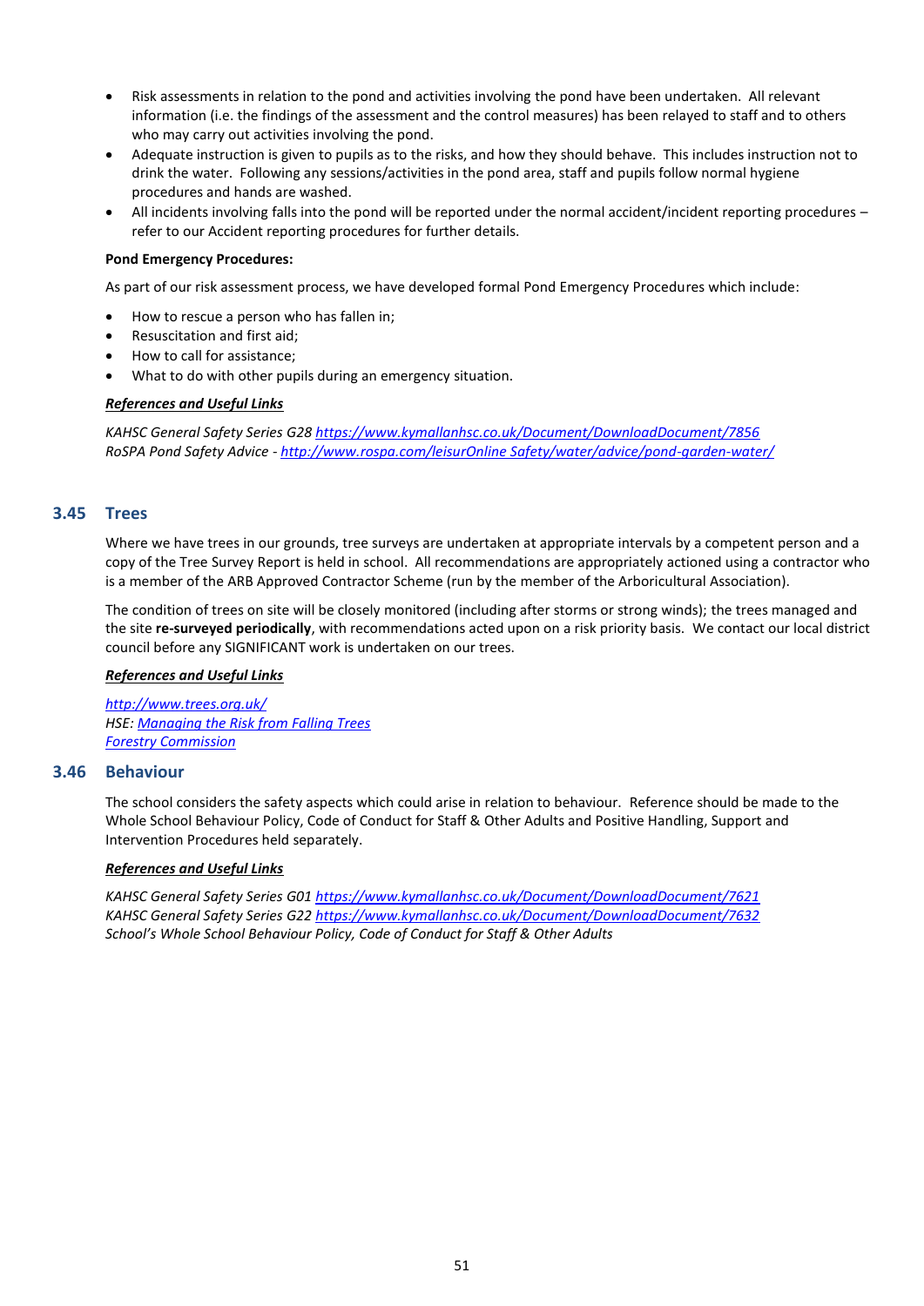- Risk assessments in relation to the pond and activities involving the pond have been undertaken. All relevant information (i.e. the findings of the assessment and the control measures) has been relayed to staff and to others who may carry out activities involving the pond.
- Adequate instruction is given to pupils as to the risks, and how they should behave. This includes instruction not to drink the water. Following any sessions/activities in the pond area, staff and pupils follow normal hygiene procedures and hands are washed.
- All incidents involving falls into the pond will be reported under the normal accident/incident reporting procedures – refer to our Accident reporting procedures for further details.

**Pond Emergency Procedures:**

As part of our risk assessment process, we have developed formal Pond Emergency Procedures which include:

- How to rescue a person who has fallen in;
- Resuscitation and first aid;
- How to call for assistance;
- What to do with other pupils during an emergency situation.

***References and Useful Links***

*KAHSC General Safety Series G28 https://www.kymallanhsc.co.uk/Document/DownloadDocument/7856*
*RoSPA Pond Safety Advice - http://www.rospa.com/leisurOnline Safety/water/advice/pond-garden-water/*

## 3.45 Trees

Where we have trees in our grounds, tree surveys are undertaken at appropriate intervals by a competent person and a copy of the Tree Survey Report is held in school. All recommendations are appropriately actioned using a contractor who is a member of the ARB Approved Contractor Scheme (run by the member of the Arboricultural Association).

The condition of trees on site will be closely monitored (including after storms or strong winds); the trees managed and the site **re-surveyed periodically**, with recommendations acted upon on a risk priority basis. We contact our local district council before any SIGNIFICANT work is undertaken on our trees.

***References and Useful Links***

*http://www.trees.org.uk/*
*HSE: Managing the Risk from Falling Trees*
*Forestry Commission*

## 3.46 Behaviour

The school considers the safety aspects which could arise in relation to behaviour. Reference should be made to the Whole School Behaviour Policy, Code of Conduct for Staff & Other Adults and Positive Handling, Support and Intervention Procedures held separately.

***References and Useful Links***

*KAHSC General Safety Series G01 https://www.kymallanhsc.co.uk/Document/DownloadDocument/7621*
*KAHSC General Safety Series G22 https://www.kymallanhsc.co.uk/Document/DownloadDocument/7632*
*School's Whole School Behaviour Policy, Code of Conduct for Staff & Other Adults*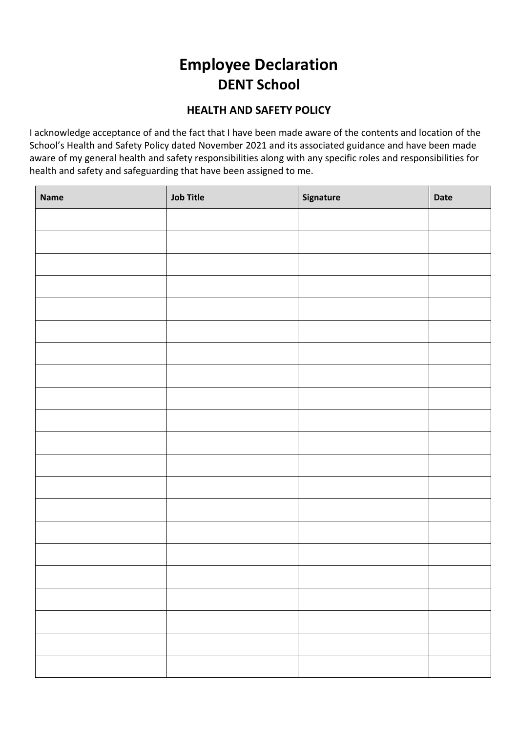# Employee Declaration

## DENT School

### HEALTH AND SAFETY POLICY

I acknowledge acceptance of and the fact that I have been made aware of the contents and location of the School's Health and Safety Policy dated November 2021 and its associated guidance and have been made aware of my general health and safety responsibilities along with any specific roles and responsibilities for health and safety and safeguarding that have been assigned to me.

| Name | Job Title | Signature | Date |
|---|---|---|---|
| | | | |
| | | | |
| | | | |
| | | | |
| | | | |
| | | | |
| | | | |
| | | | |
| | | | |
| | | | |
| | | | |
| | | | |
| | | | |
| | | | |
| | | | |
| | | | |
| | | | |
| | | | |
| | | | |
| | | | |
| | | | |